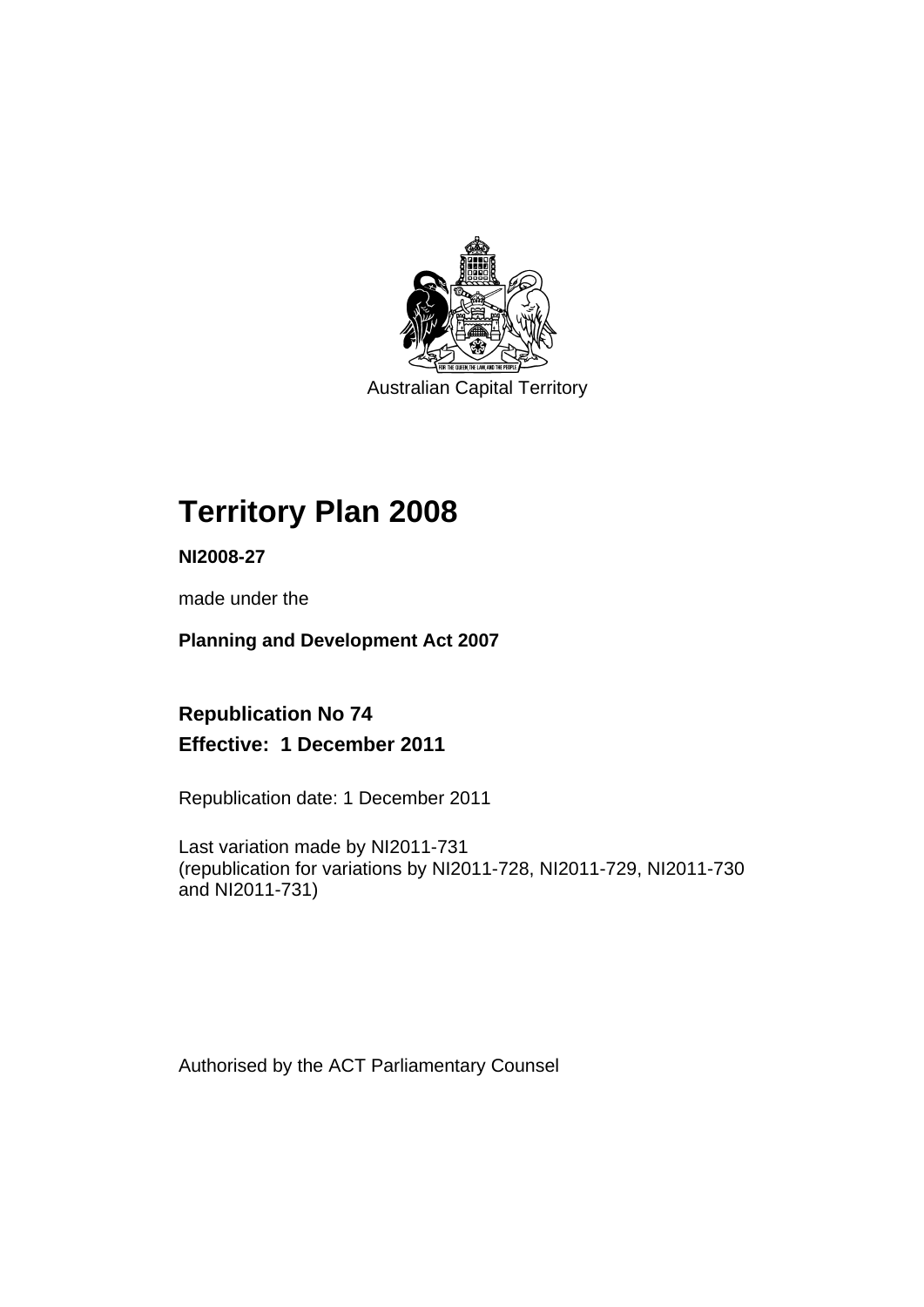Australian Capital Territory

# Territory Plan 2008

**NI2008-27**

made under the

**Planning and Development Act 2007**

## Republication No 74
## Effective: 1 December 2011

Republication date: 1 December 2011

Last variation made by NI2011-731
(republication for variations by NI2011-728, NI2011-729, NI2011-730 and NI2011-731)

Authorised by the ACT Parliamentary Counsel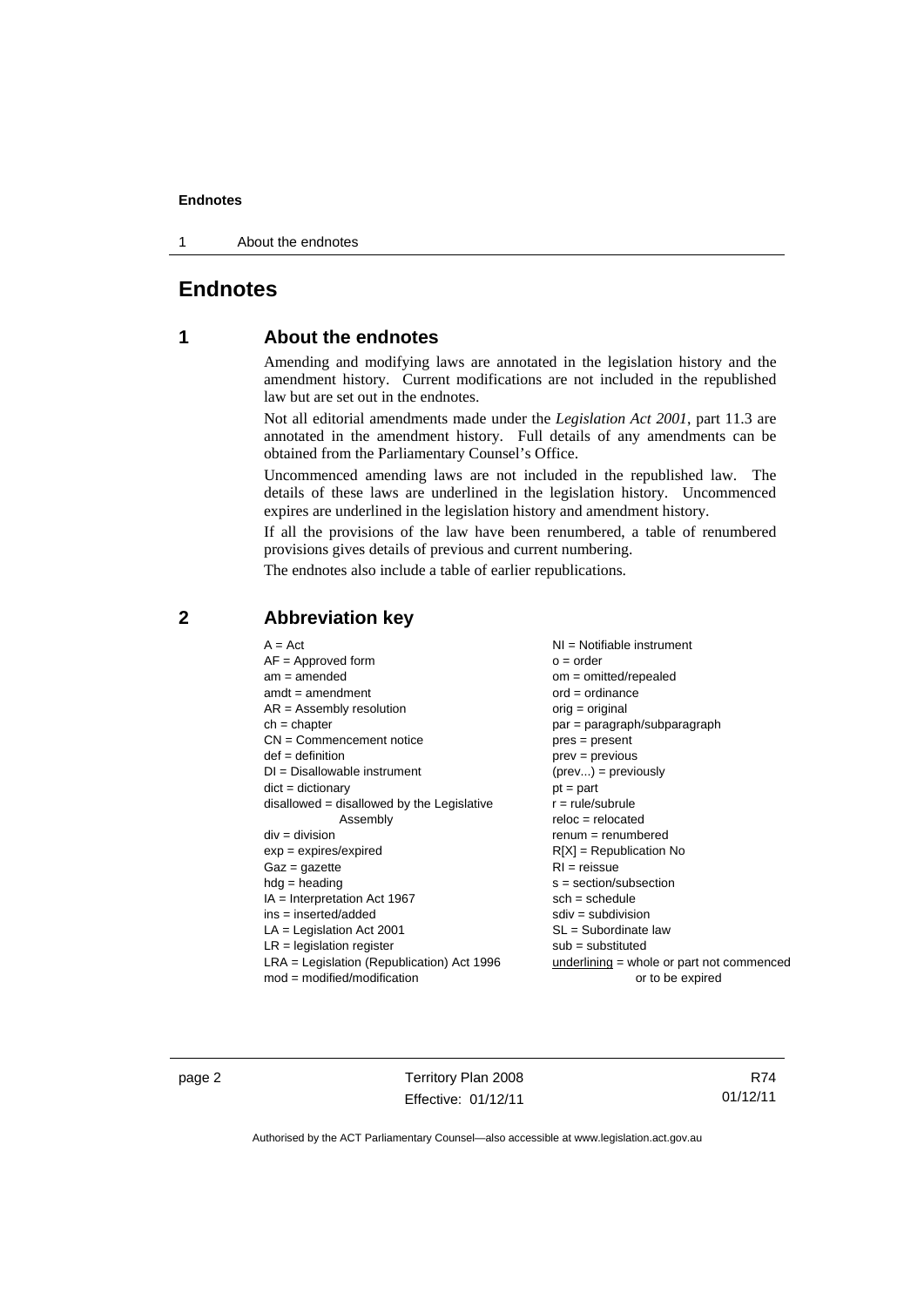# Endnotes

## 1 About the endnotes

Amending and modifying laws are annotated in the legislation history and the amendment history. Current modifications are not included in the republished law but are set out in the endnotes.

Not all editorial amendments made under the *Legislation Act 2001*, part 11.3 are annotated in the amendment history. Full details of any amendments can be obtained from the Parliamentary Counsel's Office.

Uncommenced amending laws are not included in the republished law. The details of these laws are underlined in the legislation history. Uncommenced expires are underlined in the legislation history and amendment history.

If all the provisions of the law have been renumbered, a table of renumbered provisions gives details of previous and current numbering.

The endnotes also include a table of earlier republications.

## 2 Abbreviation key

A = Act
AF = Approved form
am = amended
amdt = amendment
AR = Assembly resolution
ch = chapter
CN = Commencement notice
def = definition
DI = Disallowable instrument
dict = dictionary
disallowed = disallowed by the Legislative Assembly
div = division
exp = expires/expired
Gaz = gazette
hdg = heading
IA = Interpretation Act 1967
ins = inserted/added
LA = Legislation Act 2001
LR = legislation register
LRA = Legislation (Republication) Act 1996
mod = modified/modification
NI = Notifiable instrument
o = order
om = omitted/repealed
ord = ordinance
orig = original
par = paragraph/subparagraph
pres = present
prev = previous
(prev...) = previously
pt = part
r = rule/subrule
reloc = relocated
renum = renumbered
R[X] = Republication No
RI = reissue
s = section/subsection
sch = schedule
sdiv = subdivision
SL = Subordinate law
sub = substituted
<u>underlining</u> = whole or part not commenced or to be expired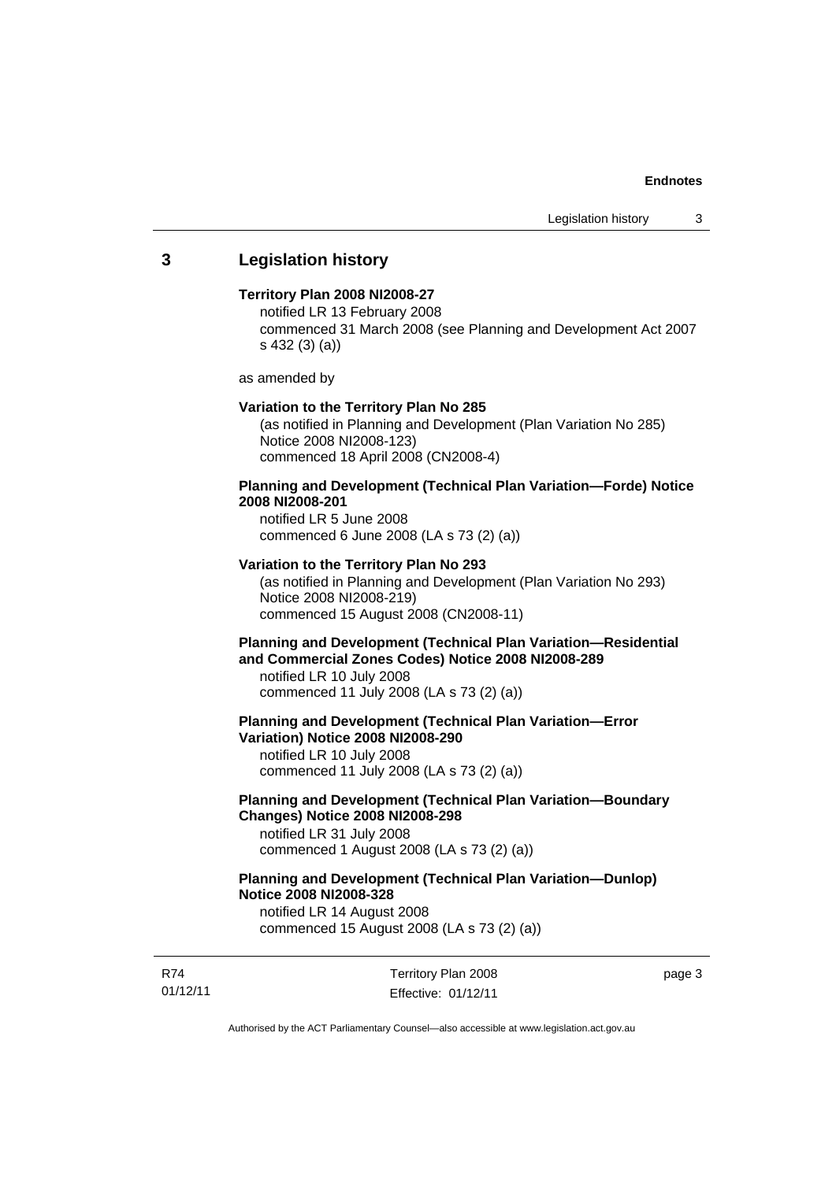## 3 Legislation history

**Territory Plan 2008 NI2008-27**

notified LR 13 February 2008
commenced 31 March 2008 (see Planning and Development Act 2007 s 432 (3) (a))

as amended by

**Variation to the Territory Plan No 285**

(as notified in Planning and Development (Plan Variation No 285) Notice 2008 NI2008-123)
commenced 18 April 2008 (CN2008-4)

**Planning and Development (Technical Plan Variation—Forde) Notice 2008 NI2008-201**

notified LR 5 June 2008
commenced 6 June 2008 (LA s 73 (2) (a))

**Variation to the Territory Plan No 293**

(as notified in Planning and Development (Plan Variation No 293) Notice 2008 NI2008-219)
commenced 15 August 2008 (CN2008-11)

**Planning and Development (Technical Plan Variation—Residential and Commercial Zones Codes) Notice 2008 NI2008-289**

notified LR 10 July 2008
commenced 11 July 2008 (LA s 73 (2) (a))

**Planning and Development (Technical Plan Variation—Error Variation) Notice 2008 NI2008-290**

notified LR 10 July 2008
commenced 11 July 2008 (LA s 73 (2) (a))

**Planning and Development (Technical Plan Variation—Boundary Changes) Notice 2008 NI2008-298**

notified LR 31 July 2008
commenced 1 August 2008 (LA s 73 (2) (a))

**Planning and Development (Technical Plan Variation—Dunlop) Notice 2008 NI2008-328**

notified LR 14 August 2008
commenced 15 August 2008 (LA s 73 (2) (a))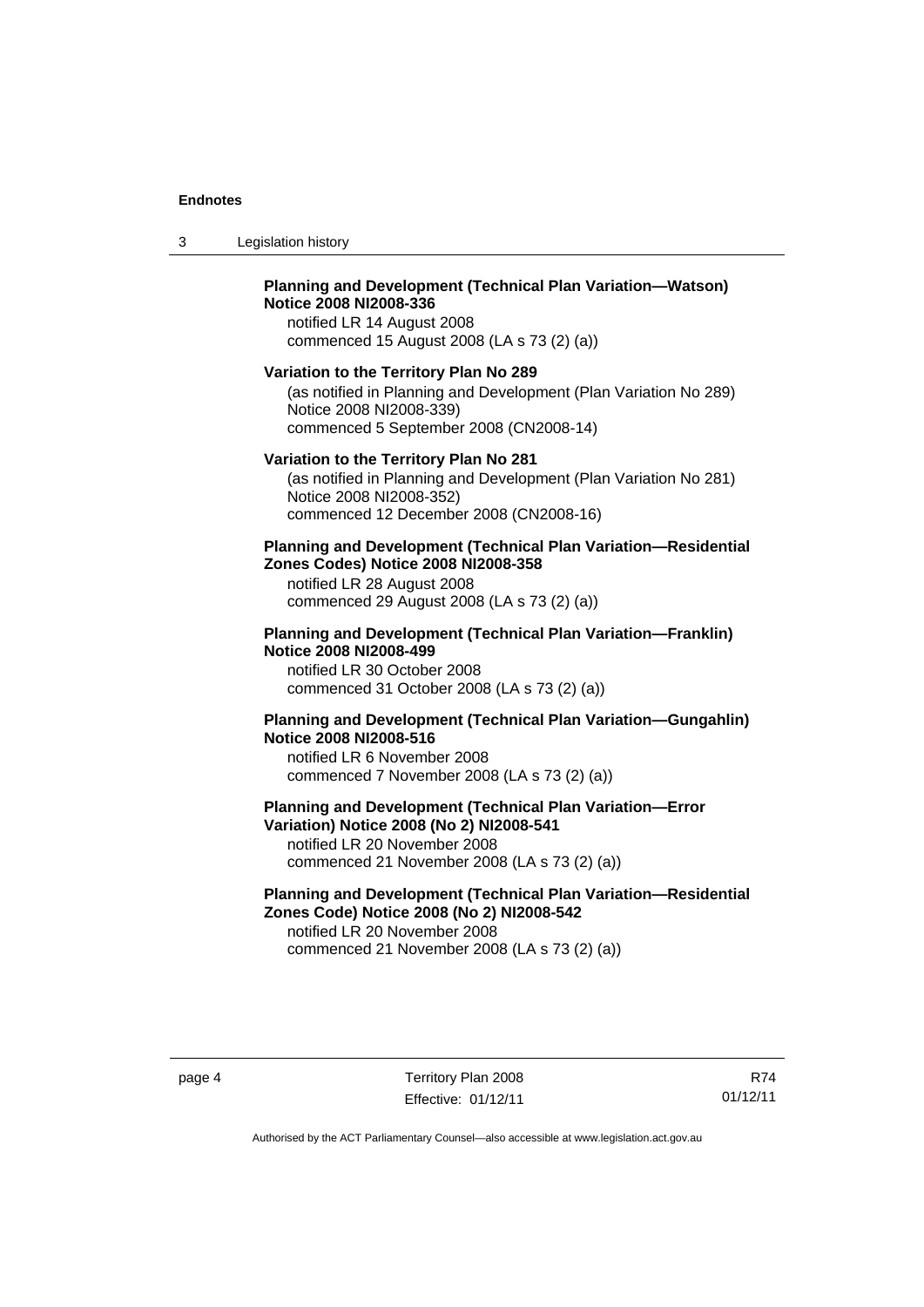**Planning and Development (Technical Plan Variation—Watson) Notice 2008 NI2008-336**
notified LR 14 August 2008
commenced 15 August 2008 (LA s 73 (2) (a))

**Variation to the Territory Plan No 289**
(as notified in Planning and Development (Plan Variation No 289) Notice 2008 NI2008-339)
commenced 5 September 2008 (CN2008-14)

**Variation to the Territory Plan No 281**
(as notified in Planning and Development (Plan Variation No 281) Notice 2008 NI2008-352)
commenced 12 December 2008 (CN2008-16)

**Planning and Development (Technical Plan Variation—Residential Zones Codes) Notice 2008 NI2008-358**
notified LR 28 August 2008
commenced 29 August 2008 (LA s 73 (2) (a))

**Planning and Development (Technical Plan Variation—Franklin) Notice 2008 NI2008-499**
notified LR 30 October 2008
commenced 31 October 2008 (LA s 73 (2) (a))

**Planning and Development (Technical Plan Variation—Gungahlin) Notice 2008 NI2008-516**
notified LR 6 November 2008
commenced 7 November 2008 (LA s 73 (2) (a))

**Planning and Development (Technical Plan Variation—Error Variation) Notice 2008 (No 2) NI2008-541**
notified LR 20 November 2008
commenced 21 November 2008 (LA s 73 (2) (a))

**Planning and Development (Technical Plan Variation—Residential Zones Code) Notice 2008 (No 2) NI2008-542**
notified LR 20 November 2008
commenced 21 November 2008 (LA s 73 (2) (a))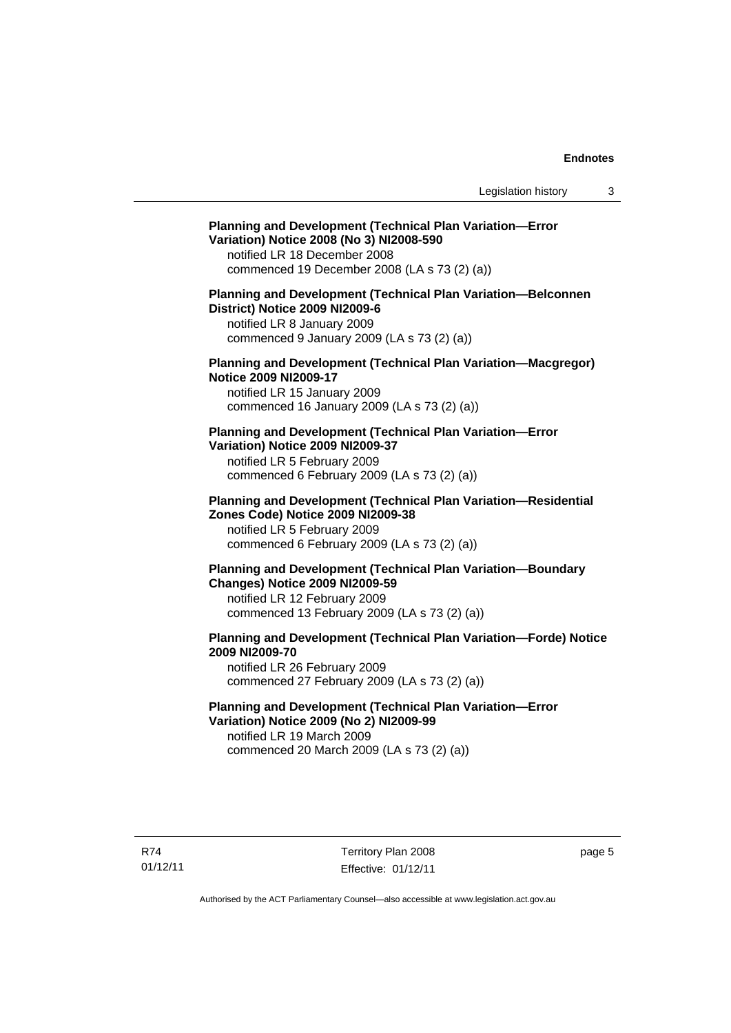**Planning and Development (Technical Plan Variation—Error Variation) Notice 2008 (No 3) NI2008-590**
notified LR 18 December 2008
commenced 19 December 2008 (LA s 73 (2) (a))

**Planning and Development (Technical Plan Variation—Belconnen District) Notice 2009 NI2009-6**
notified LR 8 January 2009
commenced 9 January 2009 (LA s 73 (2) (a))

**Planning and Development (Technical Plan Variation—Macgregor) Notice 2009 NI2009-17**
notified LR 15 January 2009
commenced 16 January 2009 (LA s 73 (2) (a))

**Planning and Development (Technical Plan Variation—Error Variation) Notice 2009 NI2009-37**
notified LR 5 February 2009
commenced 6 February 2009 (LA s 73 (2) (a))

**Planning and Development (Technical Plan Variation—Residential Zones Code) Notice 2009 NI2009-38**
notified LR 5 February 2009
commenced 6 February 2009 (LA s 73 (2) (a))

**Planning and Development (Technical Plan Variation—Boundary Changes) Notice 2009 NI2009-59**
notified LR 12 February 2009
commenced 13 February 2009 (LA s 73 (2) (a))

**Planning and Development (Technical Plan Variation—Forde) Notice 2009 NI2009-70**
notified LR 26 February 2009
commenced 27 February 2009 (LA s 73 (2) (a))

**Planning and Development (Technical Plan Variation—Error Variation) Notice 2009 (No 2) NI2009-99**
notified LR 19 March 2009
commenced 20 March 2009 (LA s 73 (2) (a))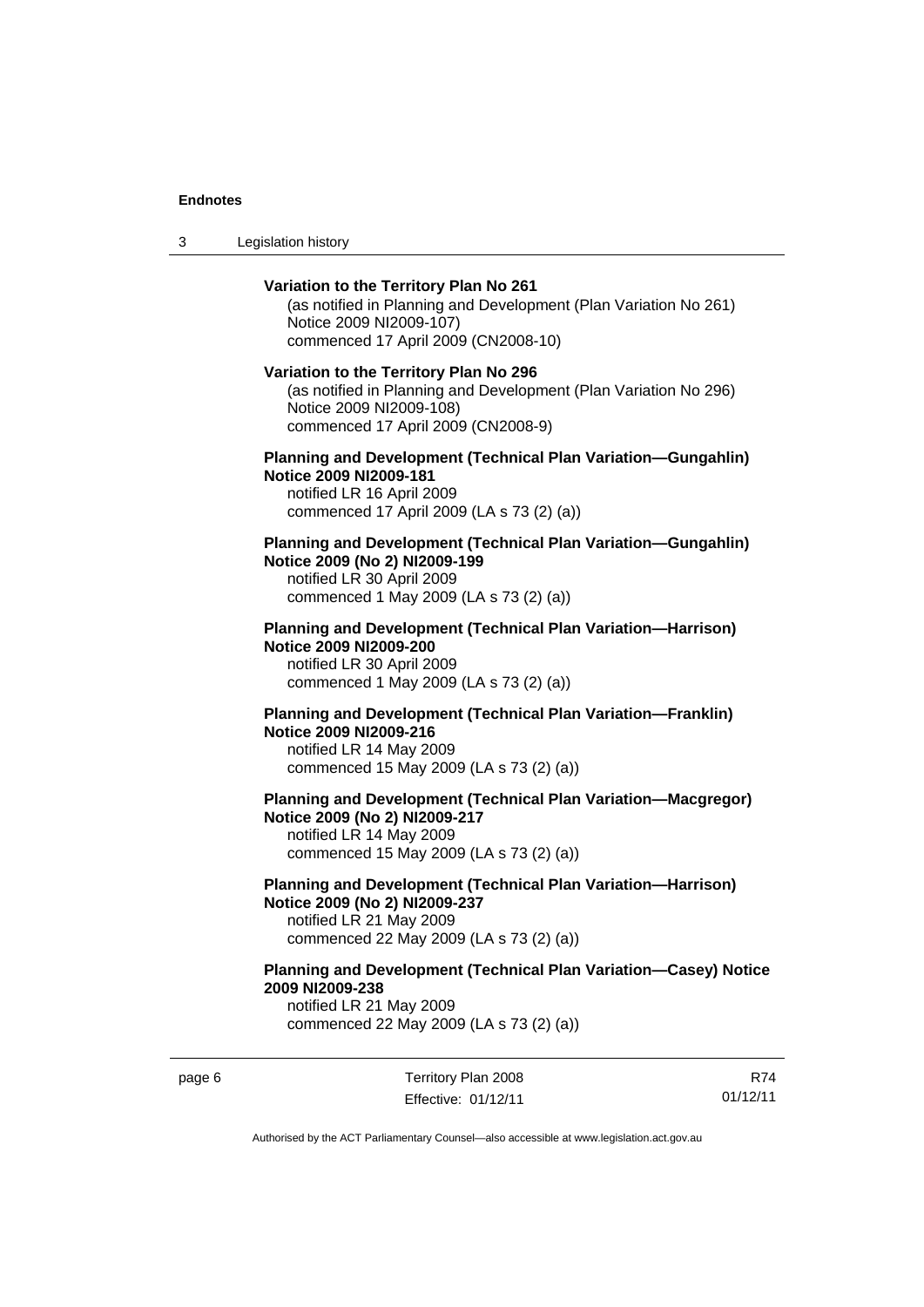**Variation to the Territory Plan No 261**

(as notified in Planning and Development (Plan Variation No 261) Notice 2009 NI2009-107)
commenced 17 April 2009 (CN2008-10)

**Variation to the Territory Plan No 296**

(as notified in Planning and Development (Plan Variation No 296) Notice 2009 NI2009-108)
commenced 17 April 2009 (CN2008-9)

**Planning and Development (Technical Plan Variation—Gungahlin) Notice 2009 NI2009-181**

notified LR 16 April 2009
commenced 17 April 2009 (LA s 73 (2) (a))

**Planning and Development (Technical Plan Variation—Gungahlin) Notice 2009 (No 2) NI2009-199**

notified LR 30 April 2009
commenced 1 May 2009 (LA s 73 (2) (a))

**Planning and Development (Technical Plan Variation—Harrison) Notice 2009 NI2009-200**

notified LR 30 April 2009
commenced 1 May 2009 (LA s 73 (2) (a))

**Planning and Development (Technical Plan Variation—Franklin) Notice 2009 NI2009-216**

notified LR 14 May 2009
commenced 15 May 2009 (LA s 73 (2) (a))

**Planning and Development (Technical Plan Variation—Macgregor) Notice 2009 (No 2) NI2009-217**

notified LR 14 May 2009
commenced 15 May 2009 (LA s 73 (2) (a))

**Planning and Development (Technical Plan Variation—Harrison) Notice 2009 (No 2) NI2009-237**

notified LR 21 May 2009
commenced 22 May 2009 (LA s 73 (2) (a))

**Planning and Development (Technical Plan Variation—Casey) Notice 2009 NI2009-238**

notified LR 21 May 2009
commenced 22 May 2009 (LA s 73 (2) (a))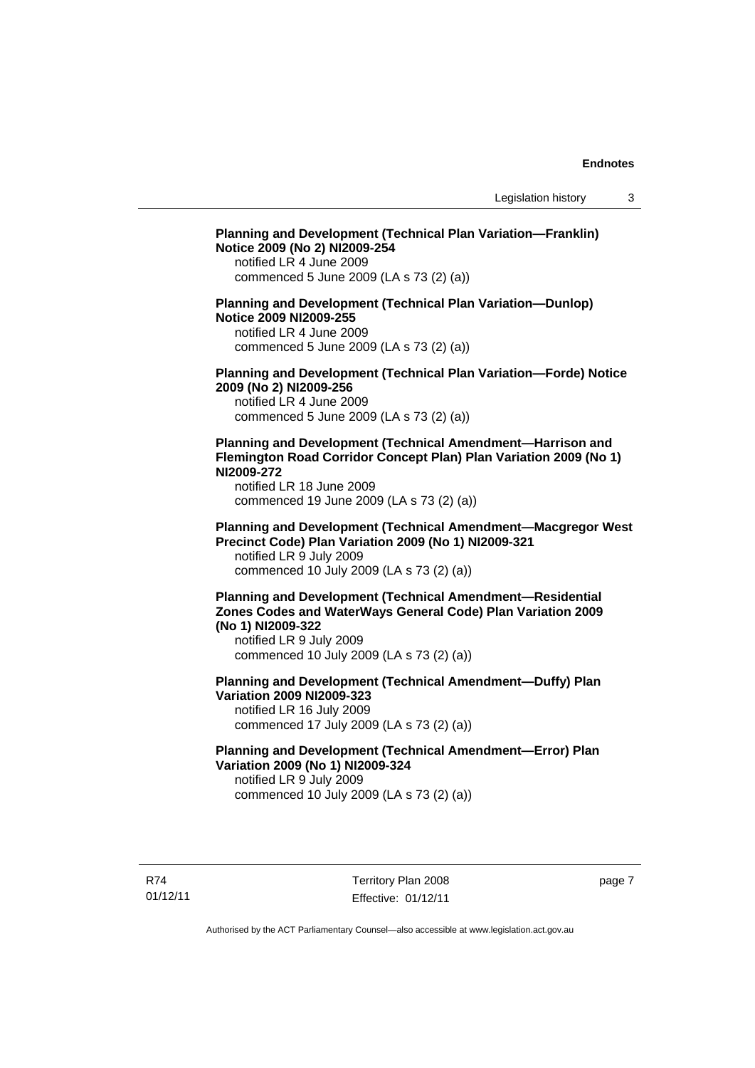**Planning and Development (Technical Plan Variation—Franklin) Notice 2009 (No 2) NI2009-254**
notified LR 4 June 2009
commenced 5 June 2009 (LA s 73 (2) (a))

**Planning and Development (Technical Plan Variation—Dunlop) Notice 2009 NI2009-255**
notified LR 4 June 2009
commenced 5 June 2009 (LA s 73 (2) (a))

**Planning and Development (Technical Plan Variation—Forde) Notice 2009 (No 2) NI2009-256**
notified LR 4 June 2009
commenced 5 June 2009 (LA s 73 (2) (a))

**Planning and Development (Technical Amendment—Harrison and Flemington Road Corridor Concept Plan) Plan Variation 2009 (No 1) NI2009-272**
notified LR 18 June 2009
commenced 19 June 2009 (LA s 73 (2) (a))

**Planning and Development (Technical Amendment—Macgregor West Precinct Code) Plan Variation 2009 (No 1) NI2009-321**
notified LR 9 July 2009
commenced 10 July 2009 (LA s 73 (2) (a))

**Planning and Development (Technical Amendment—Residential Zones Codes and WaterWays General Code) Plan Variation 2009 (No 1) NI2009-322**
notified LR 9 July 2009
commenced 10 July 2009 (LA s 73 (2) (a))

**Planning and Development (Technical Amendment—Duffy) Plan Variation 2009 NI2009-323**
notified LR 16 July 2009
commenced 17 July 2009 (LA s 73 (2) (a))

**Planning and Development (Technical Amendment—Error) Plan Variation 2009 (No 1) NI2009-324**
notified LR 9 July 2009
commenced 10 July 2009 (LA s 73 (2) (a))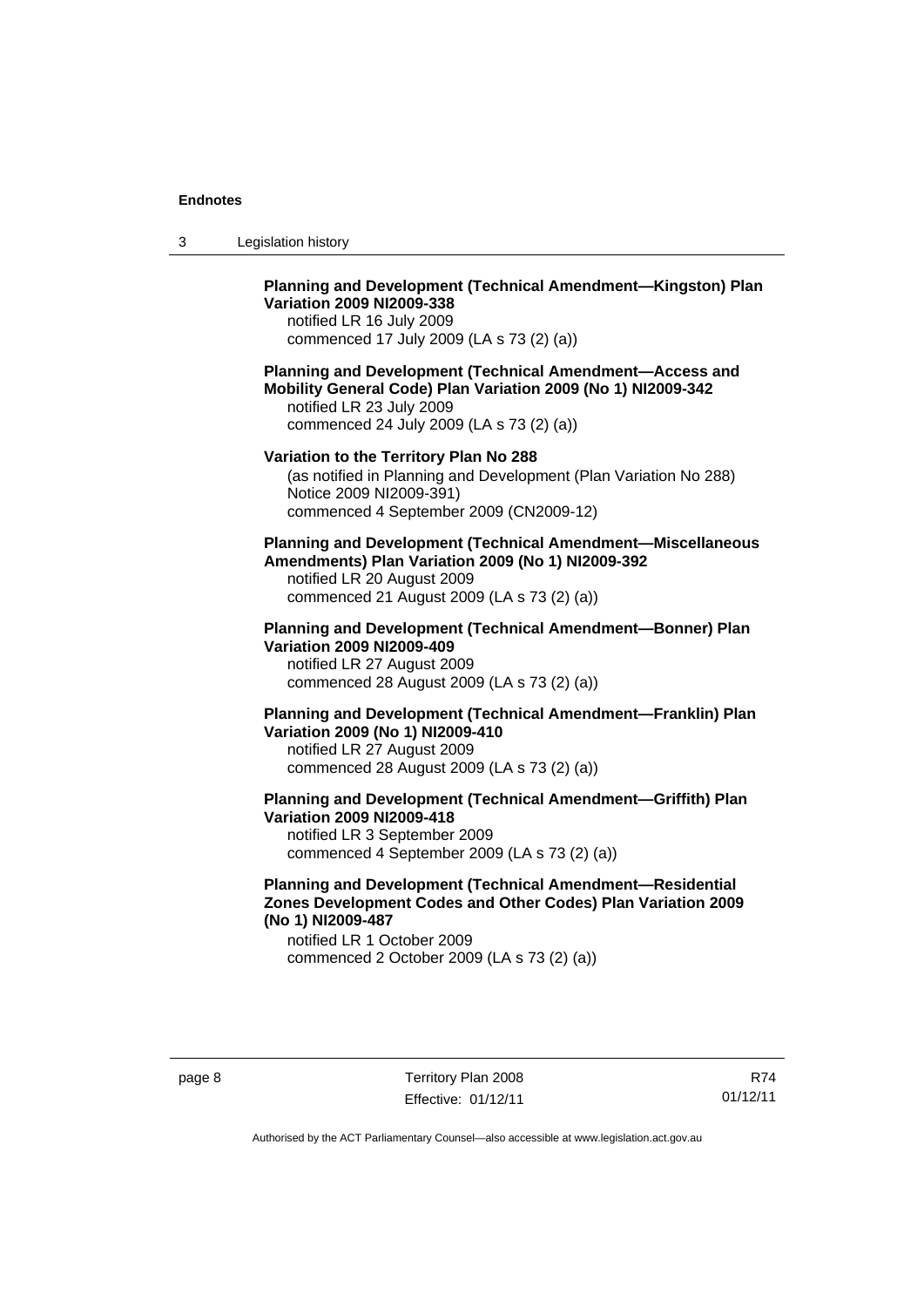**Planning and Development (Technical Amendment—Kingston) Plan Variation 2009 NI2009-338**
notified LR 16 July 2009
commenced 17 July 2009 (LA s 73 (2) (a))

**Planning and Development (Technical Amendment—Access and Mobility General Code) Plan Variation 2009 (No 1) NI2009-342**
notified LR 23 July 2009
commenced 24 July 2009 (LA s 73 (2) (a))

**Variation to the Territory Plan No 288**
(as notified in Planning and Development (Plan Variation No 288) Notice 2009 NI2009-391)
commenced 4 September 2009 (CN2009-12)

**Planning and Development (Technical Amendment—Miscellaneous Amendments) Plan Variation 2009 (No 1) NI2009-392**
notified LR 20 August 2009
commenced 21 August 2009 (LA s 73 (2) (a))

**Planning and Development (Technical Amendment—Bonner) Plan Variation 2009 NI2009-409**
notified LR 27 August 2009
commenced 28 August 2009 (LA s 73 (2) (a))

**Planning and Development (Technical Amendment—Franklin) Plan Variation 2009 (No 1) NI2009-410**
notified LR 27 August 2009
commenced 28 August 2009 (LA s 73 (2) (a))

**Planning and Development (Technical Amendment—Griffith) Plan Variation 2009 NI2009-418**
notified LR 3 September 2009
commenced 4 September 2009 (LA s 73 (2) (a))

**Planning and Development (Technical Amendment—Residential Zones Development Codes and Other Codes) Plan Variation 2009 (No 1) NI2009-487**
notified LR 1 October 2009
commenced 2 October 2009 (LA s 73 (2) (a))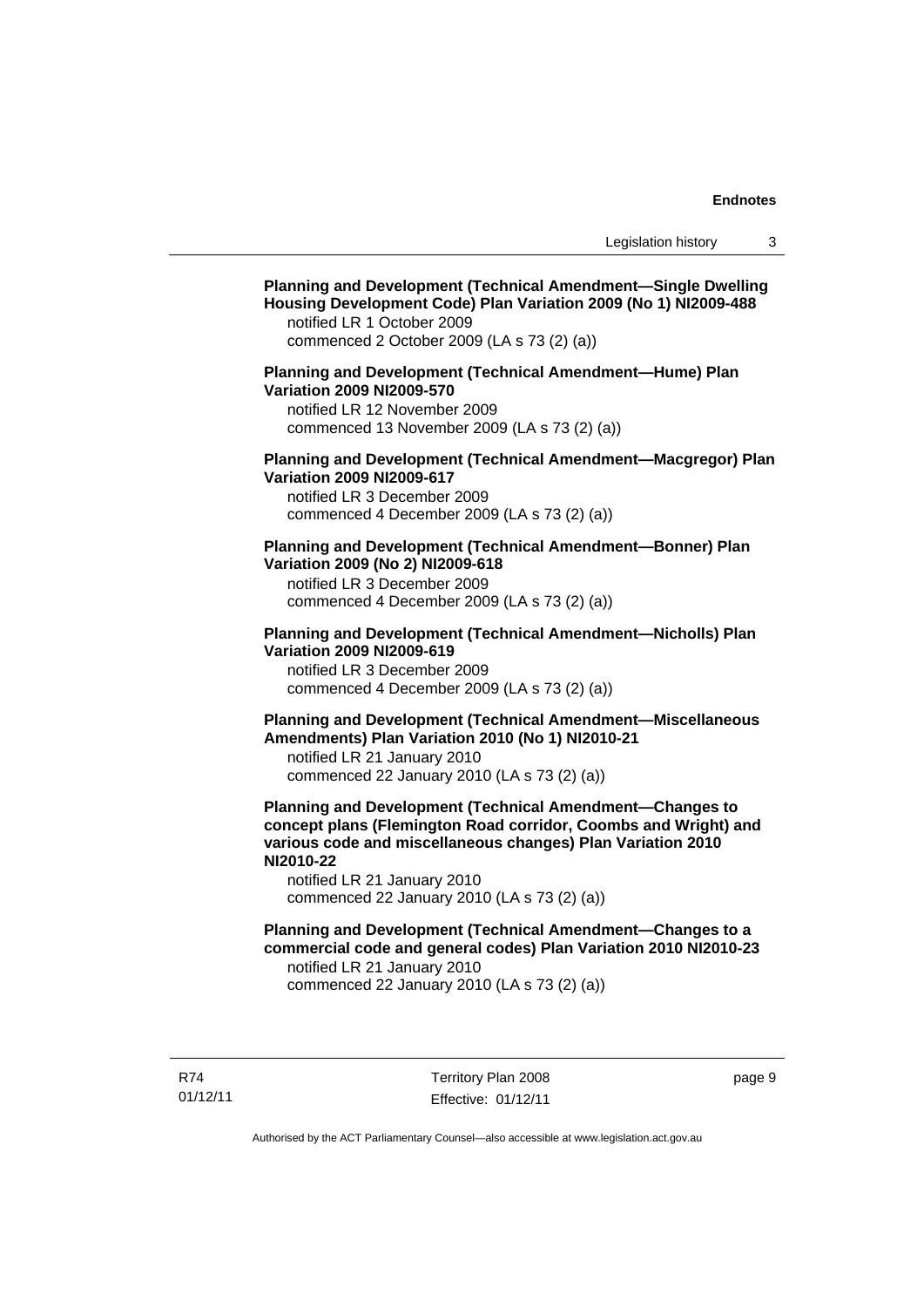**Planning and Development (Technical Amendment—Single Dwelling Housing Development Code) Plan Variation 2009 (No 1) NI2009-488**
notified LR 1 October 2009
commenced 2 October 2009 (LA s 73 (2) (a))

**Planning and Development (Technical Amendment—Hume) Plan Variation 2009 NI2009-570**
notified LR 12 November 2009
commenced 13 November 2009 (LA s 73 (2) (a))

**Planning and Development (Technical Amendment—Macgregor) Plan Variation 2009 NI2009-617**
notified LR 3 December 2009
commenced 4 December 2009 (LA s 73 (2) (a))

**Planning and Development (Technical Amendment—Bonner) Plan Variation 2009 (No 2) NI2009-618**
notified LR 3 December 2009
commenced 4 December 2009 (LA s 73 (2) (a))

**Planning and Development (Technical Amendment—Nicholls) Plan Variation 2009 NI2009-619**
notified LR 3 December 2009
commenced 4 December 2009 (LA s 73 (2) (a))

**Planning and Development (Technical Amendment—Miscellaneous Amendments) Plan Variation 2010 (No 1) NI2010-21**
notified LR 21 January 2010
commenced 22 January 2010 (LA s 73 (2) (a))

**Planning and Development (Technical Amendment—Changes to concept plans (Flemington Road corridor, Coombs and Wright) and various code and miscellaneous changes) Plan Variation 2010 NI2010-22**
notified LR 21 January 2010
commenced 22 January 2010 (LA s 73 (2) (a))

**Planning and Development (Technical Amendment—Changes to a commercial code and general codes) Plan Variation 2010 NI2010-23**
notified LR 21 January 2010
commenced 22 January 2010 (LA s 73 (2) (a))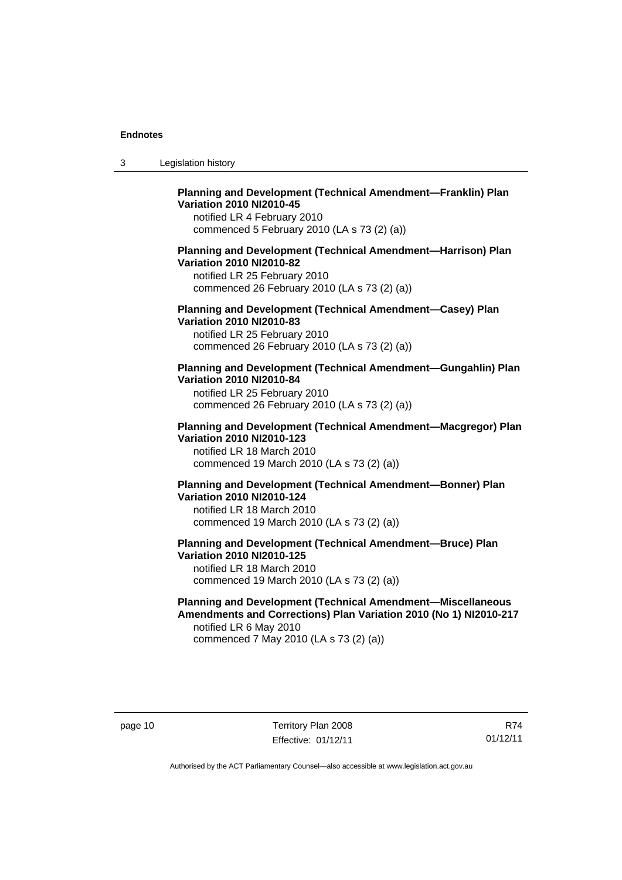**Planning and Development (Technical Amendment—Franklin) Plan Variation 2010 NI2010-45**

notified LR 4 February 2010
commenced 5 February 2010 (LA s 73 (2) (a))

**Planning and Development (Technical Amendment—Harrison) Plan Variation 2010 NI2010-82**

notified LR 25 February 2010
commenced 26 February 2010 (LA s 73 (2) (a))

**Planning and Development (Technical Amendment—Casey) Plan Variation 2010 NI2010-83**

notified LR 25 February 2010
commenced 26 February 2010 (LA s 73 (2) (a))

**Planning and Development (Technical Amendment—Gungahlin) Plan Variation 2010 NI2010-84**

notified LR 25 February 2010
commenced 26 February 2010 (LA s 73 (2) (a))

**Planning and Development (Technical Amendment—Macgregor) Plan Variation 2010 NI2010-123**

notified LR 18 March 2010
commenced 19 March 2010 (LA s 73 (2) (a))

**Planning and Development (Technical Amendment—Bonner) Plan Variation 2010 NI2010-124**

notified LR 18 March 2010
commenced 19 March 2010 (LA s 73 (2) (a))

**Planning and Development (Technical Amendment—Bruce) Plan Variation 2010 NI2010-125**

notified LR 18 March 2010
commenced 19 March 2010 (LA s 73 (2) (a))

**Planning and Development (Technical Amendment—Miscellaneous Amendments and Corrections) Plan Variation 2010 (No 1) NI2010-217**

notified LR 6 May 2010
commenced 7 May 2010 (LA s 73 (2) (a))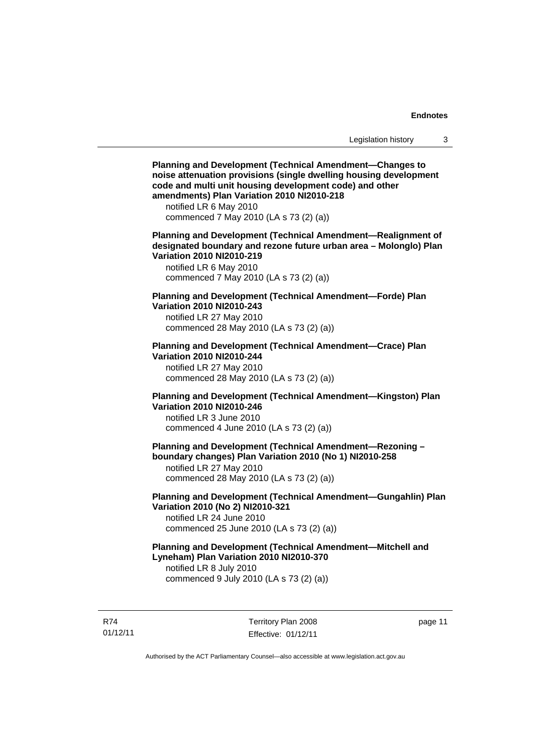**Planning and Development (Technical Amendment—Changes to noise attenuation provisions (single dwelling housing development code and multi unit housing development code) and other amendments) Plan Variation 2010 NI2010-218**

notified LR 6 May 2010
commenced 7 May 2010 (LA s 73 (2) (a))

**Planning and Development (Technical Amendment—Realignment of designated boundary and rezone future urban area – Molonglo) Plan Variation 2010 NI2010-219**

notified LR 6 May 2010
commenced 7 May 2010 (LA s 73 (2) (a))

**Planning and Development (Technical Amendment—Forde) Plan Variation 2010 NI2010-243**

notified LR 27 May 2010
commenced 28 May 2010 (LA s 73 (2) (a))

**Planning and Development (Technical Amendment—Crace) Plan Variation 2010 NI2010-244**

notified LR 27 May 2010
commenced 28 May 2010 (LA s 73 (2) (a))

**Planning and Development (Technical Amendment—Kingston) Plan Variation 2010 NI2010-246**

notified LR 3 June 2010
commenced 4 June 2010 (LA s 73 (2) (a))

**Planning and Development (Technical Amendment—Rezoning – boundary changes) Plan Variation 2010 (No 1) NI2010-258**

notified LR 27 May 2010
commenced 28 May 2010 (LA s 73 (2) (a))

**Planning and Development (Technical Amendment—Gungahlin) Plan Variation 2010 (No 2) NI2010-321**

notified LR 24 June 2010
commenced 25 June 2010 (LA s 73 (2) (a))

**Planning and Development (Technical Amendment—Mitchell and Lyneham) Plan Variation 2010 NI2010-370**

notified LR 8 July 2010
commenced 9 July 2010 (LA s 73 (2) (a))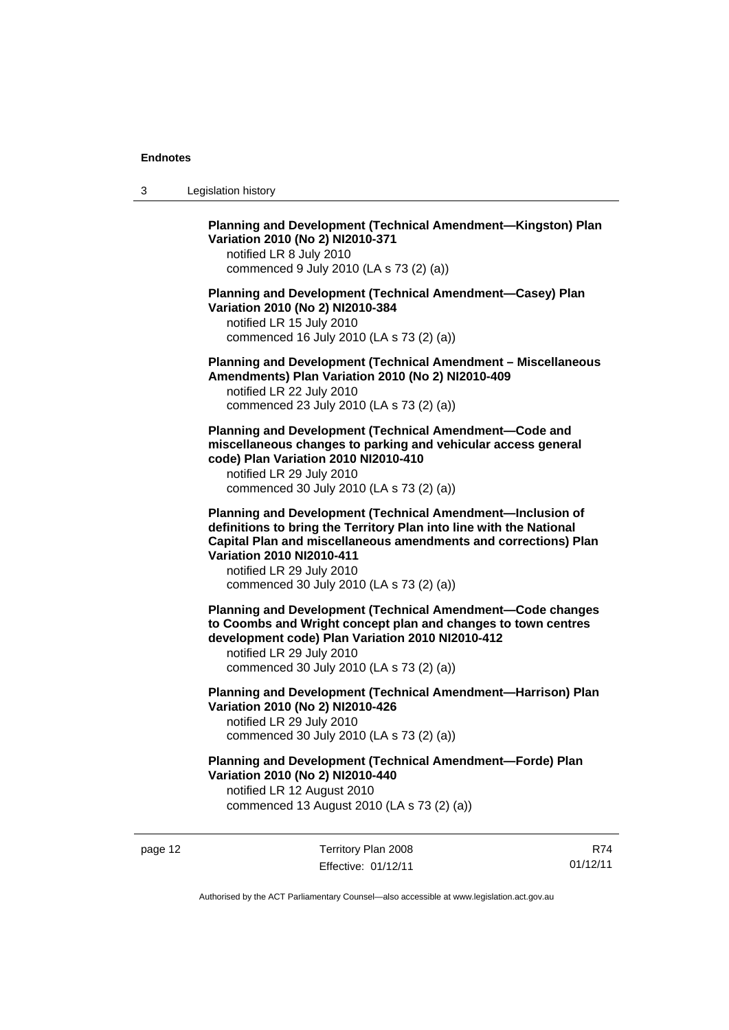**Planning and Development (Technical Amendment—Kingston) Plan Variation 2010 (No 2) NI2010-371**

notified LR 8 July 2010

commenced 9 July 2010 (LA s 73 (2) (a))

**Planning and Development (Technical Amendment—Casey) Plan Variation 2010 (No 2) NI2010-384**

notified LR 15 July 2010

commenced 16 July 2010 (LA s 73 (2) (a))

**Planning and Development (Technical Amendment – Miscellaneous Amendments) Plan Variation 2010 (No 2) NI2010-409**

notified LR 22 July 2010

commenced 23 July 2010 (LA s 73 (2) (a))

**Planning and Development (Technical Amendment—Code and miscellaneous changes to parking and vehicular access general code) Plan Variation 2010 NI2010-410**

notified LR 29 July 2010

commenced 30 July 2010 (LA s 73 (2) (a))

**Planning and Development (Technical Amendment—Inclusion of definitions to bring the Territory Plan into line with the National Capital Plan and miscellaneous amendments and corrections) Plan Variation 2010 NI2010-411**

notified LR 29 July 2010

commenced 30 July 2010 (LA s 73 (2) (a))

**Planning and Development (Technical Amendment—Code changes to Coombs and Wright concept plan and changes to town centres development code) Plan Variation 2010 NI2010-412**

notified LR 29 July 2010

commenced 30 July 2010 (LA s 73 (2) (a))

**Planning and Development (Technical Amendment—Harrison) Plan Variation 2010 (No 2) NI2010-426**

notified LR 29 July 2010

commenced 30 July 2010 (LA s 73 (2) (a))

**Planning and Development (Technical Amendment—Forde) Plan Variation 2010 (No 2) NI2010-440**

notified LR 12 August 2010

commenced 13 August 2010 (LA s 73 (2) (a))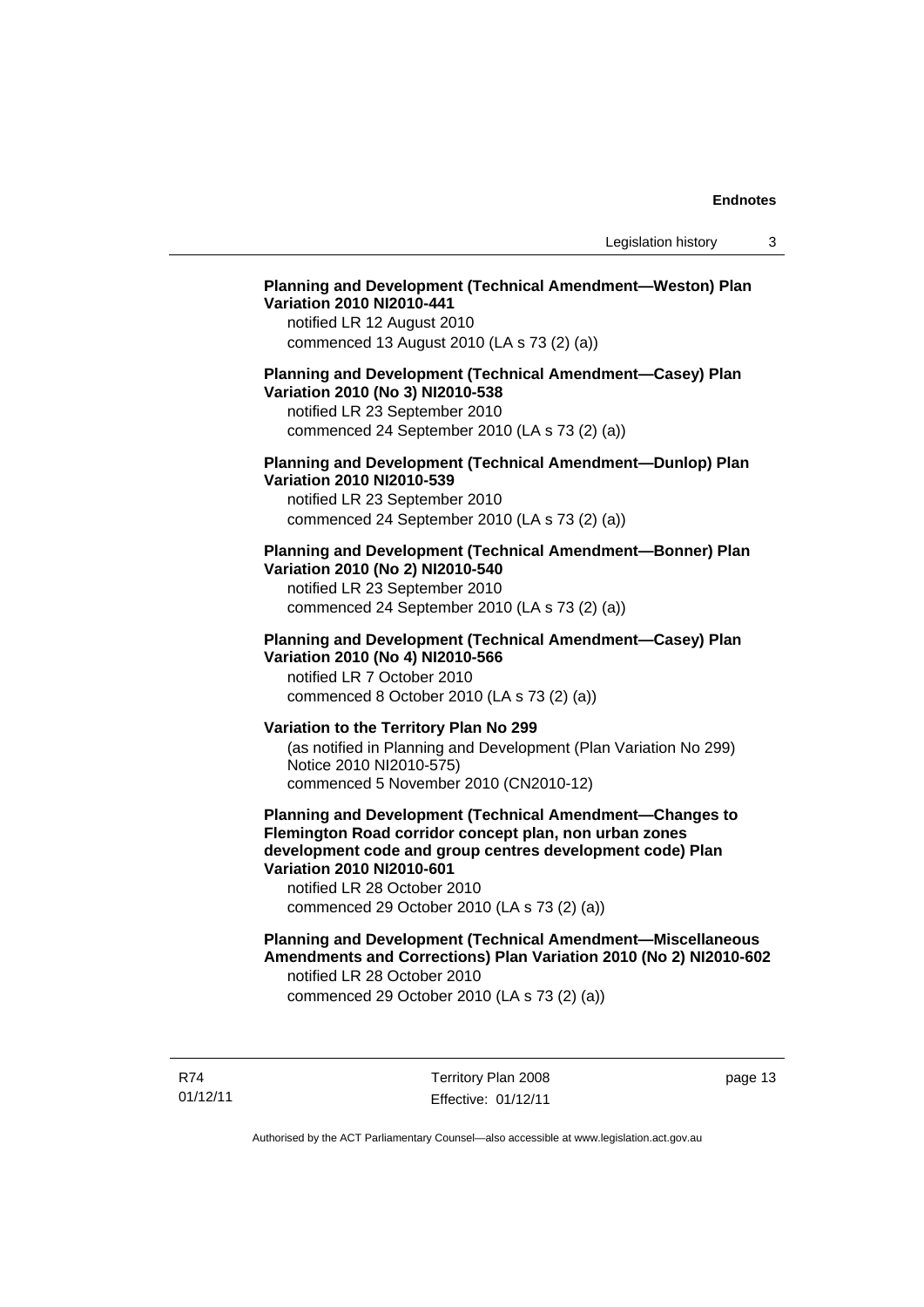**Planning and Development (Technical Amendment—Weston) Plan Variation 2010 NI2010-441**
notified LR 12 August 2010
commenced 13 August 2010 (LA s 73 (2) (a))

**Planning and Development (Technical Amendment—Casey) Plan Variation 2010 (No 3) NI2010-538**
notified LR 23 September 2010
commenced 24 September 2010 (LA s 73 (2) (a))

**Planning and Development (Technical Amendment—Dunlop) Plan Variation 2010 NI2010-539**
notified LR 23 September 2010
commenced 24 September 2010 (LA s 73 (2) (a))

**Planning and Development (Technical Amendment—Bonner) Plan Variation 2010 (No 2) NI2010-540**
notified LR 23 September 2010
commenced 24 September 2010 (LA s 73 (2) (a))

**Planning and Development (Technical Amendment—Casey) Plan Variation 2010 (No 4) NI2010-566**
notified LR 7 October 2010
commenced 8 October 2010 (LA s 73 (2) (a))

**Variation to the Territory Plan No 299**
(as notified in Planning and Development (Plan Variation No 299) Notice 2010 NI2010-575)
commenced 5 November 2010 (CN2010-12)

**Planning and Development (Technical Amendment—Changes to Flemington Road corridor concept plan, non urban zones development code and group centres development code) Plan Variation 2010 NI2010-601**
notified LR 28 October 2010
commenced 29 October 2010 (LA s 73 (2) (a))

**Planning and Development (Technical Amendment—Miscellaneous Amendments and Corrections) Plan Variation 2010 (No 2) NI2010-602**
notified LR 28 October 2010
commenced 29 October 2010 (LA s 73 (2) (a))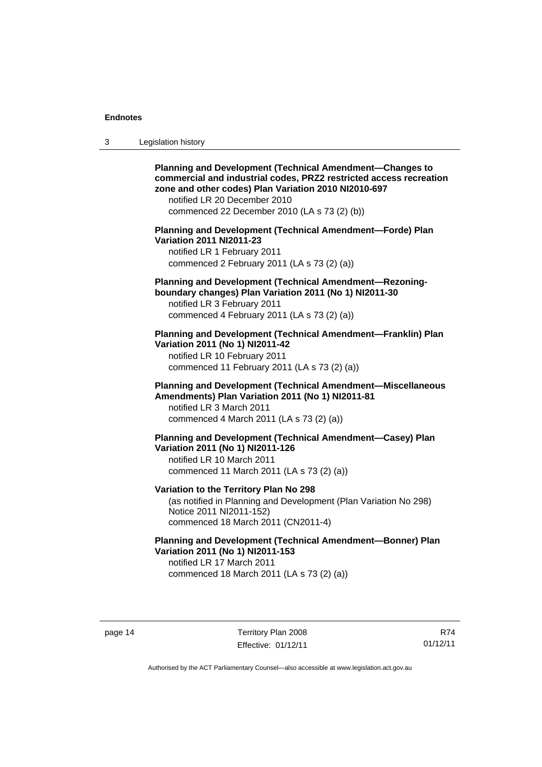**Planning and Development (Technical Amendment—Changes to commercial and industrial codes, PRZ2 restricted access recreation zone and other codes) Plan Variation 2010 NI2010-697**
notified LR 20 December 2010
commenced 22 December 2010 (LA s 73 (2) (b))

**Planning and Development (Technical Amendment—Forde) Plan Variation 2011 NI2011-23**
notified LR 1 February 2011
commenced 2 February 2011 (LA s 73 (2) (a))

**Planning and Development (Technical Amendment—Rezoning-boundary changes) Plan Variation 2011 (No 1) NI2011-30**
notified LR 3 February 2011
commenced 4 February 2011 (LA s 73 (2) (a))

**Planning and Development (Technical Amendment—Franklin) Plan Variation 2011 (No 1) NI2011-42**
notified LR 10 February 2011
commenced 11 February 2011 (LA s 73 (2) (a))

**Planning and Development (Technical Amendment—Miscellaneous Amendments) Plan Variation 2011 (No 1) NI2011-81**
notified LR 3 March 2011
commenced 4 March 2011 (LA s 73 (2) (a))

**Planning and Development (Technical Amendment—Casey) Plan Variation 2011 (No 1) NI2011-126**
notified LR 10 March 2011
commenced 11 March 2011 (LA s 73 (2) (a))

**Variation to the Territory Plan No 298**
(as notified in Planning and Development (Plan Variation No 298) Notice 2011 NI2011-152)
commenced 18 March 2011 (CN2011-4)

**Planning and Development (Technical Amendment—Bonner) Plan Variation 2011 (No 1) NI2011-153**
notified LR 17 March 2011
commenced 18 March 2011 (LA s 73 (2) (a))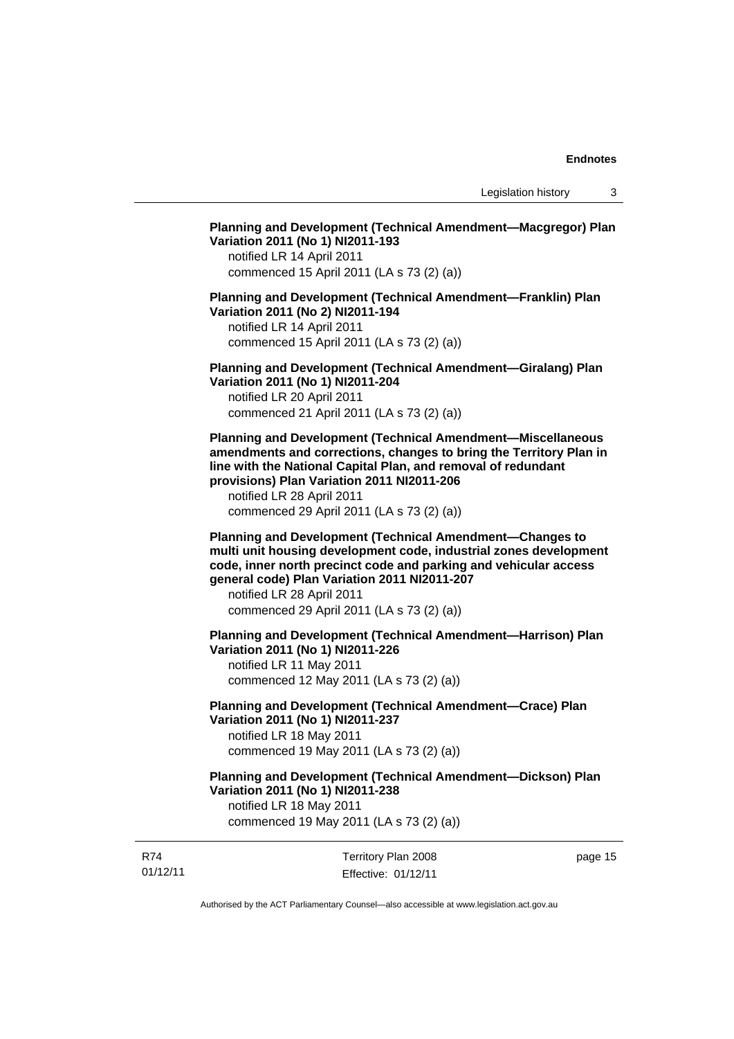**Planning and Development (Technical Amendment—Macgregor) Plan Variation 2011 (No 1) NI2011-193**
notified LR 14 April 2011
commenced 15 April 2011 (LA s 73 (2) (a))

**Planning and Development (Technical Amendment—Franklin) Plan Variation 2011 (No 2) NI2011-194**
notified LR 14 April 2011
commenced 15 April 2011 (LA s 73 (2) (a))

**Planning and Development (Technical Amendment—Giralang) Plan Variation 2011 (No 1) NI2011-204**
notified LR 20 April 2011
commenced 21 April 2011 (LA s 73 (2) (a))

**Planning and Development (Technical Amendment—Miscellaneous amendments and corrections, changes to bring the Territory Plan in line with the National Capital Plan, and removal of redundant provisions) Plan Variation 2011 NI2011-206**
notified LR 28 April 2011
commenced 29 April 2011 (LA s 73 (2) (a))

**Planning and Development (Technical Amendment—Changes to multi unit housing development code, industrial zones development code, inner north precinct code and parking and vehicular access general code) Plan Variation 2011 NI2011-207**
notified LR 28 April 2011
commenced 29 April 2011 (LA s 73 (2) (a))

**Planning and Development (Technical Amendment—Harrison) Plan Variation 2011 (No 1) NI2011-226**
notified LR 11 May 2011
commenced 12 May 2011 (LA s 73 (2) (a))

**Planning and Development (Technical Amendment—Crace) Plan Variation 2011 (No 1) NI2011-237**
notified LR 18 May 2011
commenced 19 May 2011 (LA s 73 (2) (a))

**Planning and Development (Technical Amendment—Dickson) Plan Variation 2011 (No 1) NI2011-238**
notified LR 18 May 2011
commenced 19 May 2011 (LA s 73 (2) (a))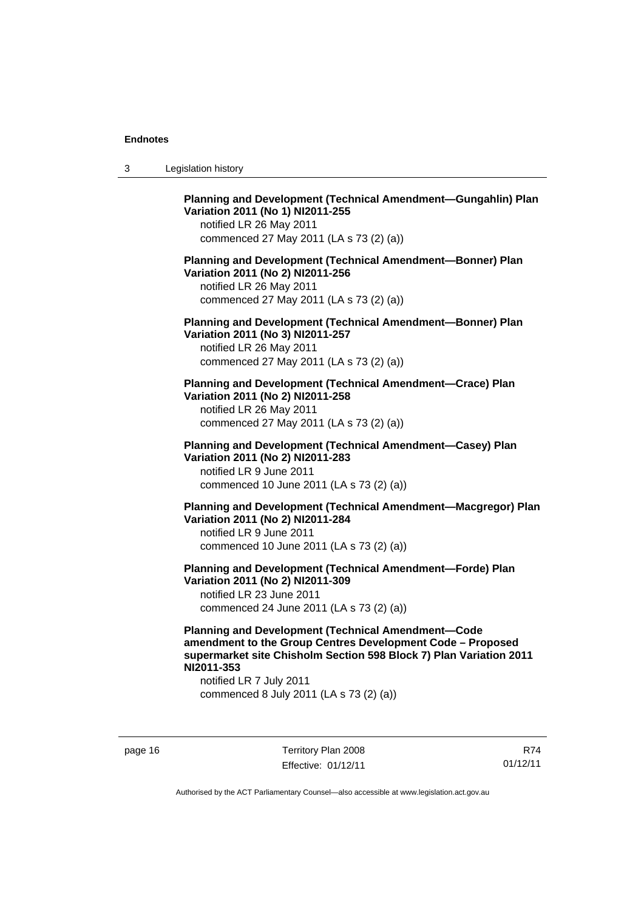**Planning and Development (Technical Amendment—Gungahlin) Plan Variation 2011 (No 1) NI2011-255**
notified LR 26 May 2011
commenced 27 May 2011 (LA s 73 (2) (a))

**Planning and Development (Technical Amendment—Bonner) Plan Variation 2011 (No 2) NI2011-256**
notified LR 26 May 2011
commenced 27 May 2011 (LA s 73 (2) (a))

**Planning and Development (Technical Amendment—Bonner) Plan Variation 2011 (No 3) NI2011-257**
notified LR 26 May 2011
commenced 27 May 2011 (LA s 73 (2) (a))

**Planning and Development (Technical Amendment—Crace) Plan Variation 2011 (No 2) NI2011-258**
notified LR 26 May 2011
commenced 27 May 2011 (LA s 73 (2) (a))

**Planning and Development (Technical Amendment—Casey) Plan Variation 2011 (No 2) NI2011-283**
notified LR 9 June 2011
commenced 10 June 2011 (LA s 73 (2) (a))

**Planning and Development (Technical Amendment—Macgregor) Plan Variation 2011 (No 2) NI2011-284**
notified LR 9 June 2011
commenced 10 June 2011 (LA s 73 (2) (a))

**Planning and Development (Technical Amendment—Forde) Plan Variation 2011 (No 2) NI2011-309**
notified LR 23 June 2011
commenced 24 June 2011 (LA s 73 (2) (a))

**Planning and Development (Technical Amendment—Code amendment to the Group Centres Development Code – Proposed supermarket site Chisholm Section 598 Block 7) Plan Variation 2011 NI2011-353**
notified LR 7 July 2011
commenced 8 July 2011 (LA s 73 (2) (a))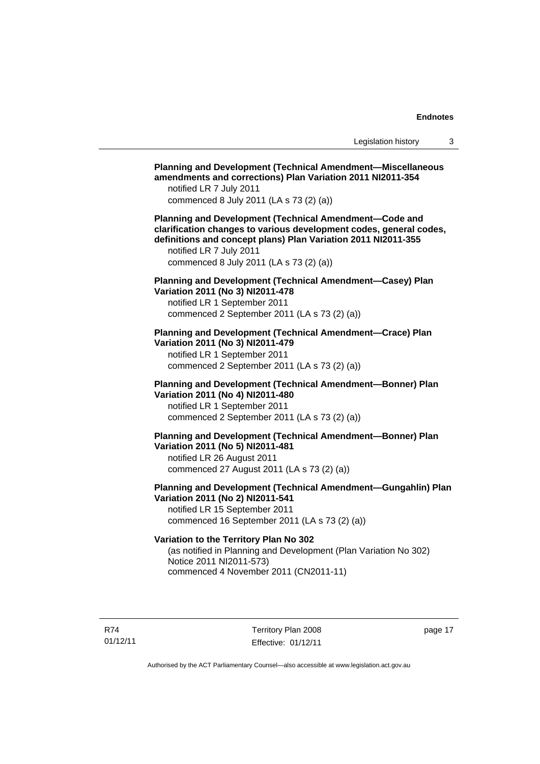**Planning and Development (Technical Amendment—Miscellaneous amendments and corrections) Plan Variation 2011 NI2011-354**
notified LR 7 July 2011
commenced 8 July 2011 (LA s 73 (2) (a))

**Planning and Development (Technical Amendment—Code and clarification changes to various development codes, general codes, definitions and concept plans) Plan Variation 2011 NI2011-355**
notified LR 7 July 2011
commenced 8 July 2011 (LA s 73 (2) (a))

**Planning and Development (Technical Amendment—Casey) Plan Variation 2011 (No 3) NI2011-478**
notified LR 1 September 2011
commenced 2 September 2011 (LA s 73 (2) (a))

**Planning and Development (Technical Amendment—Crace) Plan Variation 2011 (No 3) NI2011-479**
notified LR 1 September 2011
commenced 2 September 2011 (LA s 73 (2) (a))

**Planning and Development (Technical Amendment—Bonner) Plan Variation 2011 (No 4) NI2011-480**
notified LR 1 September 2011
commenced 2 September 2011 (LA s 73 (2) (a))

**Planning and Development (Technical Amendment—Bonner) Plan Variation 2011 (No 5) NI2011-481**
notified LR 26 August 2011
commenced 27 August 2011 (LA s 73 (2) (a))

**Planning and Development (Technical Amendment—Gungahlin) Plan Variation 2011 (No 2) NI2011-541**
notified LR 15 September 2011
commenced 16 September 2011 (LA s 73 (2) (a))

**Variation to the Territory Plan No 302**
(as notified in Planning and Development (Plan Variation No 302) Notice 2011 NI2011-573)
commenced 4 November 2011 (CN2011-11)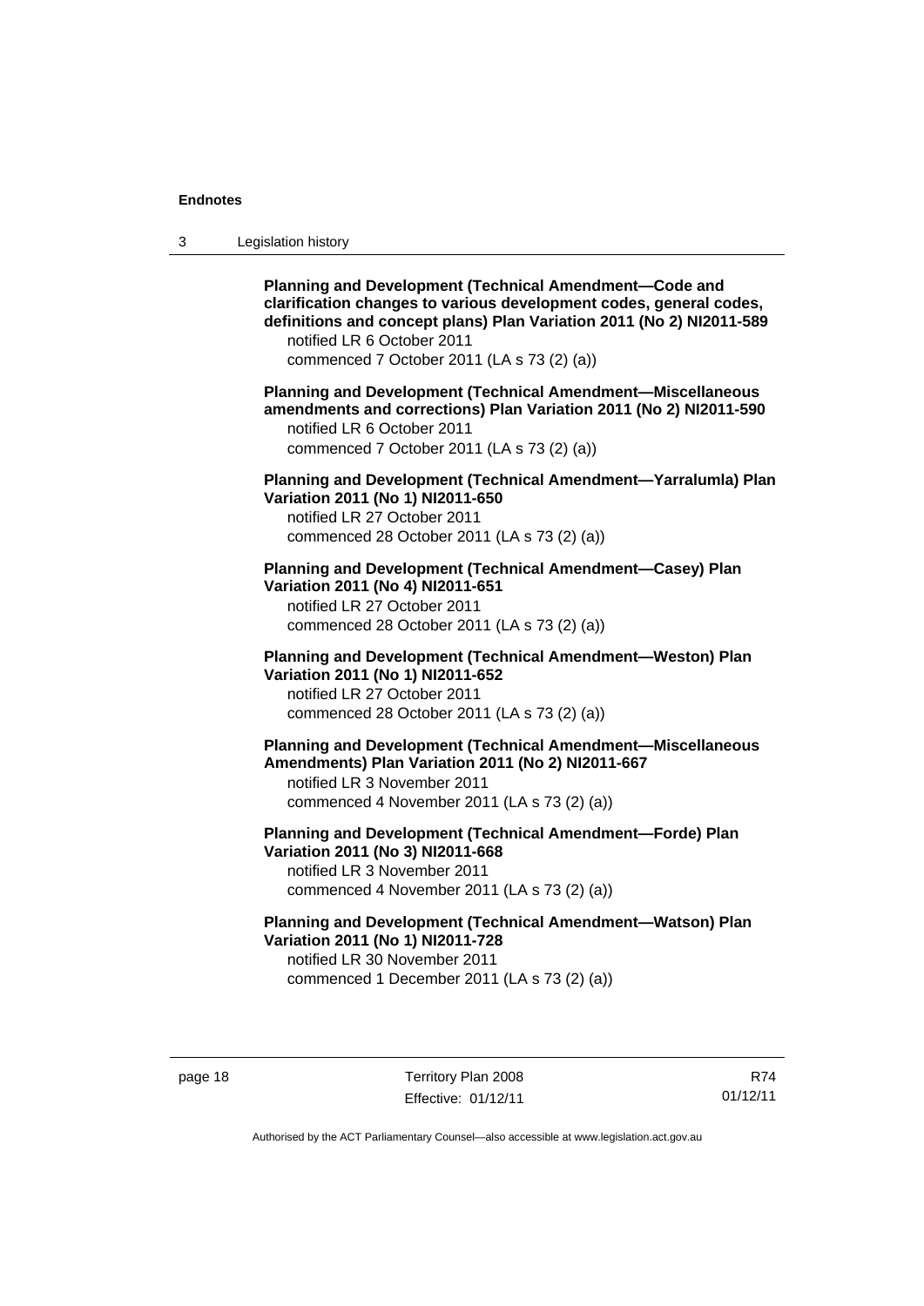**Planning and Development (Technical Amendment—Code and clarification changes to various development codes, general codes, definitions and concept plans) Plan Variation 2011 (No 2) NI2011-589**
notified LR 6 October 2011
commenced 7 October 2011 (LA s 73 (2) (a))

**Planning and Development (Technical Amendment—Miscellaneous amendments and corrections) Plan Variation 2011 (No 2) NI2011-590**
notified LR 6 October 2011
commenced 7 October 2011 (LA s 73 (2) (a))

**Planning and Development (Technical Amendment—Yarralumla) Plan Variation 2011 (No 1) NI2011-650**
notified LR 27 October 2011
commenced 28 October 2011 (LA s 73 (2) (a))

**Planning and Development (Technical Amendment—Casey) Plan Variation 2011 (No 4) NI2011-651**
notified LR 27 October 2011
commenced 28 October 2011 (LA s 73 (2) (a))

**Planning and Development (Technical Amendment—Weston) Plan Variation 2011 (No 1) NI2011-652**
notified LR 27 October 2011
commenced 28 October 2011 (LA s 73 (2) (a))

**Planning and Development (Technical Amendment—Miscellaneous Amendments) Plan Variation 2011 (No 2) NI2011-667**
notified LR 3 November 2011
commenced 4 November 2011 (LA s 73 (2) (a))

**Planning and Development (Technical Amendment—Forde) Plan Variation 2011 (No 3) NI2011-668**
notified LR 3 November 2011
commenced 4 November 2011 (LA s 73 (2) (a))

**Planning and Development (Technical Amendment—Watson) Plan Variation 2011 (No 1) NI2011-728**
notified LR 30 November 2011
commenced 1 December 2011 (LA s 73 (2) (a))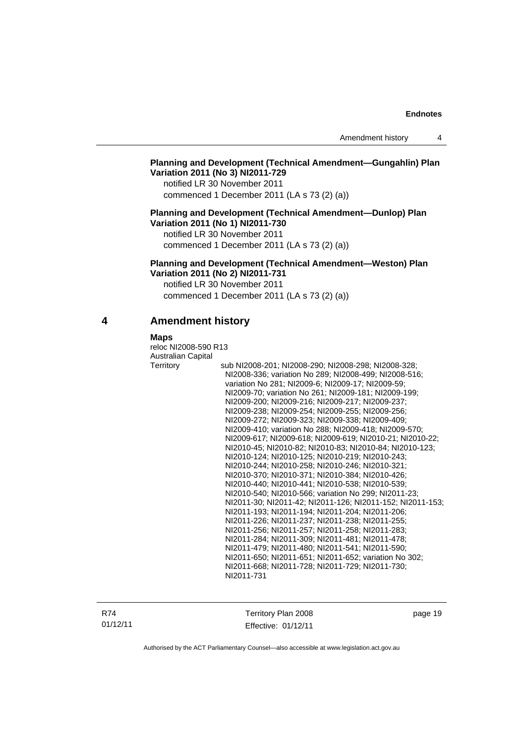**Planning and Development (Technical Amendment—Gungahlin) Plan Variation 2011 (No 3) NI2011-729**

notified LR 30 November 2011

commenced 1 December 2011 (LA s 73 (2) (a))

**Planning and Development (Technical Amendment—Dunlop) Plan Variation 2011 (No 1) NI2011-730**

notified LR 30 November 2011

commenced 1 December 2011 (LA s 73 (2) (a))

**Planning and Development (Technical Amendment—Weston) Plan Variation 2011 (No 2) NI2011-731**

notified LR 30 November 2011

commenced 1 December 2011 (LA s 73 (2) (a))

## 4 Amendment history

**Maps**

reloc NI2008-590 R13

Australian Capital Territory sub NI2008-201; NI2008-290; NI2008-298; NI2008-328; NI2008-336; variation No 289; NI2008-499; NI2008-516; variation No 281; NI2009-6; NI2009-17; NI2009-59; NI2009-70; variation No 261; NI2009-181; NI2009-199; NI2009-200; NI2009-216; NI2009-217; NI2009-237; NI2009-238; NI2009-254; NI2009-255; NI2009-256; NI2009-272; NI2009-323; NI2009-338; NI2009-409; NI2009-410; variation No 288; NI2009-418; NI2009-570; NI2009-617; NI2009-618; NI2009-619; NI2010-21; NI2010-22; NI2010-45; NI2010-82; NI2010-83; NI2010-84; NI2010-123; NI2010-124; NI2010-125; NI2010-219; NI2010-243; NI2010-244; NI2010-258; NI2010-246; NI2010-321; NI2010-370; NI2010-371; NI2010-384; NI2010-426; NI2010-440; NI2010-441; NI2010-538; NI2010-539; NI2010-540; NI2010-566; variation No 299; NI2011-23; NI2011-30; NI2011-42; NI2011-126; NI2011-152; NI2011-153; NI2011-193; NI2011-194; NI2011-204; NI2011-206; NI2011-226; NI2011-237; NI2011-238; NI2011-255; NI2011-256; NI2011-257; NI2011-258; NI2011-283; NI2011-284; NI2011-309; NI2011-481; NI2011-478; NI2011-479; NI2011-480; NI2011-541; NI2011-590; NI2011-650; NI2011-651; NI2011-652; variation No 302; NI2011-668; NI2011-728; NI2011-729; NI2011-730; NI2011-731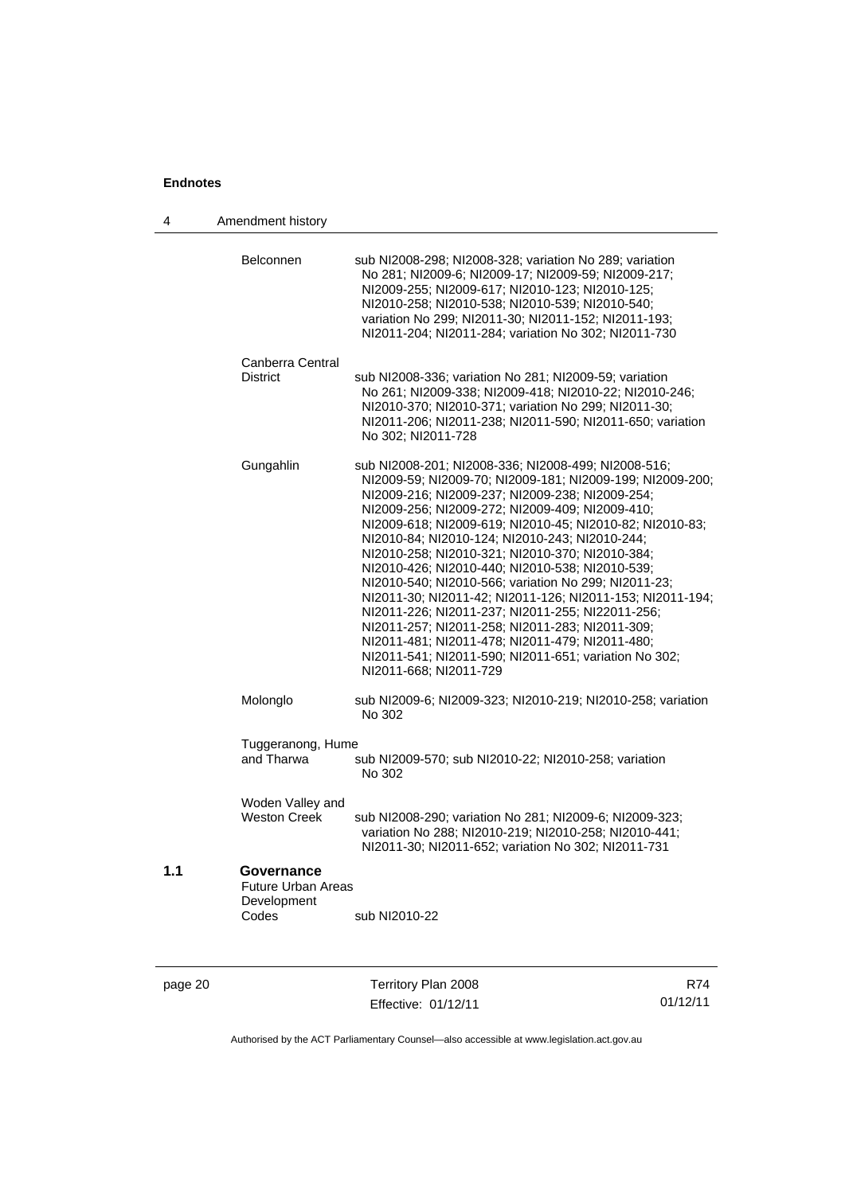Belconnen sub NI2008-298; NI2008-328; variation No 289; variation No 281; NI2009-6; NI2009-17; NI2009-59; NI2009-217; NI2009-255; NI2009-617; NI2010-123; NI2010-125; NI2010-258; NI2010-538; NI2010-539; NI2010-540; variation No 299; NI2011-30; NI2011-152; NI2011-193; NI2011-204; NI2011-284; variation No 302; NI2011-730

Canberra Central District sub NI2008-336; variation No 281; NI2009-59; variation No 261; NI2009-338; NI2009-418; NI2010-22; NI2010-246; NI2010-370; NI2010-371; variation No 299; NI2011-30; NI2011-206; NI2011-238; NI2011-590; NI2011-650; variation No 302; NI2011-728

Gungahlin sub NI2008-201; NI2008-336; NI2008-499; NI2008-516; NI2009-59; NI2009-70; NI2009-181; NI2009-199; NI2009-200; NI2009-216; NI2009-237; NI2009-238; NI2009-254; NI2009-256; NI2009-272; NI2009-409; NI2009-410; NI2009-618; NI2009-619; NI2010-45; NI2010-82; NI2010-83; NI2010-84; NI2010-124; NI2010-243; NI2010-244; NI2010-258; NI2010-321; NI2010-370; NI2010-384; NI2010-426; NI2010-440; NI2010-538; NI2010-539; NI2010-540; NI2010-566; variation No 299; NI2011-23; NI2011-30; NI2011-42; NI2011-126; NI2011-153; NI2011-194; NI2011-226; NI2011-237; NI2011-255; NI22011-256; NI2011-257; NI2011-258; NI2011-283; NI2011-309; NI2011-481; NI2011-478; NI2011-479; NI2011-480; NI2011-541; NI2011-590; NI2011-651; variation No 302; NI2011-668; NI2011-729

Molonglo sub NI2009-6; NI2009-323; NI2010-219; NI2010-258; variation No 302

Tuggeranong, Hume and Tharwa sub NI2009-570; sub NI2010-22; NI2010-258; variation No 302

Woden Valley and Weston Creek sub NI2008-290; variation No 281; NI2009-6; NI2009-323; variation No 288; NI2010-219; NI2010-258; NI2010-441; NI2011-30; NI2011-652; variation No 302; NI2011-731

**1.1 Governance**

Future Urban Areas Development Codes sub NI2010-22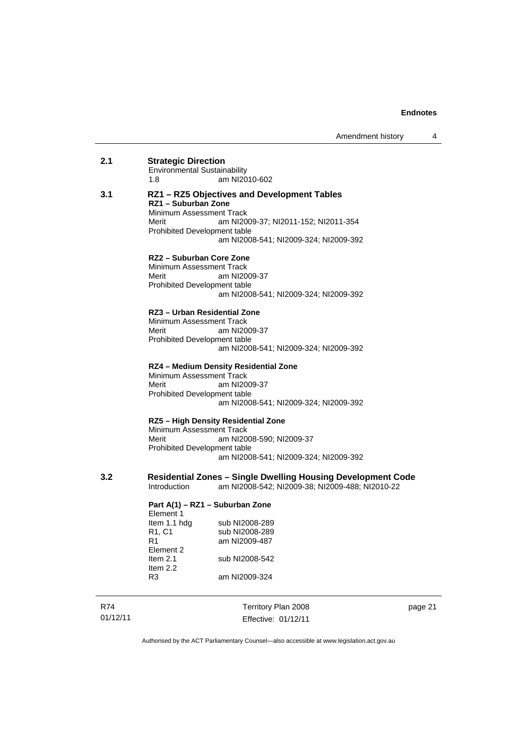**2.1 Strategic Direction**

Environmental Sustainability

1.8 am NI2010-602

**3.1 RZ1 – RZ5 Objectives and Development Tables**

**RZ1 – Suburban Zone**

Minimum Assessment Track

Merit am NI2009-37; NI2011-152; NI2011-354

Prohibited Development table

am NI2008-541; NI2009-324; NI2009-392

**RZ2 – Suburban Core Zone**

Minimum Assessment Track

Merit am NI2009-37

Prohibited Development table

am NI2008-541; NI2009-324; NI2009-392

**RZ3 – Urban Residential Zone**

Minimum Assessment Track

Merit am NI2009-37

Prohibited Development table

am NI2008-541; NI2009-324; NI2009-392

**RZ4 – Medium Density Residential Zone**

Minimum Assessment Track

Merit am NI2009-37

Prohibited Development table

am NI2008-541; NI2009-324; NI2009-392

**RZ5 – High Density Residential Zone**

Minimum Assessment Track

Merit am NI2008-590; NI2009-37

Prohibited Development table

am NI2008-541; NI2009-324; NI2009-392

**3.2 Residential Zones – Single Dwelling Housing Development Code**

Introduction am NI2008-542; NI2009-38; NI2009-488; NI2010-22

**Part A(1) – RZ1 – Suburban Zone**

Element 1

Item 1.1 hdg sub NI2008-289

R1, C1 sub NI2008-289

R1 am NI2009-487

Element 2

Item 2.1 sub NI2008-542

Item 2.2

R3 am NI2009-324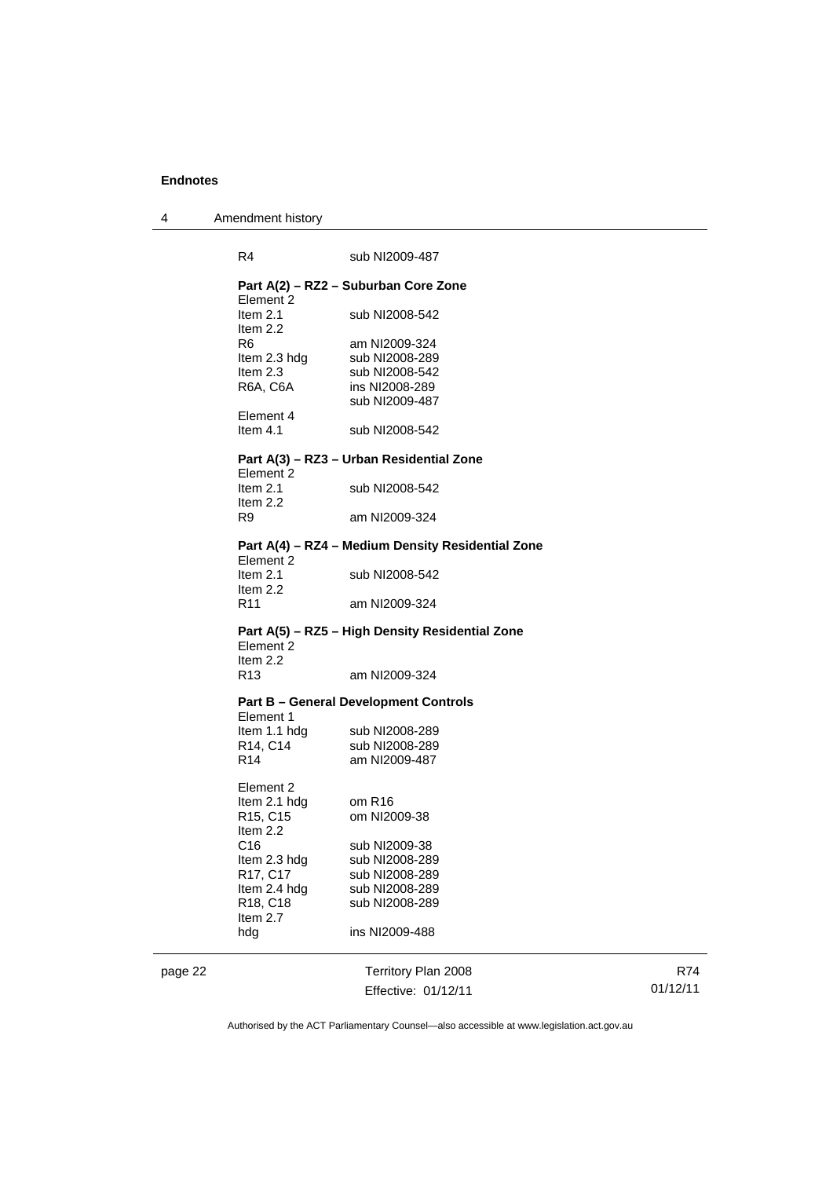**Endnotes**

4 Amendment history

| | |
|---|---|
| R4 | sub NI2009-487 |

**Part A(2) – RZ2 – Suburban Core Zone**

| | |
|---|---|
| Element 2 | |
| Item 2.1 | sub NI2008-542 |
| Item 2.2 | |
| R6 | am NI2009-324 |
| Item 2.3 hdg | sub NI2008-289 |
| Item 2.3 | sub NI2008-542 |
| R6A, C6A | ins NI2008-289 |
| | sub NI2009-487 |
| Element 4 | |
| Item 4.1 | sub NI2008-542 |

**Part A(3) – RZ3 – Urban Residential Zone**

| | |
|---|---|
| Element 2 | |
| Item 2.1 | sub NI2008-542 |
| Item 2.2 | |
| R9 | am NI2009-324 |

**Part A(4) – RZ4 – Medium Density Residential Zone**

| | |
|---|---|
| Element 2 | |
| Item 2.1 | sub NI2008-542 |
| Item 2.2 | |
| R11 | am NI2009-324 |

**Part A(5) – RZ5 – High Density Residential Zone**

| | |
|---|---|
| Element 2 | |
| Item 2.2 | |
| R13 | am NI2009-324 |

**Part B – General Development Controls**

| | |
|---|---|
| Element 1 | |
| Item 1.1 hdg | sub NI2008-289 |
| R14, C14 | sub NI2008-289 |
| R14 | am NI2009-487 |
| | |
| Element 2 | |
| Item 2.1 hdg | om R16 |
| R15, C15 | om NI2009-38 |
| Item 2.2 | |
| C16 | sub NI2009-38 |
| Item 2.3 hdg | sub NI2008-289 |
| R17, C17 | sub NI2008-289 |
| Item 2.4 hdg | sub NI2008-289 |
| R18, C18 | sub NI2008-289 |
| Item 2.7 | |
| hdg | ins NI2009-488 |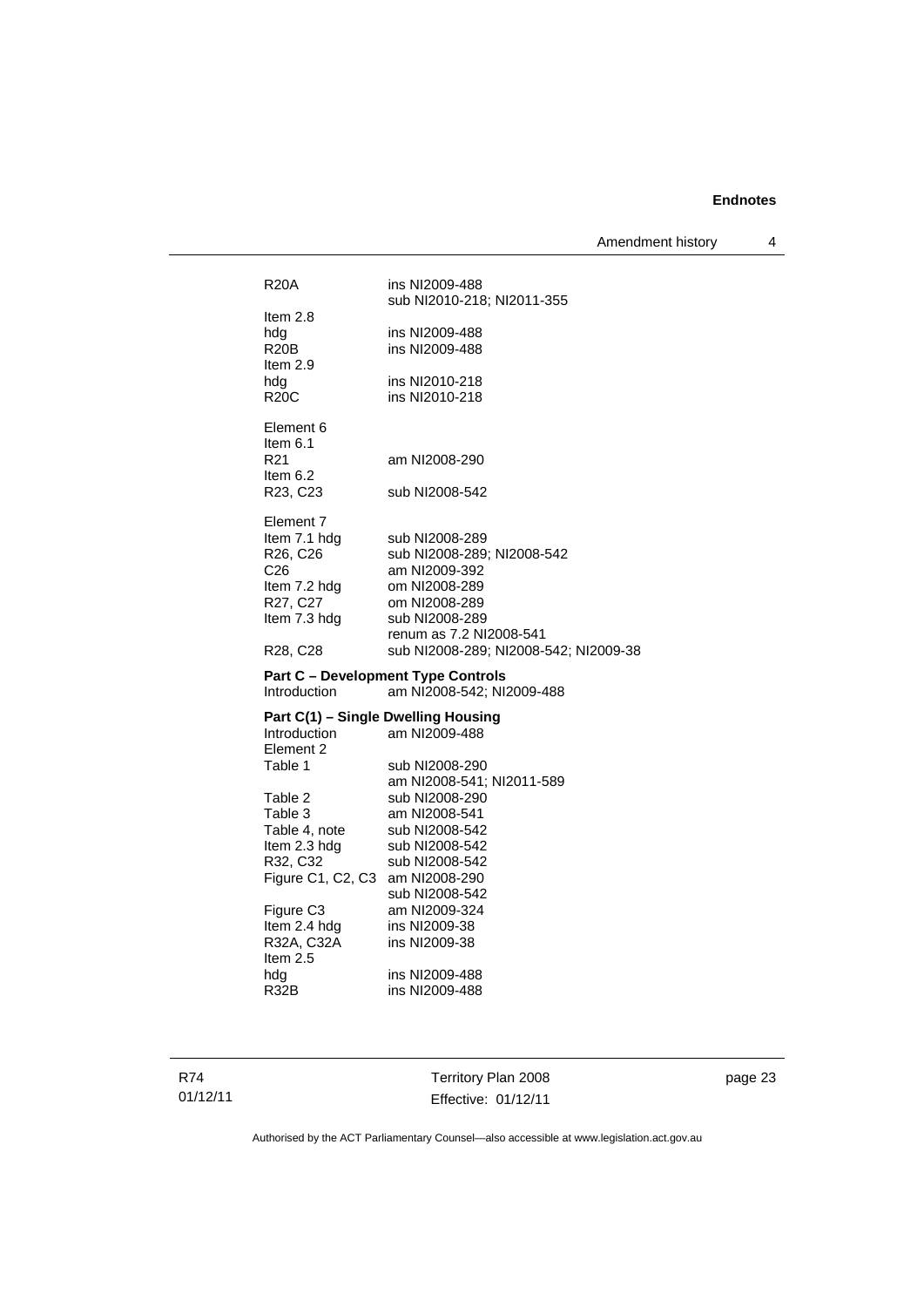| | |
|---|---|
| R20A | ins NI2009-488 |
| | sub NI2010-218; NI2011-355 |
| Item 2.8 | |
| hdg | ins NI2009-488 |
| R20B | ins NI2009-488 |
| Item 2.9 | |
| hdg | ins NI2010-218 |
| R20C | ins NI2010-218 |
| | |
| Element 6 | |
| Item 6.1 | |
| R21 | am NI2008-290 |
| Item 6.2 | |
| R23, C23 | sub NI2008-542 |
| | |
| Element 7 | |
| Item 7.1 hdg | sub NI2008-289 |
| R26, C26 | sub NI2008-289; NI2008-542 |
| C26 | am NI2009-392 |
| Item 7.2 hdg | om NI2008-289 |
| R27, C27 | om NI2008-289 |
| Item 7.3 hdg | sub NI2008-289 |
| | renum as 7.2 NI2008-541 |
| R28, C28 | sub NI2008-289; NI2008-542; NI2009-38 |

**Part C – Development Type Controls**

| | |
|---|---|
| Introduction | am NI2008-542; NI2009-488 |

**Part C(1) – Single Dwelling Housing**

| | |
|---|---|
| Introduction | am NI2009-488 |
| Element 2 | |
| Table 1 | sub NI2008-290 |
| | am NI2008-541; NI2011-589 |
| Table 2 | sub NI2008-290 |
| Table 3 | am NI2008-541 |
| Table 4, note | sub NI2008-542 |
| Item 2.3 hdg | sub NI2008-542 |
| R32, C32 | sub NI2008-542 |
| Figure C1, C2, C3 | am NI2008-290 |
| | sub NI2008-542 |
| Figure C3 | am NI2009-324 |
| Item 2.4 hdg | ins NI2009-38 |
| R32A, C32A | ins NI2009-38 |
| Item 2.5 | |
| hdg | ins NI2009-488 |
| R32B | ins NI2009-488 |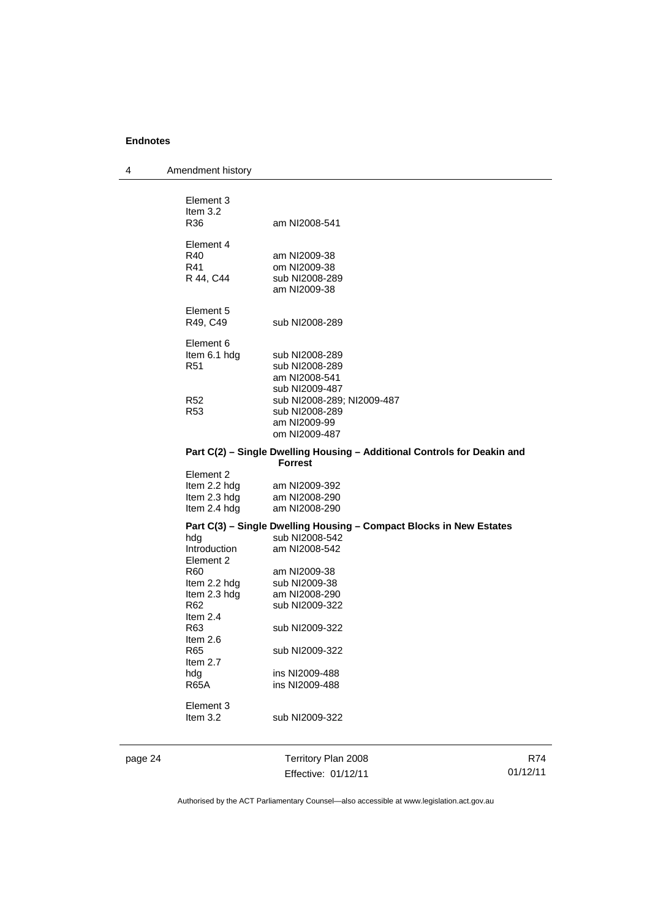Element 3

| | |
|---|---|
| Item 3.2 | |
| R36 | am NI2008-541 |

Element 4

| | |
|---|---|
| R40 | am NI2009-38 |
| R41 | om NI2009-38 |
| R 44, C44 | sub NI2008-289<br>am NI2009-38 |

Element 5

| | |
|---|---|
| R49, C49 | sub NI2008-289 |

Element 6

| | |
|---|---|
| Item 6.1 hdg | sub NI2008-289 |
| R51 | sub NI2008-289<br>am NI2008-541<br>sub NI2009-487 |
| R52 | sub NI2008-289; NI2009-487 |
| R53 | sub NI2008-289<br>am NI2009-99<br>om NI2009-487 |

**Part C(2) – Single Dwelling Housing – Additional Controls for Deakin and Forrest**

Element 2

| | |
|---|---|
| Item 2.2 hdg | am NI2009-392 |
| Item 2.3 hdg | am NI2008-290 |
| Item 2.4 hdg | am NI2008-290 |

**Part C(3) – Single Dwelling Housing – Compact Blocks in New Estates**

| | |
|---|---|
| hdg | sub NI2008-542 |
| Introduction | am NI2008-542 |

Element 2

| | |
|---|---|
| R60 | am NI2009-38 |
| Item 2.2 hdg | sub NI2009-38 |
| Item 2.3 hdg | am NI2008-290 |
| R62 | sub NI2009-322 |
| Item 2.4 | |
| R63 | sub NI2009-322 |
| Item 2.6 | |
| R65 | sub NI2009-322 |
| Item 2.7 | |
| hdg | ins NI2009-488 |
| R65A | ins NI2009-488 |

Element 3

| | |
|---|---|
| Item 3.2 | sub NI2009-322 |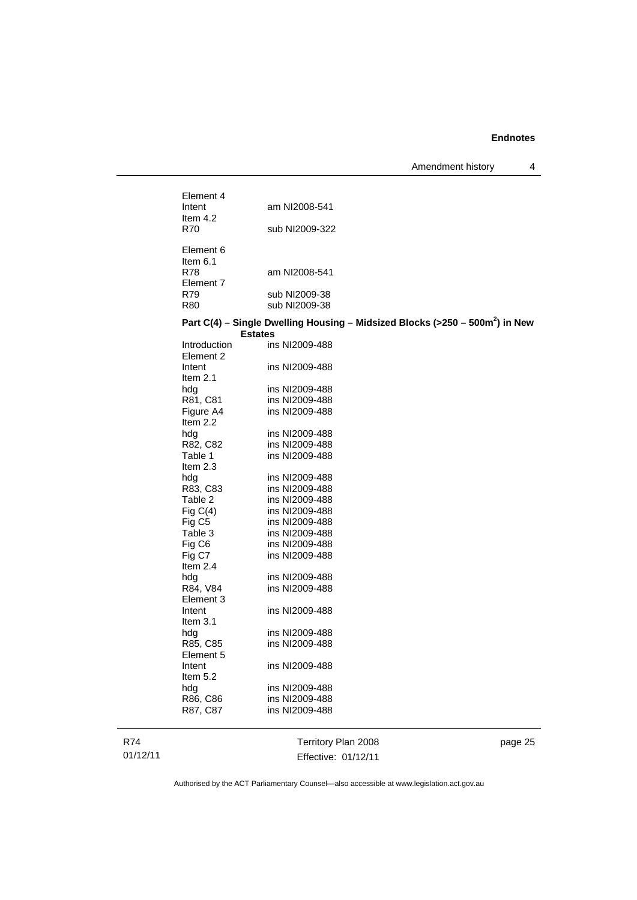Element 4
Intent am NI2008-541
Item 4.2
R70 sub NI2009-322

Element 6
Item 6.1
R78 am NI2008-541
Element 7
R79 sub NI2009-38
R80 sub NI2009-38

**Part C(4) – Single Dwelling Housing – Midsized Blocks (>250 – 500m$^2$) in New Estates**

Introduction ins NI2009-488
Element 2
Intent ins NI2009-488
Item 2.1
hdg ins NI2009-488
R81, C81 ins NI2009-488
Figure A4 ins NI2009-488
Item 2.2
hdg ins NI2009-488
R82, C82 ins NI2009-488
Table 1 ins NI2009-488
Item 2.3
hdg ins NI2009-488
R83, C83 ins NI2009-488
Table 2 ins NI2009-488
Fig C(4) ins NI2009-488
Fig C5 ins NI2009-488
Table 3 ins NI2009-488
Fig C6 ins NI2009-488
Fig C7 ins NI2009-488
Item 2.4
hdg ins NI2009-488
R84, V84 ins NI2009-488
Element 3
Intent ins NI2009-488
Item 3.1
hdg ins NI2009-488
R85, C85 ins NI2009-488
Element 5
Intent ins NI2009-488
Item 5.2
hdg ins NI2009-488
R86, C86 ins NI2009-488
R87, C87 ins NI2009-488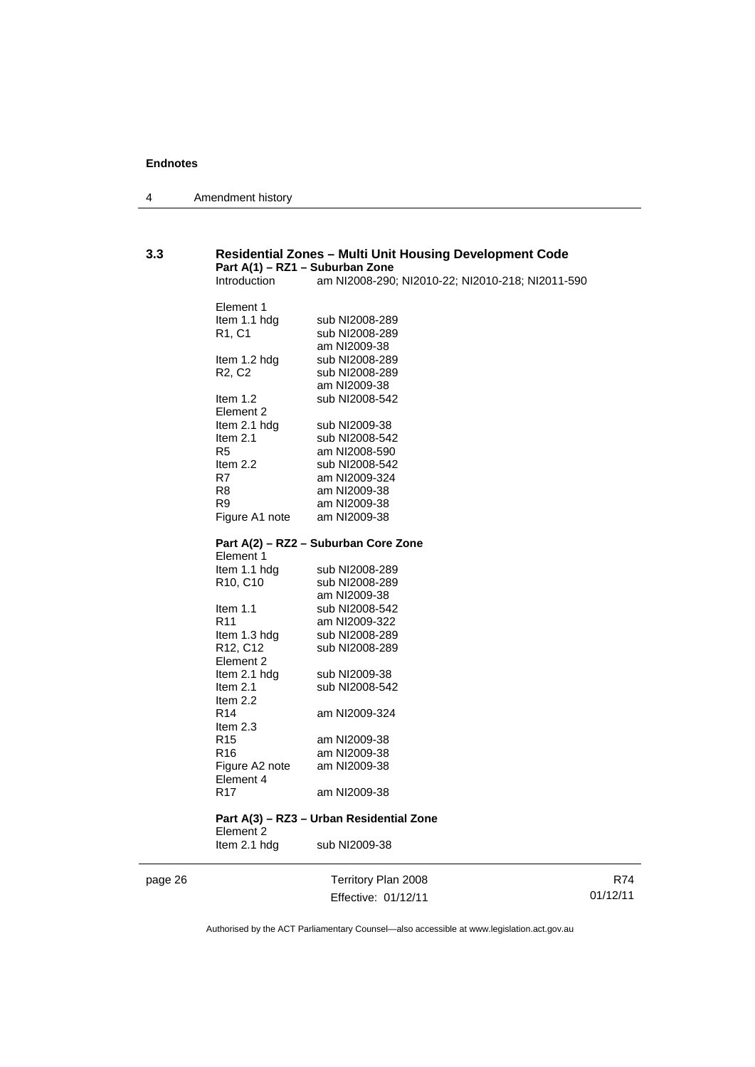### 3.3 Residential Zones – Multi Unit Housing Development Code

**Part A(1) – RZ1 – Suburban Zone**

| | |
|---|---|
| Introduction | am NI2008-290; NI2010-22; NI2010-218; NI2011-590 |
| Element 1 | |
| Item 1.1 hdg | sub NI2008-289 |
| R1, C1 | sub NI2008-289 |
| | am NI2009-38 |
| Item 1.2 hdg | sub NI2008-289 |
| R2, C2 | sub NI2008-289 |
| | am NI2009-38 |
| Item 1.2 | sub NI2008-542 |
| Element 2 | |
| Item 2.1 hdg | sub NI2009-38 |
| Item 2.1 | sub NI2008-542 |
| R5 | am NI2008-590 |
| Item 2.2 | sub NI2008-542 |
| R7 | am NI2009-324 |
| R8 | am NI2009-38 |
| R9 | am NI2009-38 |
| Figure A1 note | am NI2009-38 |

**Part A(2) – RZ2 – Suburban Core Zone**

| | |
|---|---|
| Element 1 | |
| Item 1.1 hdg | sub NI2008-289 |
| R10, C10 | sub NI2008-289 |
| | am NI2009-38 |
| Item 1.1 | sub NI2008-542 |
| R11 | am NI2009-322 |
| Item 1.3 hdg | sub NI2008-289 |
| R12, C12 | sub NI2008-289 |
| Element 2 | |
| Item 2.1 hdg | sub NI2009-38 |
| Item 2.1 | sub NI2008-542 |
| Item 2.2 | |
| R14 | am NI2009-324 |
| Item 2.3 | |
| R15 | am NI2009-38 |
| R16 | am NI2009-38 |
| Figure A2 note | am NI2009-38 |
| Element 4 | |
| R17 | am NI2009-38 |

**Part A(3) – RZ3 – Urban Residential Zone**

| | |
|---|---|
| Element 2 | |
| Item 2.1 hdg | sub NI2009-38 |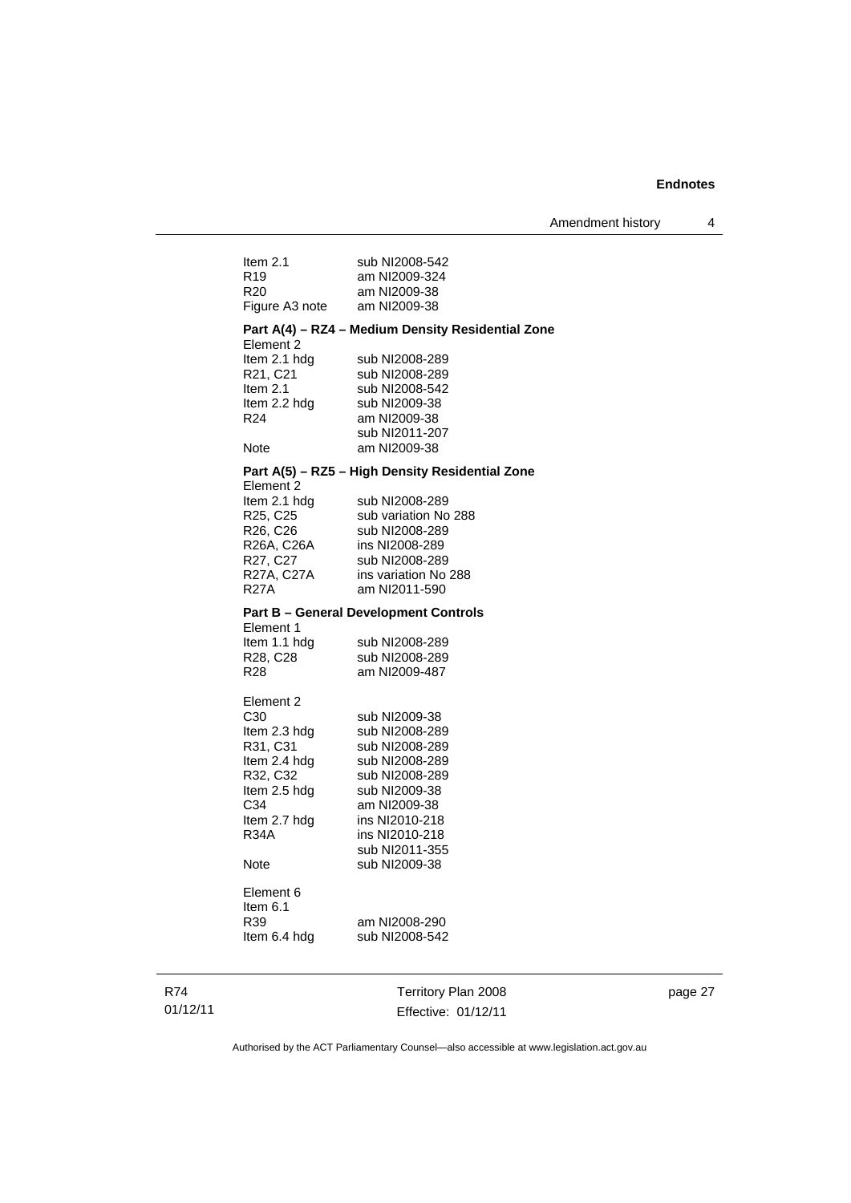| | |
|---|---|
| Item 2.1 | sub NI2008-542 |
| R19 | am NI2009-324 |
| R20 | am NI2009-38 |
| Figure A3 note | am NI2009-38 |

**Part A(4) – RZ4 – Medium Density Residential Zone**

| | |
|---|---|
| Element 2 | |
| Item 2.1 hdg | sub NI2008-289 |
| R21, C21 | sub NI2008-289 |
| Item 2.1 | sub NI2008-542 |
| Item 2.2 hdg | sub NI2009-38 |
| R24 | am NI2009-38 |
| | sub NI2011-207 |
| Note | am NI2009-38 |

**Part A(5) – RZ5 – High Density Residential Zone**

| | |
|---|---|
| Element 2 | |
| Item 2.1 hdg | sub NI2008-289 |
| R25, C25 | sub variation No 288 |
| R26, C26 | sub NI2008-289 |
| R26A, C26A | ins NI2008-289 |
| R27, C27 | sub NI2008-289 |
| R27A, C27A | ins variation No 288 |
| R27A | am NI2011-590 |

**Part B – General Development Controls**

| | |
|---|---|
| Element 1 | |
| Item 1.1 hdg | sub NI2008-289 |
| R28, C28 | sub NI2008-289 |
| R28 | am NI2009-487 |
| | |
| Element 2 | |
| C30 | sub NI2009-38 |
| Item 2.3 hdg | sub NI2008-289 |
| R31, C31 | sub NI2008-289 |
| Item 2.4 hdg | sub NI2008-289 |
| R32, C32 | sub NI2008-289 |
| Item 2.5 hdg | sub NI2009-38 |
| C34 | am NI2009-38 |
| Item 2.7 hdg | ins NI2010-218 |
| R34A | ins NI2010-218 |
| | sub NI2011-355 |
| Note | sub NI2009-38 |
| | |
| Element 6 | |
| Item 6.1 | |
| R39 | am NI2008-290 |
| Item 6.4 hdg | sub NI2008-542 |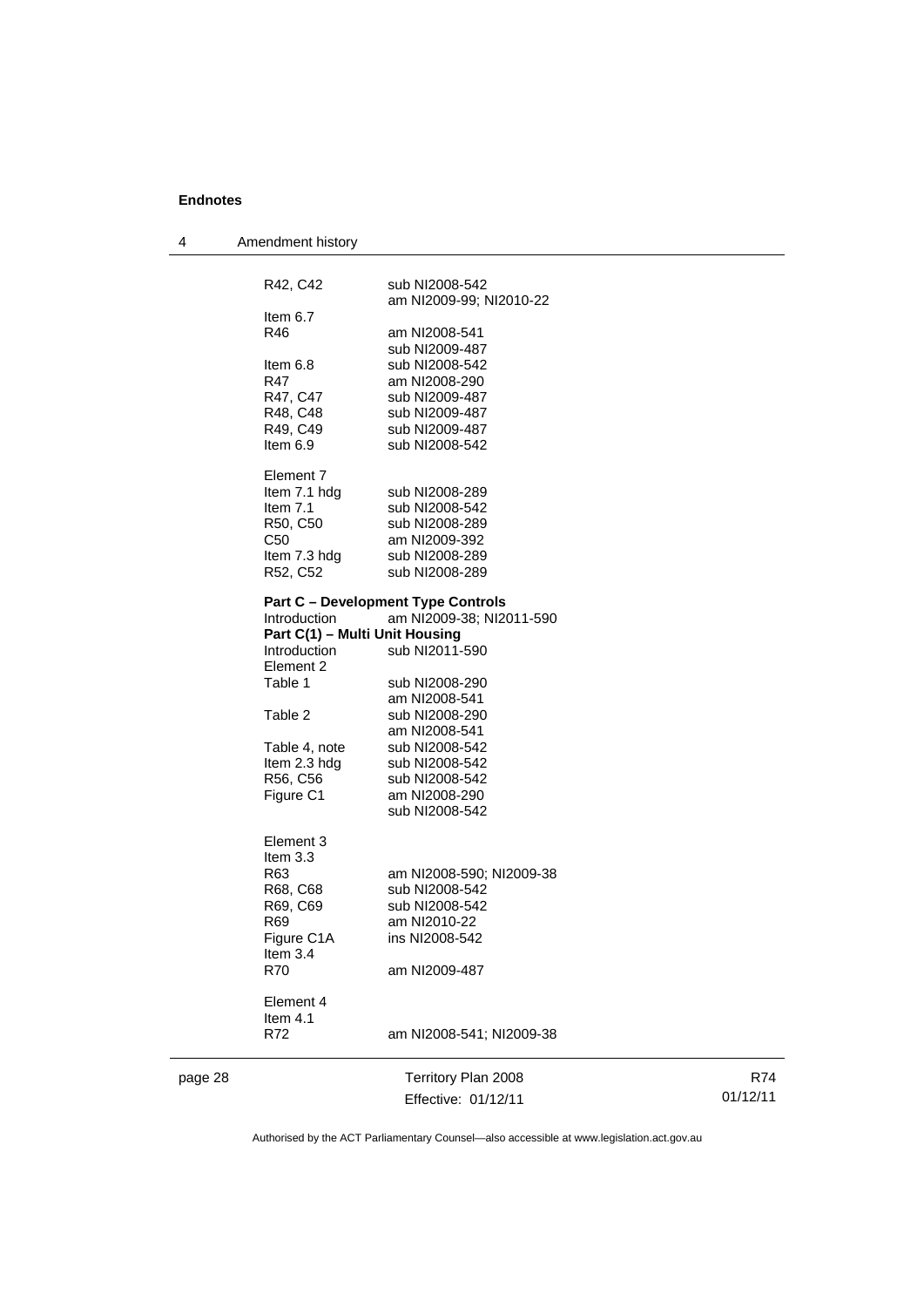| | |
|---|---|
| R42, C42 | sub NI2008-542 |
| | am NI2009-99; NI2010-22 |
| Item 6.7 | |
| R46 | am NI2008-541 |
| | sub NI2009-487 |
| Item 6.8 | sub NI2008-542 |
| R47 | am NI2008-290 |
| R47, C47 | sub NI2009-487 |
| R48, C48 | sub NI2009-487 |
| R49, C49 | sub NI2009-487 |
| Item 6.9 | sub NI2008-542 |
| | |
| Element 7 | |
| Item 7.1 hdg | sub NI2008-289 |
| Item 7.1 | sub NI2008-542 |
| R50, C50 | sub NI2008-289 |
| C50 | am NI2009-392 |
| Item 7.3 hdg | sub NI2008-289 |
| R52, C52 | sub NI2008-289 |

**Part C – Development Type Controls**

| | |
|---|---|
| Introduction | am NI2009-38; NI2011-590 |

**Part C(1) – Multi Unit Housing**

| | |
|---|---|
| Introduction | sub NI2011-590 |
| Element 2 | |
| Table 1 | sub NI2008-290 |
| | am NI2008-541 |
| Table 2 | sub NI2008-290 |
| | am NI2008-541 |
| Table 4, note | sub NI2008-542 |
| Item 2.3 hdg | sub NI2008-542 |
| R56, C56 | sub NI2008-542 |
| Figure C1 | am NI2008-290 |
| | sub NI2008-542 |
| | |
| Element 3 | |
| Item 3.3 | |
| R63 | am NI2008-590; NI2009-38 |
| R68, C68 | sub NI2008-542 |
| R69, C69 | sub NI2008-542 |
| R69 | am NI2010-22 |
| Figure C1A | ins NI2008-542 |
| Item 3.4 | |
| R70 | am NI2009-487 |
| | |
| Element 4 | |
| Item 4.1 | |
| R72 | am NI2008-541; NI2009-38 |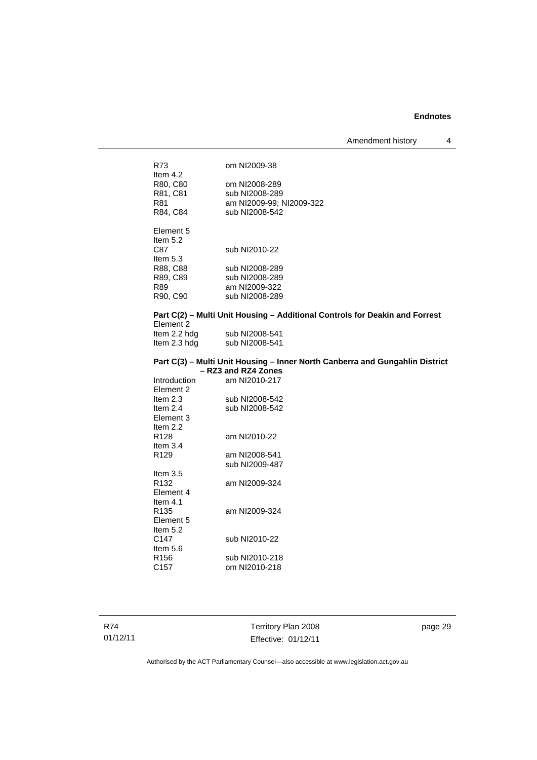R73 om NI2009-38

Item 4.2

R80, C80 om NI2008-289

R81, C81 sub NI2008-289

R81 am NI2009-99; NI2009-322

R84, C84 sub NI2008-542

Element 5

Item 5.2

C87 sub NI2010-22

Item 5.3

R88, C88 sub NI2008-289

R89, C89 sub NI2008-289

R89 am NI2009-322

R90, C90 sub NI2008-289

**Part C(2) – Multi Unit Housing – Additional Controls for Deakin and Forrest**

Element 2

Item 2.2 hdg sub NI2008-541

Item 2.3 hdg sub NI2008-541

**Part C(3) – Multi Unit Housing – Inner North Canberra and Gungahlin District – RZ3 and RZ4 Zones**

Introduction am NI2010-217

Element 2

Item 2.3 sub NI2008-542

Item 2.4 sub NI2008-542

Element 3

Item 2.2

R128 am NI2010-22

Item 3.4

R129 am NI2008-541
sub NI2009-487

Item 3.5

R132 am NI2009-324

Element 4

Item 4.1

R135 am NI2009-324

Element 5

Item 5.2

C147 sub NI2010-22

Item 5.6

R156 sub NI2010-218

C157 om NI2010-218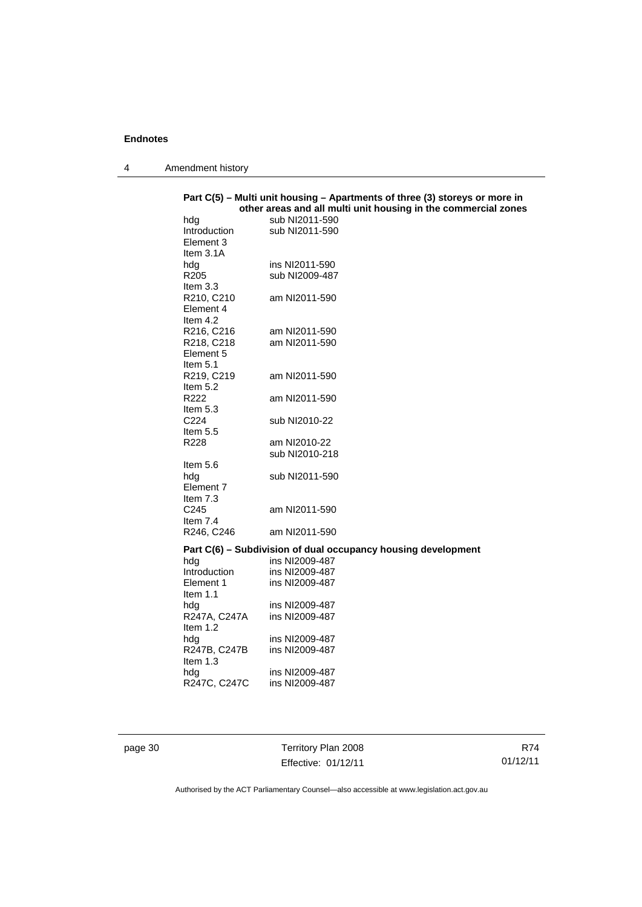**Part C(5) – Multi unit housing – Apartments of three (3) storeys or more in other areas and all multi unit housing in the commercial zones**

| | |
|---|---|
| hdg | sub NI2011-590 |
| Introduction | sub NI2011-590 |
| Element 3 | |
| Item 3.1A | |
| hdg | ins NI2011-590 |
| R205 | sub NI2009-487 |
| Item 3.3 | |
| R210, C210 | am NI2011-590 |
| Element 4 | |
| Item 4.2 | |
| R216, C216 | am NI2011-590 |
| R218, C218 | am NI2011-590 |
| Element 5 | |
| Item 5.1 | |
| R219, C219 | am NI2011-590 |
| Item 5.2 | |
| R222 | am NI2011-590 |
| Item 5.3 | |
| C224 | sub NI2010-22 |
| Item 5.5 | |
| R228 | am NI2010-22 |
| | sub NI2010-218 |
| Item 5.6 | |
| hdg | sub NI2011-590 |
| Element 7 | |
| Item 7.3 | |
| C245 | am NI2011-590 |
| Item 7.4 | |
| R246, C246 | am NI2011-590 |

**Part C(6) – Subdivision of dual occupancy housing development**

| | |
|---|---|
| hdg | ins NI2009-487 |
| Introduction | ins NI2009-487 |
| Element 1 | ins NI2009-487 |
| Item 1.1 | |
| hdg | ins NI2009-487 |
| R247A, C247A | ins NI2009-487 |
| Item 1.2 | |
| hdg | ins NI2009-487 |
| R247B, C247B | ins NI2009-487 |
| Item 1.3 | |
| hdg | ins NI2009-487 |
| R247C, C247C | ins NI2009-487 |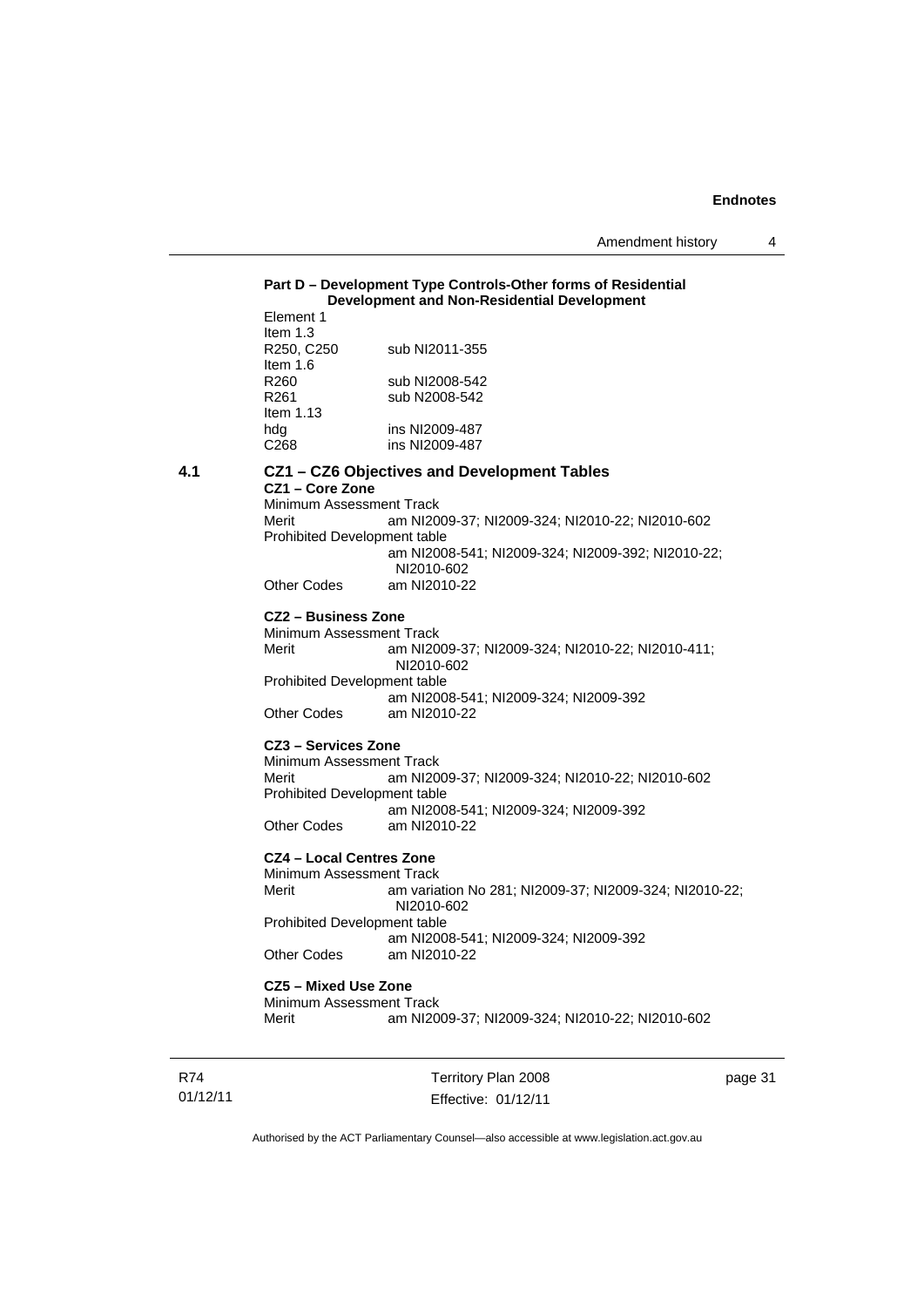**Part D – Development Type Controls-Other forms of Residential Development and Non-Residential Development**

Element 1
Item 1.3
R250, C250 sub NI2011-355
Item 1.6
R260 sub NI2008-542
R261 sub N2008-542
Item 1.13
hdg ins NI2009-487
C268 ins NI2009-487

## 4.1 CZ1 – CZ6 Objectives and Development Tables

**CZ1 – Core Zone**

Minimum Assessment Track
Merit am NI2009-37; NI2009-324; NI2010-22; NI2010-602
Prohibited Development table
am NI2008-541; NI2009-324; NI2009-392; NI2010-22; NI2010-602
Other Codes am NI2010-22

**CZ2 – Business Zone**

Minimum Assessment Track
Merit am NI2009-37; NI2009-324; NI2010-22; NI2010-411; NI2010-602
Prohibited Development table
am NI2008-541; NI2009-324; NI2009-392
Other Codes am NI2010-22

**CZ3 – Services Zone**

Minimum Assessment Track
Merit am NI2009-37; NI2009-324; NI2010-22; NI2010-602
Prohibited Development table
am NI2008-541; NI2009-324; NI2009-392
Other Codes am NI2010-22

**CZ4 – Local Centres Zone**

Minimum Assessment Track
Merit am variation No 281; NI2009-37; NI2009-324; NI2010-22; NI2010-602
Prohibited Development table
am NI2008-541; NI2009-324; NI2009-392
Other Codes am NI2010-22

**CZ5 – Mixed Use Zone**

Minimum Assessment Track
Merit am NI2009-37; NI2009-324; NI2010-22; NI2010-602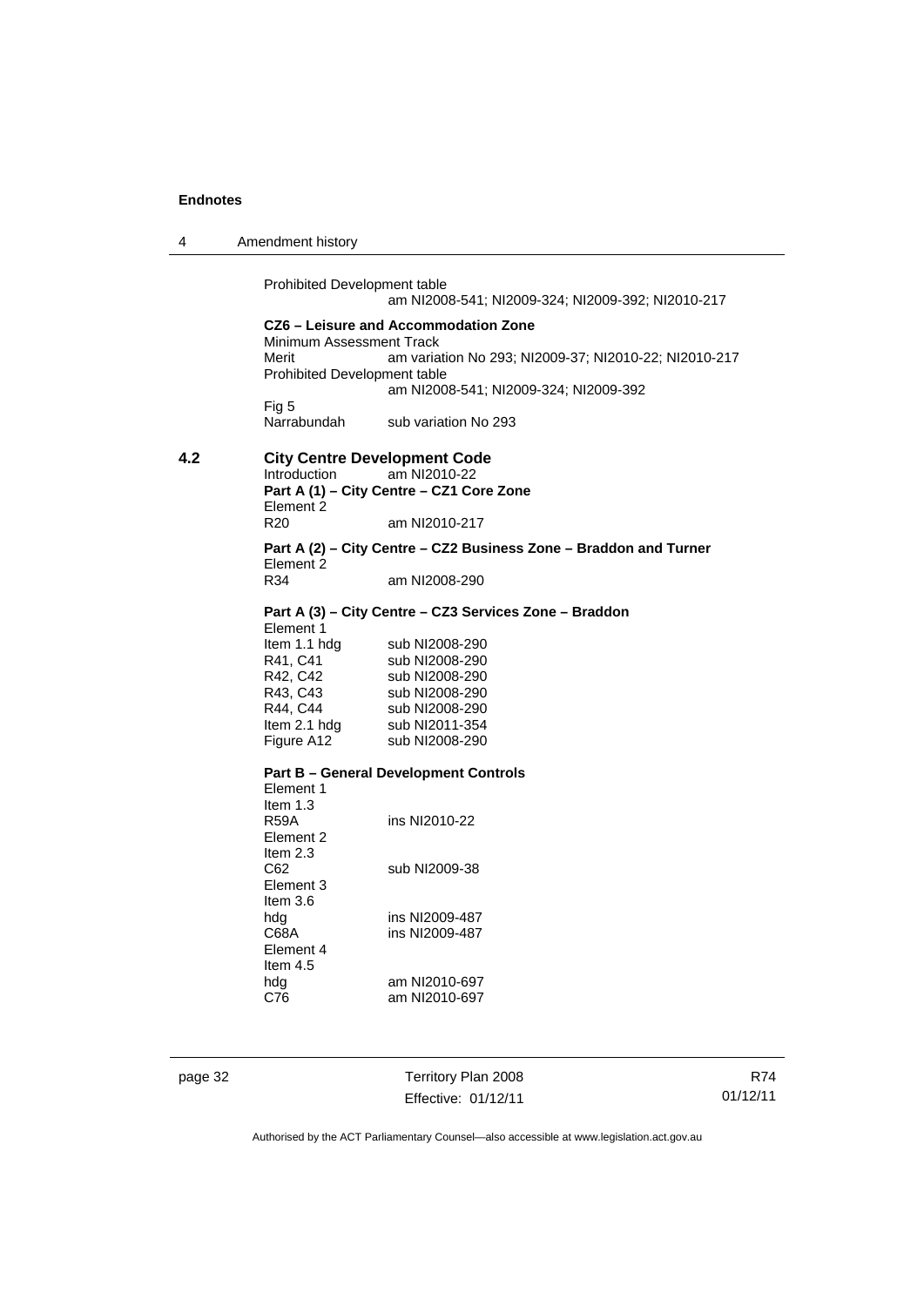Prohibited Development table
am NI2008-541; NI2009-324; NI2009-392; NI2010-217

**CZ6 – Leisure and Accommodation Zone**

Minimum Assessment Track

Merit — am variation No 293; NI2009-37; NI2010-22; NI2010-217

Prohibited Development table
am NI2008-541; NI2009-324; NI2009-392

Fig 5

Narrabundah — sub variation No 293

## 4.2 City Centre Development Code

Introduction — am NI2010-22

**Part A (1) – City Centre – CZ1 Core Zone**

Element 2

R20 — am NI2010-217

**Part A (2) – City Centre – CZ2 Business Zone – Braddon and Turner**

Element 2

R34 — am NI2008-290

**Part A (3) – City Centre – CZ3 Services Zone – Braddon**

Element 1

| | |
|---|---|
| Item 1.1 hdg | sub NI2008-290 |
| R41, C41 | sub NI2008-290 |
| R42, C42 | sub NI2008-290 |
| R43, C43 | sub NI2008-290 |
| R44, C44 | sub NI2008-290 |
| Item 2.1 hdg | sub NI2011-354 |
| Figure A12 | sub NI2008-290 |

**Part B – General Development Controls**

Element 1

Item 1.3

R59A — ins NI2010-22

Element 2

Item 2.3

C62 — sub NI2009-38

Element 3

Item 3.6

hdg — ins NI2009-487

C68A — ins NI2009-487

Element 4

Item 4.5

hdg — am NI2010-697

C76 — am NI2010-697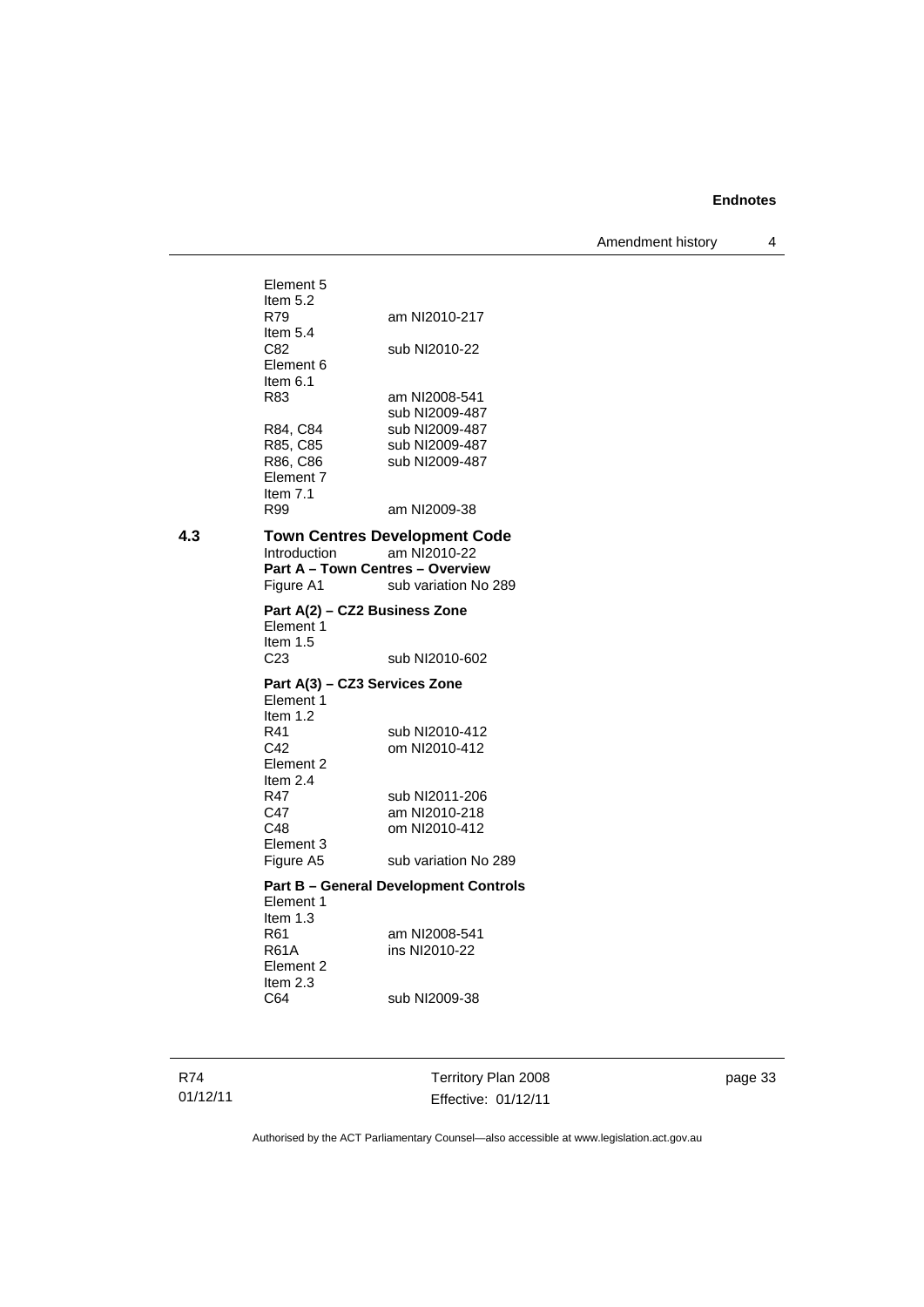Element 5
Item 5.2
R79 am NI2010-217
Item 5.4
C82 sub NI2010-22
Element 6
Item 6.1
R83 am NI2008-541
sub NI2009-487
R84, C84 sub NI2009-487
R85, C85 sub NI2009-487
R86, C86 sub NI2009-487
Element 7
Item 7.1
R99 am NI2009-38

## 4.3 Town Centres Development Code

Introduction am NI2010-22

**Part A – Town Centres – Overview**

Figure A1 sub variation No 289

**Part A(2) – CZ2 Business Zone**

Element 1
Item 1.5
C23 sub NI2010-602

**Part A(3) – CZ3 Services Zone**

Element 1
Item 1.2
R41 sub NI2010-412
C42 om NI2010-412
Element 2
Item 2.4
R47 sub NI2011-206
C47 am NI2010-218
C48 om NI2010-412
Element 3
Figure A5 sub variation No 289

**Part B – General Development Controls**

Element 1
Item 1.3
R61 am NI2008-541
R61A ins NI2010-22
Element 2
Item 2.3
C64 sub NI2009-38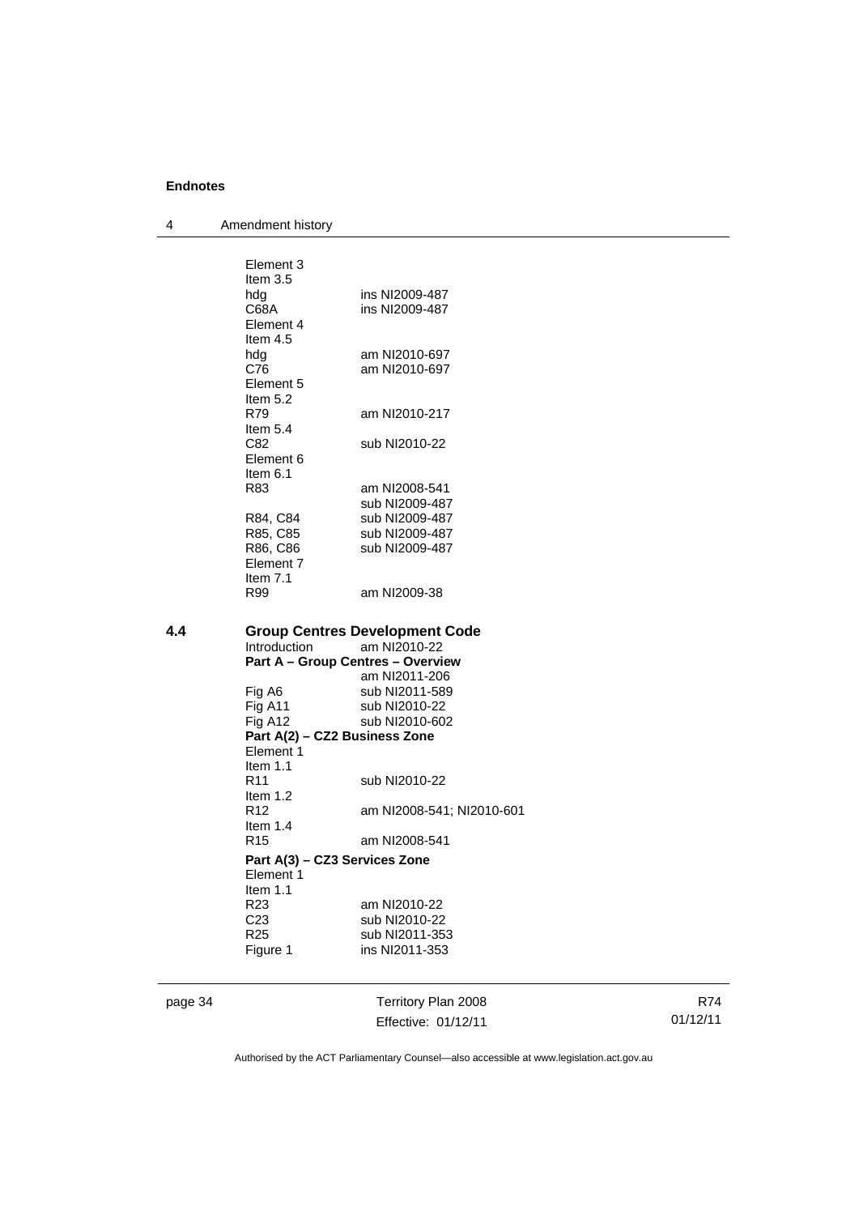Element 3
Item 3.5
hdg ins NI2009-487
C68A ins NI2009-487
Element 4
Item 4.5
hdg am NI2010-697
C76 am NI2010-697
Element 5
Item 5.2
R79 am NI2010-217
Item 5.4
C82 sub NI2010-22
Element 6
Item 6.1
R83 am NI2008-541
sub NI2009-487
R84, C84 sub NI2009-487
R85, C85 sub NI2009-487
R86, C86 sub NI2009-487
Element 7
Item 7.1
R99 am NI2009-38

## 4.4 Group Centres Development Code

Introduction am NI2010-22

**Part A – Group Centres – Overview**
am NI2011-206
Fig A6 sub NI2011-589
Fig A11 sub NI2010-22
Fig A12 sub NI2010-602

**Part A(2) – CZ2 Business Zone**
Element 1
Item 1.1
R11 sub NI2010-22
Item 1.2
R12 am NI2008-541; NI2010-601
Item 1.4
R15 am NI2008-541

**Part A(3) – CZ3 Services Zone**
Element 1
Item 1.1
R23 am NI2010-22
C23 sub NI2010-22
R25 sub NI2011-353
Figure 1 ins NI2011-353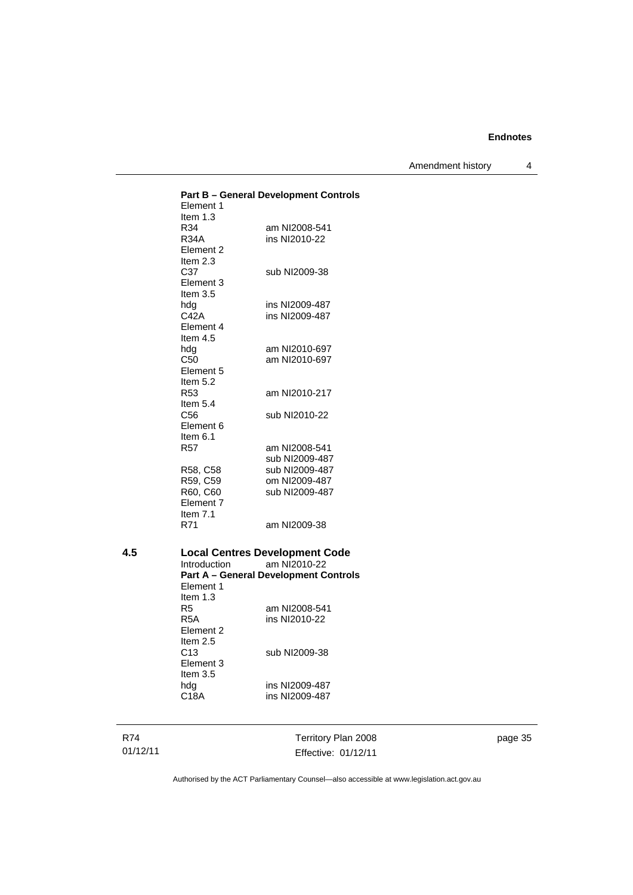**Part B – General Development Controls**

Element 1
Item 1.3
R34 am NI2008-541
R34A ins NI2010-22
Element 2
Item 2.3
C37 sub NI2009-38
Element 3
Item 3.5
hdg ins NI2009-487
C42A ins NI2009-487
Element 4
Item 4.5
hdg am NI2010-697
C50 am NI2010-697
Element 5
Item 5.2
R53 am NI2010-217
Item 5.4
C56 sub NI2010-22
Element 6
Item 6.1
R57 am NI2008-541
 sub NI2009-487
R58, C58 sub NI2009-487
R59, C59 om NI2009-487
R60, C60 sub NI2009-487
Element 7
Item 7.1
R71 am NI2009-38

## 4.5 Local Centres Development Code

Introduction am NI2010-22

**Part A – General Development Controls**

Element 1
Item 1.3
R5 am NI2008-541
R5A ins NI2010-22
Element 2
Item 2.5
C13 sub NI2009-38
Element 3
Item 3.5
hdg ins NI2009-487
C18A ins NI2009-487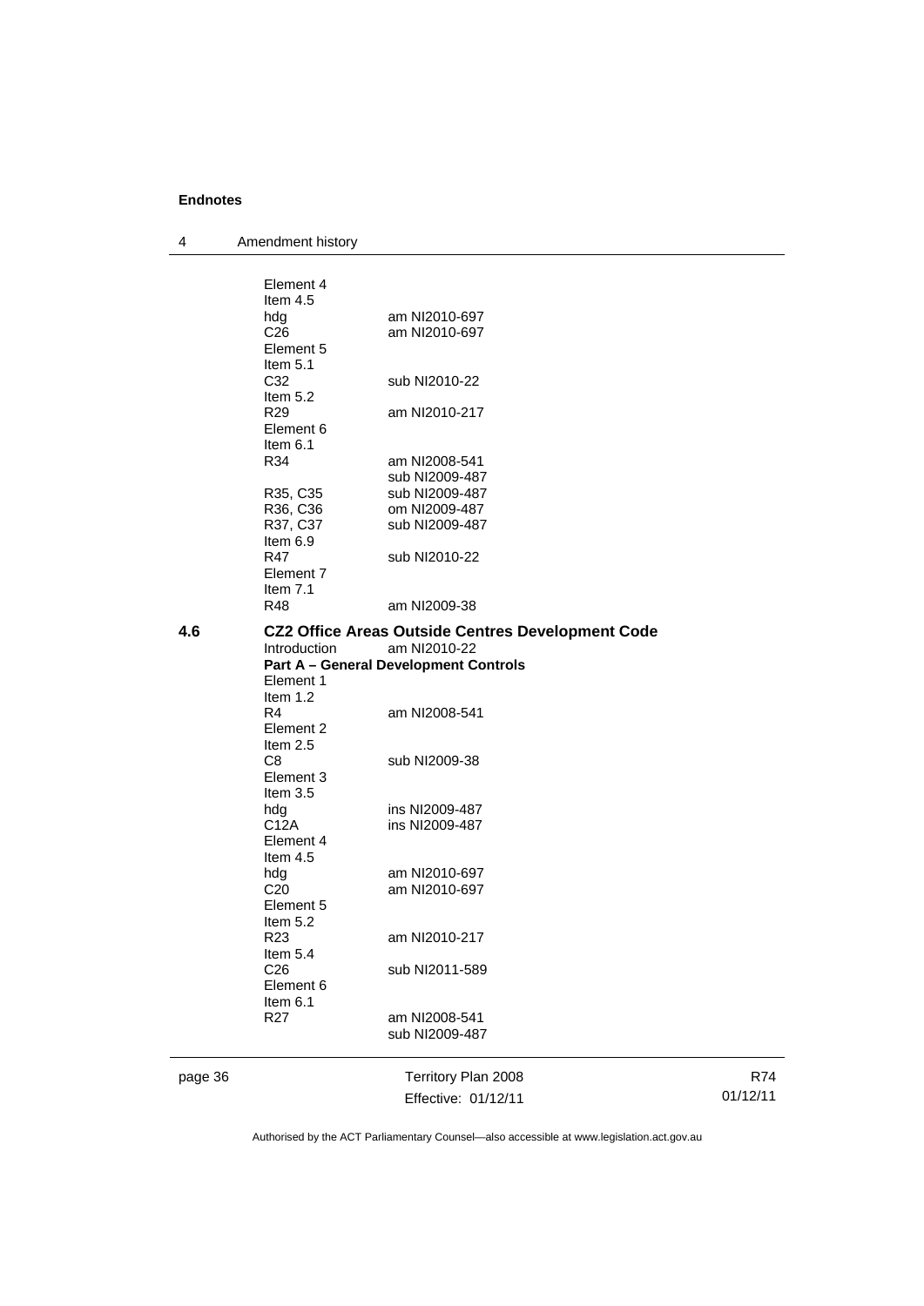| | | |
|---|---|---|
| | Element 4 | |
| | Item 4.5 | |
| | hdg | am NI2010-697 |
| | C26 | am NI2010-697 |
| | Element 5 | |
| | Item 5.1 | |
| | C32 | sub NI2010-22 |
| | Item 5.2 | |
| | R29 | am NI2010-217 |
| | Element 6 | |
| | Item 6.1 | |
| | R34 | am NI2008-541<br>sub NI2009-487 |
| | R35, C35 | sub NI2009-487 |
| | R36, C36 | om NI2009-487 |
| | R37, C37 | sub NI2009-487 |
| | Item 6.9 | |
| | R47 | sub NI2010-22 |
| | Element 7 | |
| | Item 7.1 | |
| | R48 | am NI2009-38 |

**4.6 CZ2 Office Areas Outside Centres Development Code**

| | |
|---|---|
| Introduction | am NI2010-22 |

**Part A – General Development Controls**

| | |
|---|---|
| Element 1 | |
| Item 1.2 | |
| R4 | am NI2008-541 |
| Element 2 | |
| Item 2.5 | |
| C8 | sub NI2009-38 |
| Element 3 | |
| Item 3.5 | |
| hdg | ins NI2009-487 |
| C12A | ins NI2009-487 |
| Element 4 | |
| Item 4.5 | |
| hdg | am NI2010-697 |
| C20 | am NI2010-697 |
| Element 5 | |
| Item 5.2 | |
| R23 | am NI2010-217 |
| Item 5.4 | |
| C26 | sub NI2011-589 |
| Element 6 | |
| Item 6.1 | |
| R27 | am NI2008-541<br>sub NI2009-487 |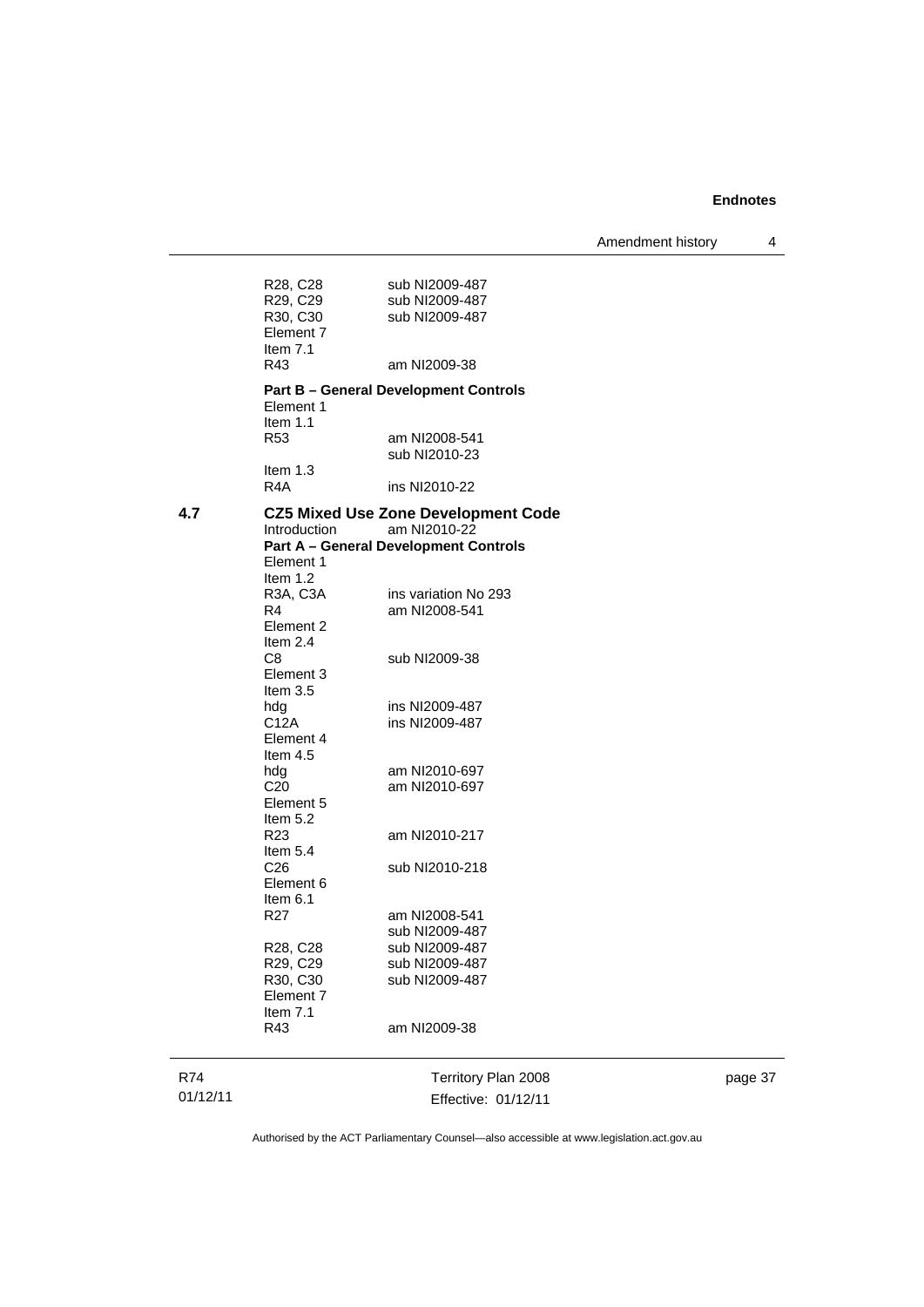R28, C28 sub NI2009-487
R29, C29 sub NI2009-487
R30, C30 sub NI2009-487
Element 7
Item 7.1
R43 am NI2009-38

**Part B – General Development Controls**
Element 1
Item 1.1
R53 am NI2008-541
sub NI2010-23
Item 1.3
R4A ins NI2010-22

**4.7 CZ5 Mixed Use Zone Development Code**
Introduction am NI2010-22
**Part A – General Development Controls**
Element 1
Item 1.2
R3A, C3A ins variation No 293
R4 am NI2008-541
Element 2
Item 2.4
C8 sub NI2009-38
Element 3
Item 3.5
hdg ins NI2009-487
C12A ins NI2009-487
Element 4
Item 4.5
hdg am NI2010-697
C20 am NI2010-697
Element 5
Item 5.2
R23 am NI2010-217
Item 5.4
C26 sub NI2010-218
Element 6
Item 6.1
R27 am NI2008-541
sub NI2009-487
R28, C28 sub NI2009-487
R29, C29 sub NI2009-487
R30, C30 sub NI2009-487
Element 7
Item 7.1
R43 am NI2009-38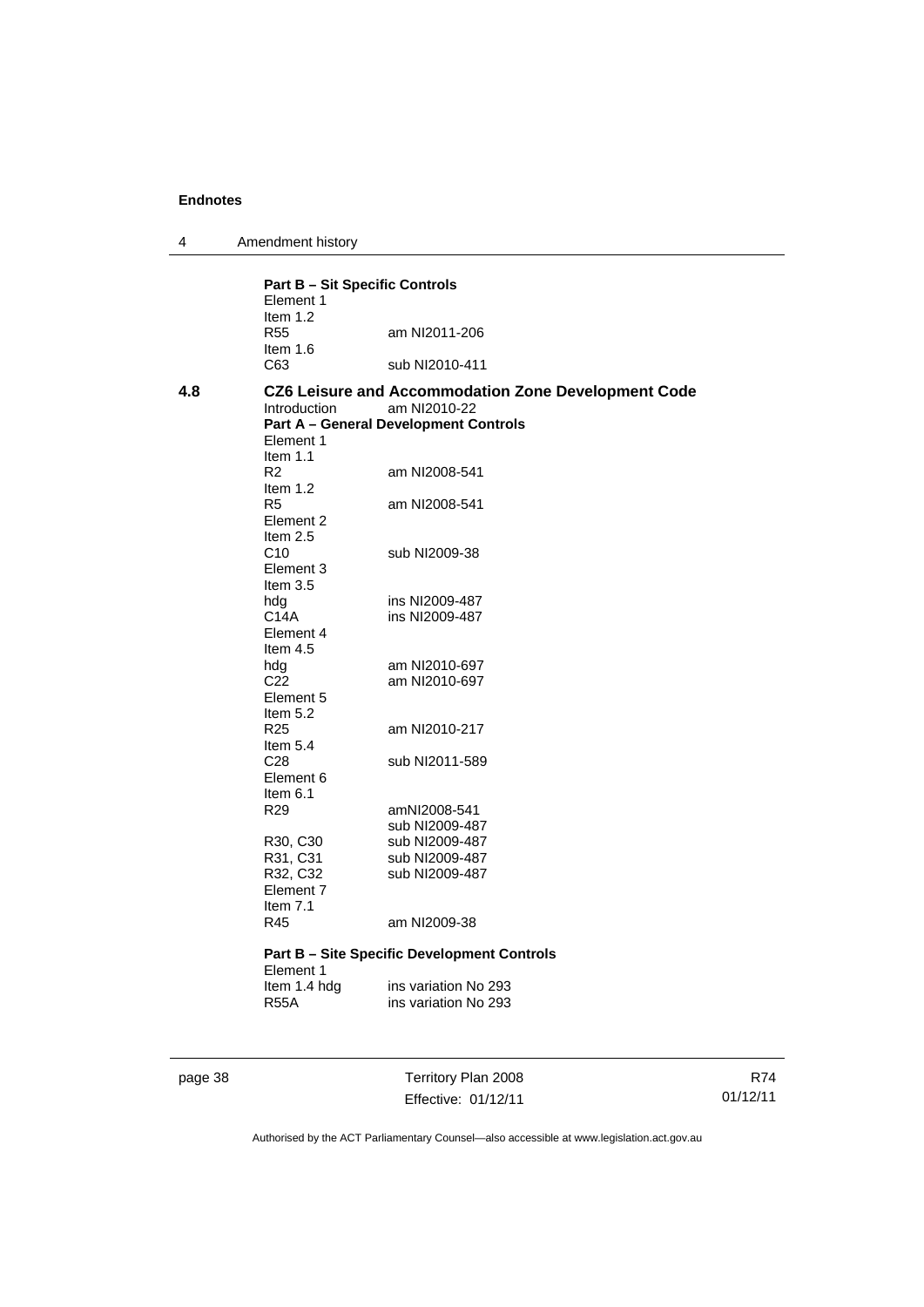**Part B – Sit Specific Controls**

Element 1
Item 1.2
R55 am NI2011-206
Item 1.6
C63 sub NI2010-411

**4.8 CZ6 Leisure and Accommodation Zone Development Code**

Introduction am NI2010-22

**Part A – General Development Controls**

Element 1
Item 1.1
R2 am NI2008-541
Item 1.2
R5 am NI2008-541
Element 2
Item 2.5
C10 sub NI2009-38
Element 3
Item 3.5
hdg ins NI2009-487
C14A ins NI2009-487
Element 4
Item 4.5
hdg am NI2010-697
C22 am NI2010-697
Element 5
Item 5.2
R25 am NI2010-217
Item 5.4
C28 sub NI2011-589
Element 6
Item 6.1
R29 amNI2008-541
sub NI2009-487
R30, C30 sub NI2009-487
R31, C31 sub NI2009-487
R32, C32 sub NI2009-487
Element 7
Item 7.1
R45 am NI2009-38

**Part B – Site Specific Development Controls**

Element 1
Item 1.4 hdg ins variation No 293
R55A ins variation No 293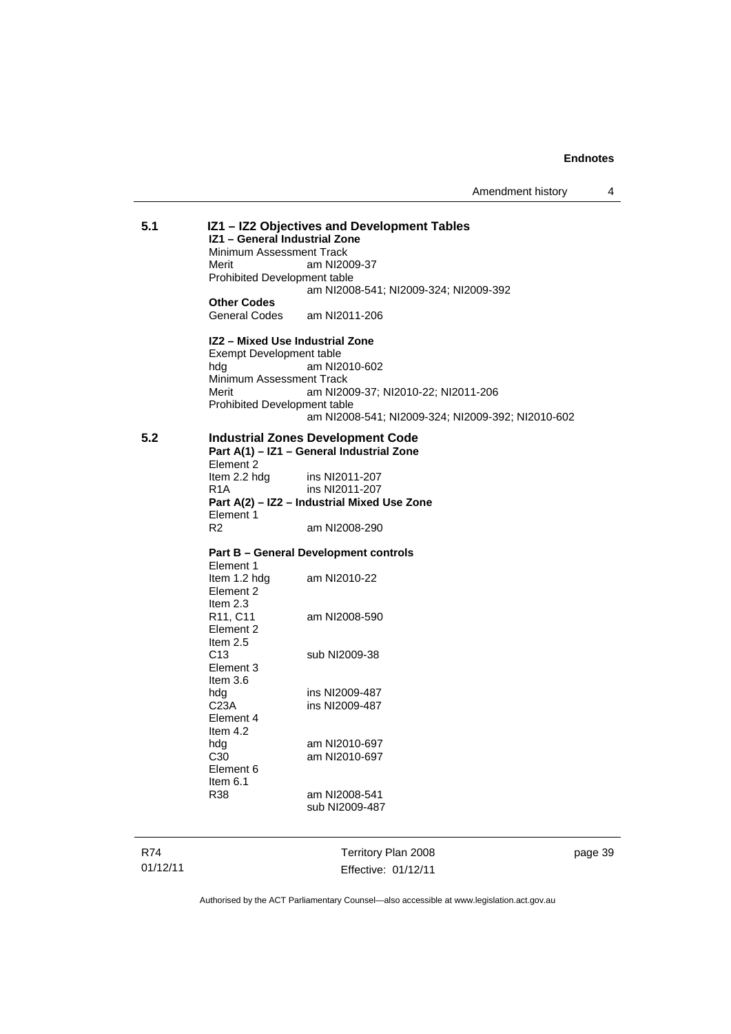**5.1 IZ1 – IZ2 Objectives and Development Tables**

**IZ1 – General Industrial Zone**

Minimum Assessment Track

Merit am NI2009-37

Prohibited Development table

am NI2008-541; NI2009-324; NI2009-392

**Other Codes**

General Codes am NI2011-206

**IZ2 – Mixed Use Industrial Zone**

Exempt Development table

hdg am NI2010-602

Minimum Assessment Track

Merit am NI2009-37; NI2010-22; NI2011-206

Prohibited Development table

am NI2008-541; NI2009-324; NI2009-392; NI2010-602

**5.2 Industrial Zones Development Code**

**Part A(1) – IZ1 – General Industrial Zone**

Element 2

Item 2.2 hdg ins NI2011-207

R1A ins NI2011-207

**Part A(2) – IZ2 – Industrial Mixed Use Zone**

Element 1

R2 am NI2008-290

**Part B – General Development controls**

Element 1

Item 1.2 hdg am NI2010-22

Element 2

Item 2.3

R11, C11 am NI2008-590

Element 2

Item 2.5

C13 sub NI2009-38

Element 3

Item 3.6

hdg ins NI2009-487

C23A ins NI2009-487

Element 4

Item 4.2

hdg am NI2010-697

C30 am NI2010-697

Element 6

Item 6.1

R38 am NI2008-541

sub NI2009-487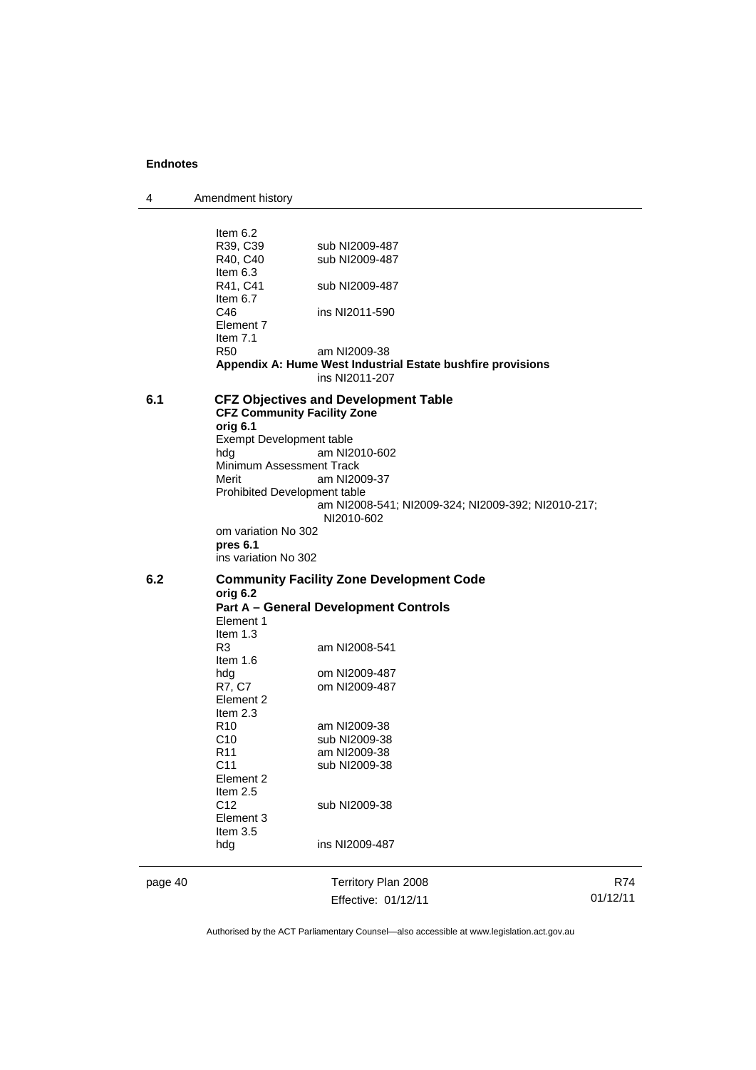Item 6.2
R39, C39 sub NI2009-487
R40, C40 sub NI2009-487
Item 6.3
R41, C41 sub NI2009-487
Item 6.7
C46 ins NI2011-590
Element 7
Item 7.1
R50 am NI2009-38
**Appendix A: Hume West Industrial Estate bushfire provisions**
ins NI2011-207

## 6.1 CFZ Objectives and Development Table

**CFZ Community Facility Zone**
**orig 6.1**
Exempt Development table
hdg am NI2010-602
Minimum Assessment Track
Merit am NI2009-37
Prohibited Development table
am NI2008-541; NI2009-324; NI2009-392; NI2010-217; NI2010-602
om variation No 302
**pres 6.1**
ins variation No 302

## 6.2 Community Facility Zone Development Code

**orig 6.2**
**Part A – General Development Controls**
Element 1
Item 1.3
R3 am NI2008-541
Item 1.6
hdg om NI2009-487
R7, C7 om NI2009-487
Element 2
Item 2.3
R10 am NI2009-38
C10 sub NI2009-38
R11 am NI2009-38
C11 sub NI2009-38
Element 2
Item 2.5
C12 sub NI2009-38
Element 3
Item 3.5
hdg ins NI2009-487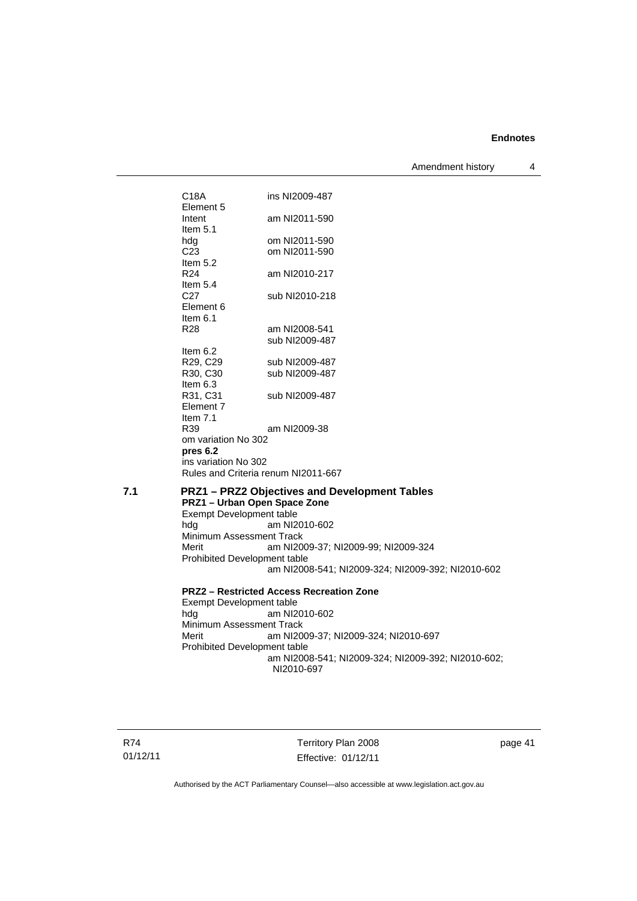C18A ins NI2009-487

Element 5

Intent am NI2011-590

Item 5.1

hdg om NI2011-590

C23 om NI2011-590

Item 5.2

R24 am NI2010-217

Item 5.4

C27 sub NI2010-218

Element 6

Item 6.1

R28 am NI2008-541
sub NI2009-487

Item 6.2

R29, C29 sub NI2009-487

R30, C30 sub NI2009-487

Item 6.3

R31, C31 sub NI2009-487

Element 7

Item 7.1

R39 am NI2009-38

om variation No 302

**pres 6.2**

ins variation No 302

Rules and Criteria renum NI2011-667

## 7.1 PRZ1 – PRZ2 Objectives and Development Tables

**PRZ1 – Urban Open Space Zone**

Exempt Development table

hdg am NI2010-602

Minimum Assessment Track

Merit am NI2009-37; NI2009-99; NI2009-324

Prohibited Development table

am NI2008-541; NI2009-324; NI2009-392; NI2010-602

**PRZ2 – Restricted Access Recreation Zone**

Exempt Development table

hdg am NI2010-602

Minimum Assessment Track

Merit am NI2009-37; NI2009-324; NI2010-697

Prohibited Development table

am NI2008-541; NI2009-324; NI2009-392; NI2010-602; NI2010-697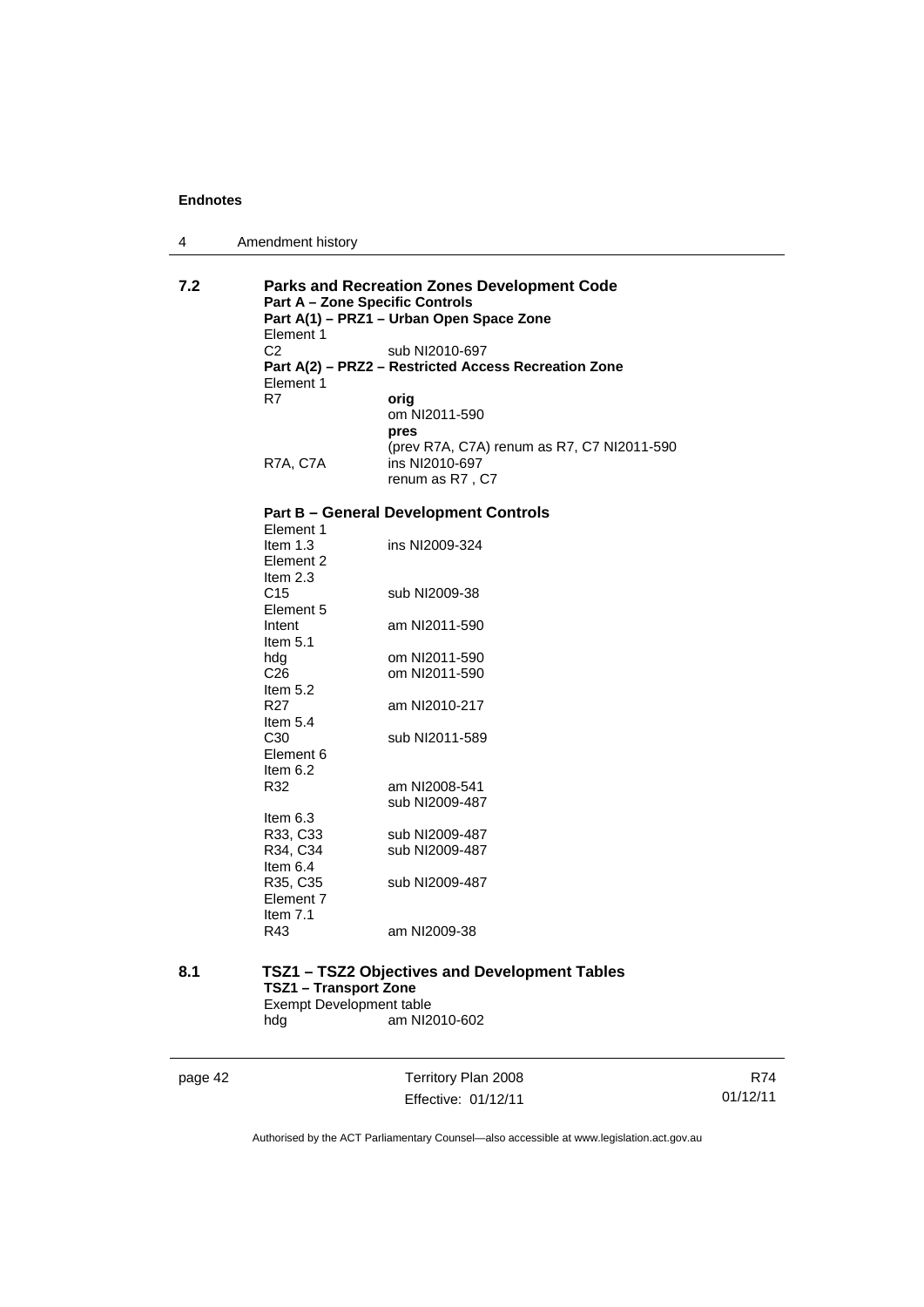**Endnotes**

4 Amendment history

**7.2 Parks and Recreation Zones Development Code**

**Part A – Zone Specific Controls**

**Part A(1) – PRZ1 – Urban Open Space Zone**

Element 1

C2 sub NI2010-697

**Part A(2) – PRZ2 – Restricted Access Recreation Zone**

Element 1

R7 **orig**
om NI2011-590
**pres**
(prev R7A, C7A) renum as R7, C7 NI2011-590

R7A, C7A ins NI2010-697
renum as R7 , C7

**Part B – General Development Controls**

Element 1

Item 1.3 ins NI2009-324

Element 2

Item 2.3

C15 sub NI2009-38

Element 5

Intent am NI2011-590

Item 5.1

hdg om NI2011-590

C26 om NI2011-590

Item 5.2

R27 am NI2010-217

Item 5.4

C30 sub NI2011-589

Element 6

Item 6.2

R32 am NI2008-541
sub NI2009-487

Item 6.3

R33, C33 sub NI2009-487

R34, C34 sub NI2009-487

Item 6.4

R35, C35 sub NI2009-487

Element 7

Item 7.1

R43 am NI2009-38

**8.1 TSZ1 – TSZ2 Objectives and Development Tables**

**TSZ1 – Transport Zone**

Exempt Development table

hdg am NI2010-602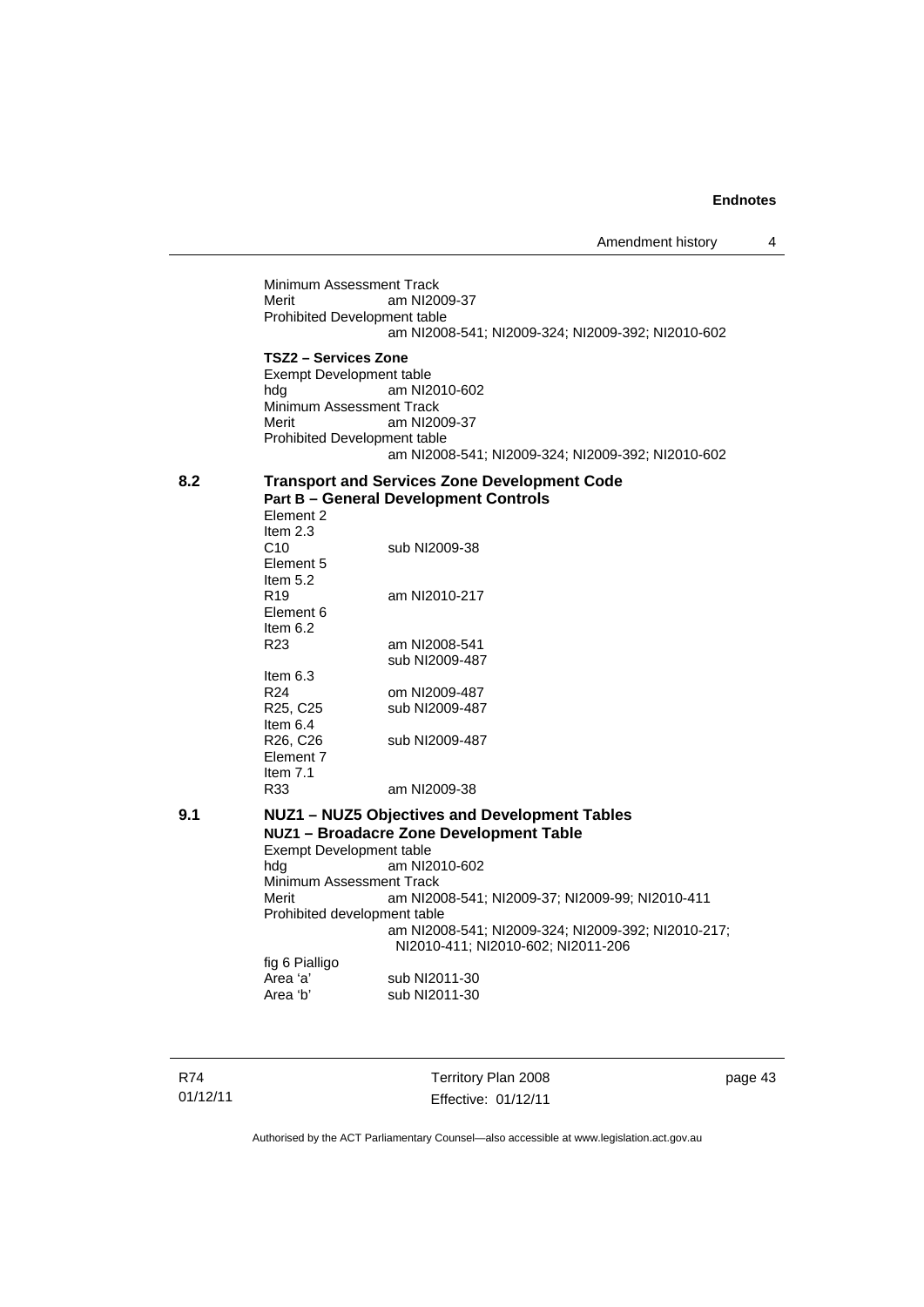Minimum Assessment Track
Merit am NI2009-37
Prohibited Development table
am NI2008-541; NI2009-324; NI2009-392; NI2010-602

**TSZ2 – Services Zone**
Exempt Development table
hdg am NI2010-602
Minimum Assessment Track
Merit am NI2009-37
Prohibited Development table
am NI2008-541; NI2009-324; NI2009-392; NI2010-602

**8.2 Transport and Services Zone Development Code**
**Part B – General Development Controls**
Element 2
Item 2.3
C10 sub NI2009-38
Element 5
Item 5.2
R19 am NI2010-217
Element 6
Item 6.2
R23 am NI2008-541
sub NI2009-487
Item 6.3
R24 om NI2009-487
R25, C25 sub NI2009-487
Item 6.4
R26, C26 sub NI2009-487
Element 7
Item 7.1
R33 am NI2009-38

**9.1 NUZ1 – NUZ5 Objectives and Development Tables**
**NUZ1 – Broadacre Zone Development Table**
Exempt Development table
hdg am NI2010-602
Minimum Assessment Track
Merit am NI2008-541; NI2009-37; NI2009-99; NI2010-411
Prohibited development table
am NI2008-541; NI2009-324; NI2009-392; NI2010-217; NI2010-411; NI2010-602; NI2011-206
fig 6 Pialligo
Area 'a' sub NI2011-30
Area 'b' sub NI2011-30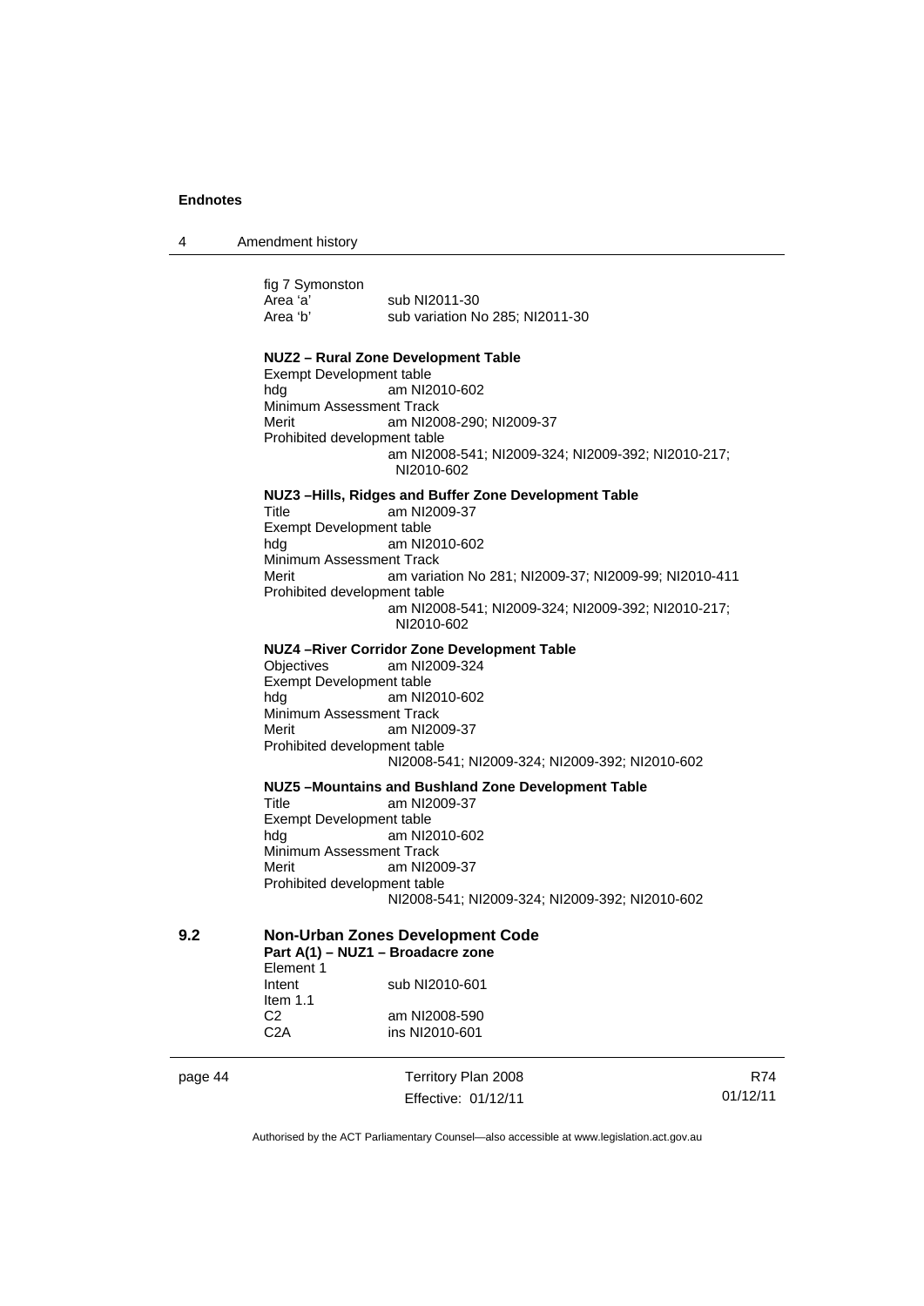fig 7 Symonston

Area 'a' sub NI2011-30
Area 'b' sub variation No 285; NI2011-30

**NUZ2 – Rural Zone Development Table**

Exempt Development table
hdg am NI2010-602
Minimum Assessment Track
Merit am NI2008-290; NI2009-37
Prohibited development table
am NI2008-541; NI2009-324; NI2009-392; NI2010-217; NI2010-602

**NUZ3 –Hills, Ridges and Buffer Zone Development Table**

Title am NI2009-37
Exempt Development table
hdg am NI2010-602
Minimum Assessment Track
Merit am variation No 281; NI2009-37; NI2009-99; NI2010-411
Prohibited development table
am NI2008-541; NI2009-324; NI2009-392; NI2010-217; NI2010-602

**NUZ4 –River Corridor Zone Development Table**

Objectives am NI2009-324
Exempt Development table
hdg am NI2010-602
Minimum Assessment Track
Merit am NI2009-37
Prohibited development table
NI2008-541; NI2009-324; NI2009-392; NI2010-602

**NUZ5 –Mountains and Bushland Zone Development Table**

Title am NI2009-37
Exempt Development table
hdg am NI2010-602
Minimum Assessment Track
Merit am NI2009-37
Prohibited development table
NI2008-541; NI2009-324; NI2009-392; NI2010-602

**9.2 Non-Urban Zones Development Code**

**Part A(1) – NUZ1 – Broadacre zone**

Element 1
Intent sub NI2010-601
Item 1.1
C2 am NI2008-590
C2A ins NI2010-601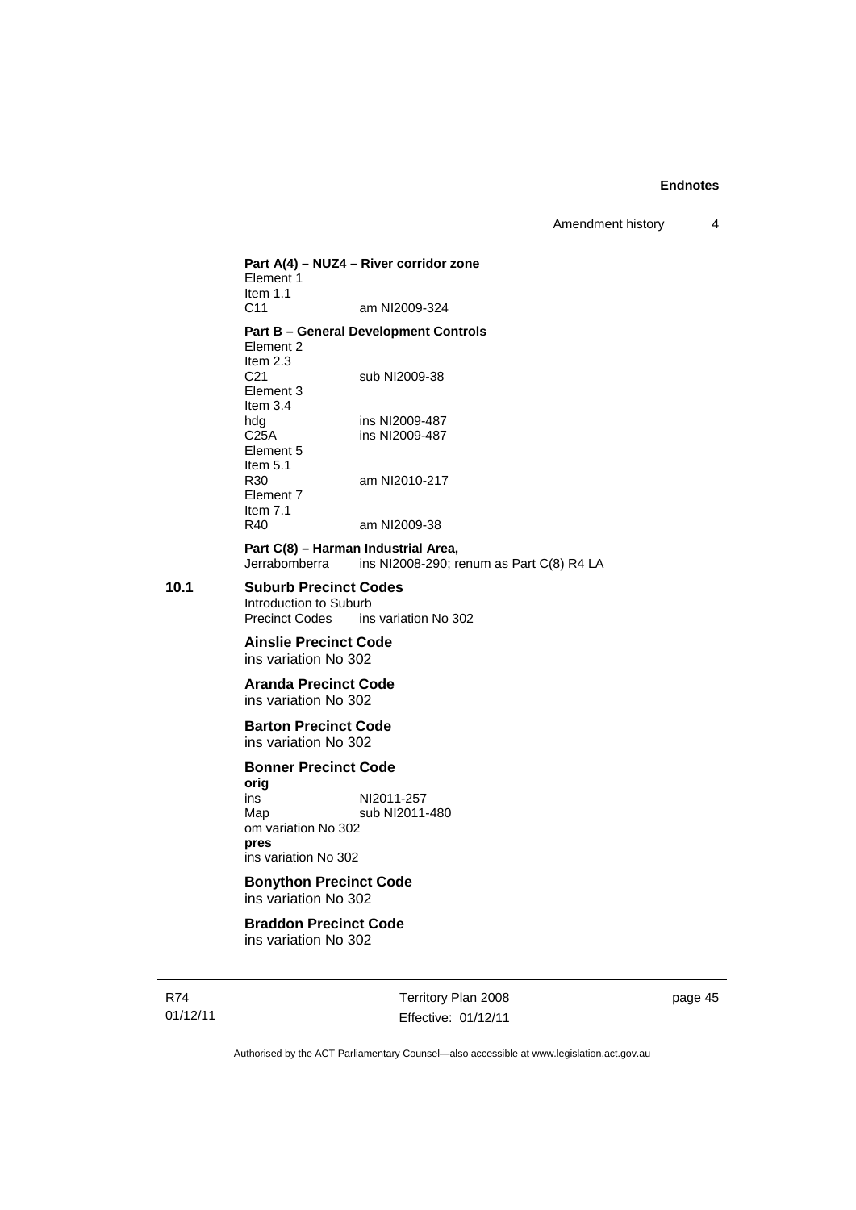**Part A(4) – NUZ4 – River corridor zone**

Element 1
Item 1.1
C11 am NI2009-324

**Part B – General Development Controls**

Element 2
Item 2.3
C21 sub NI2009-38
Element 3
Item 3.4
hdg ins NI2009-487
C25A ins NI2009-487
Element 5
Item 5.1
R30 am NI2010-217
Element 7
Item 7.1
R40 am NI2009-38

**Part C(8) – Harman Industrial Area,**
Jerrabomberra ins NI2008-290; renum as Part C(8) R4 LA

## 10.1 Suburb Precinct Codes

Introduction to Suburb
Precinct Codes ins variation No 302

**Ainslie Precinct Code**
ins variation No 302

**Aranda Precinct Code**
ins variation No 302

**Barton Precinct Code**
ins variation No 302

**Bonner Precinct Code**
**orig**
ins NI2011-257
Map sub NI2011-480
om variation No 302
**pres**
ins variation No 302

**Bonython Precinct Code**
ins variation No 302

**Braddon Precinct Code**
ins variation No 302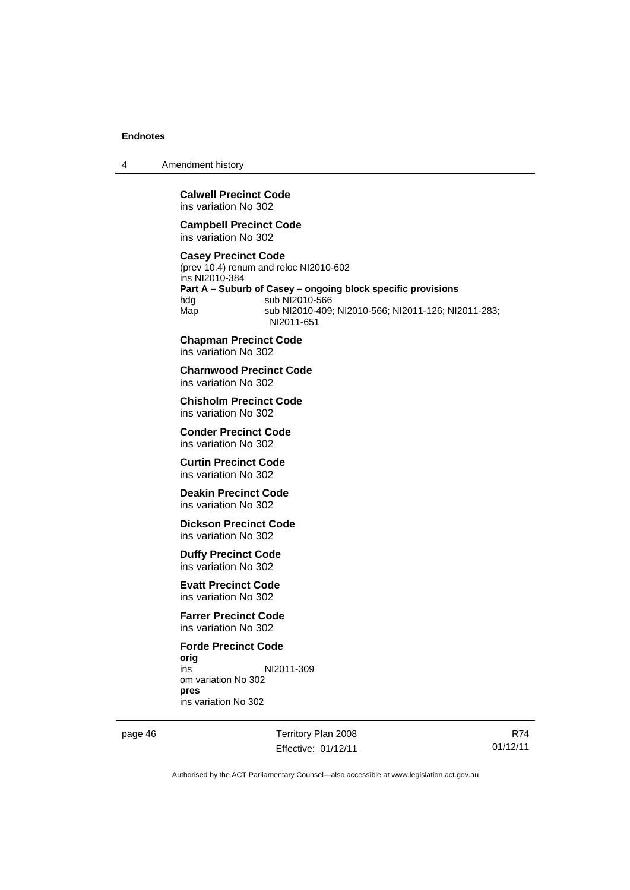**Calwell Precinct Code**
ins variation No 302

**Campbell Precinct Code**
ins variation No 302

**Casey Precinct Code**
(prev 10.4) renum and reloc NI2010-602
ins NI2010-384
**Part A – Suburb of Casey – ongoing block specific provisions**
hdg sub NI2010-566
Map sub NI2010-409; NI2010-566; NI2011-126; NI2011-283; NI2011-651

**Chapman Precinct Code**
ins variation No 302

**Charnwood Precinct Code**
ins variation No 302

**Chisholm Precinct Code**
ins variation No 302

**Conder Precinct Code**
ins variation No 302

**Curtin Precinct Code**
ins variation No 302

**Deakin Precinct Code**
ins variation No 302

**Dickson Precinct Code**
ins variation No 302

**Duffy Precinct Code**
ins variation No 302

**Evatt Precinct Code**
ins variation No 302

**Farrer Precinct Code**
ins variation No 302

**Forde Precinct Code**
**orig**
ins NI2011-309
om variation No 302
**pres**
ins variation No 302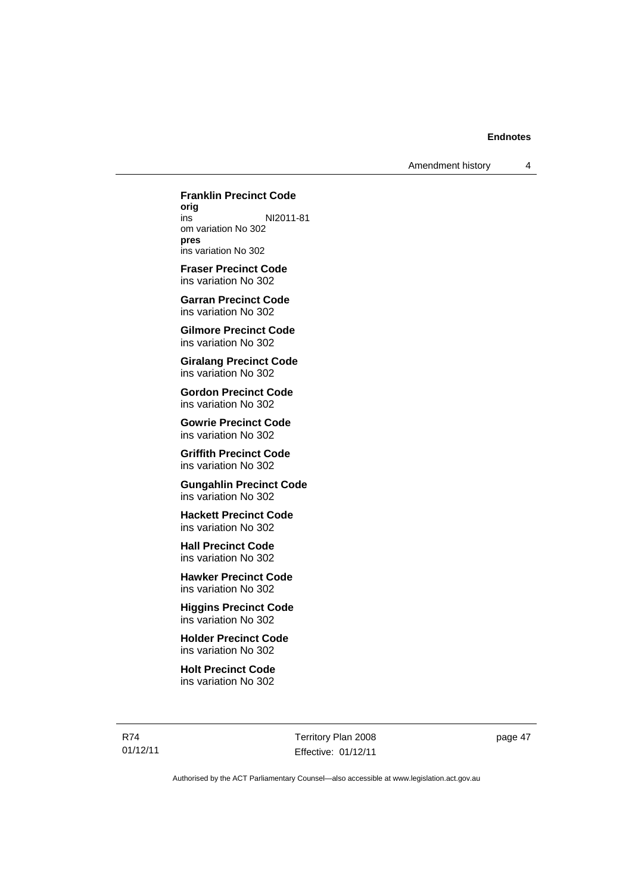**Franklin Precinct Code**
**orig**
ins NI2011-81
om variation No 302
**pres**
ins variation No 302

**Fraser Precinct Code**
ins variation No 302

**Garran Precinct Code**
ins variation No 302

**Gilmore Precinct Code**
ins variation No 302

**Giralang Precinct Code**
ins variation No 302

**Gordon Precinct Code**
ins variation No 302

**Gowrie Precinct Code**
ins variation No 302

**Griffith Precinct Code**
ins variation No 302

**Gungahlin Precinct Code**
ins variation No 302

**Hackett Precinct Code**
ins variation No 302

**Hall Precinct Code**
ins variation No 302

**Hawker Precinct Code**
ins variation No 302

**Higgins Precinct Code**
ins variation No 302

**Holder Precinct Code**
ins variation No 302

**Holt Precinct Code**
ins variation No 302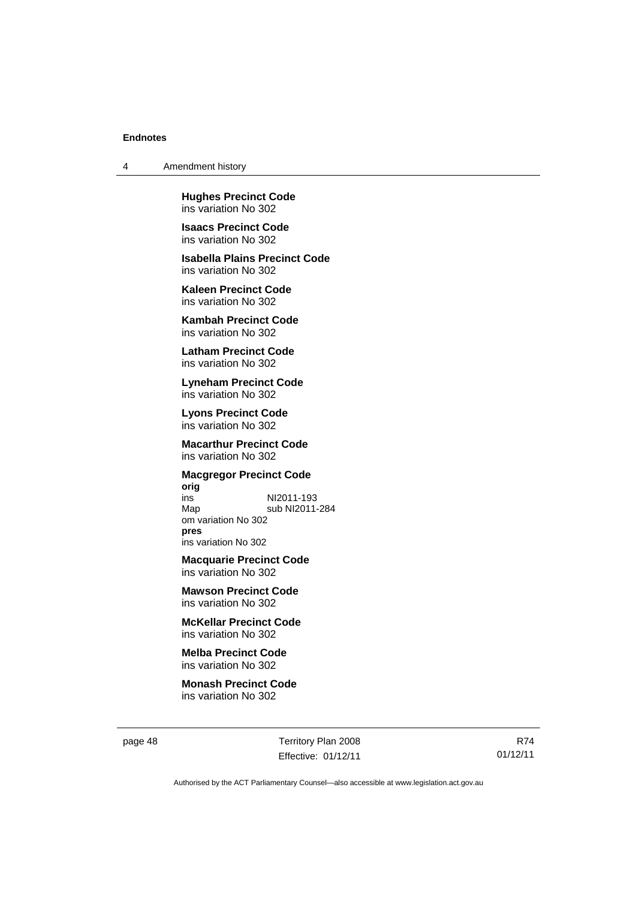**Hughes Precinct Code**
ins variation No 302

**Isaacs Precinct Code**
ins variation No 302

**Isabella Plains Precinct Code**
ins variation No 302

**Kaleen Precinct Code**
ins variation No 302

**Kambah Precinct Code**
ins variation No 302

**Latham Precinct Code**
ins variation No 302

**Lyneham Precinct Code**
ins variation No 302

**Lyons Precinct Code**
ins variation No 302

**Macarthur Precinct Code**
ins variation No 302

**Macgregor Precinct Code**
**orig**
ins NI2011-193
Map sub NI2011-284
om variation No 302
**pres**
ins variation No 302

**Macquarie Precinct Code**
ins variation No 302

**Mawson Precinct Code**
ins variation No 302

**McKellar Precinct Code**
ins variation No 302

**Melba Precinct Code**
ins variation No 302

**Monash Precinct Code**
ins variation No 302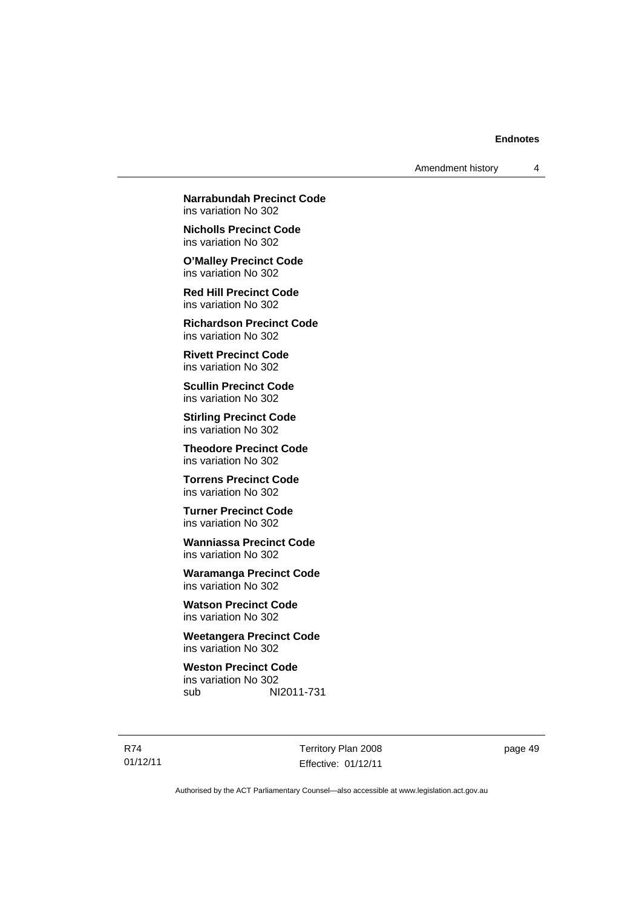**Narrabundah Precinct Code**
ins variation No 302

**Nicholls Precinct Code**
ins variation No 302

**O'Malley Precinct Code**
ins variation No 302

**Red Hill Precinct Code**
ins variation No 302

**Richardson Precinct Code**
ins variation No 302

**Rivett Precinct Code**
ins variation No 302

**Scullin Precinct Code**
ins variation No 302

**Stirling Precinct Code**
ins variation No 302

**Theodore Precinct Code**
ins variation No 302

**Torrens Precinct Code**
ins variation No 302

**Turner Precinct Code**
ins variation No 302

**Wanniassa Precinct Code**
ins variation No 302

**Waramanga Precinct Code**
ins variation No 302

**Watson Precinct Code**
ins variation No 302

**Weetangera Precinct Code**
ins variation No 302

**Weston Precinct Code**
ins variation No 302
sub NI2011-731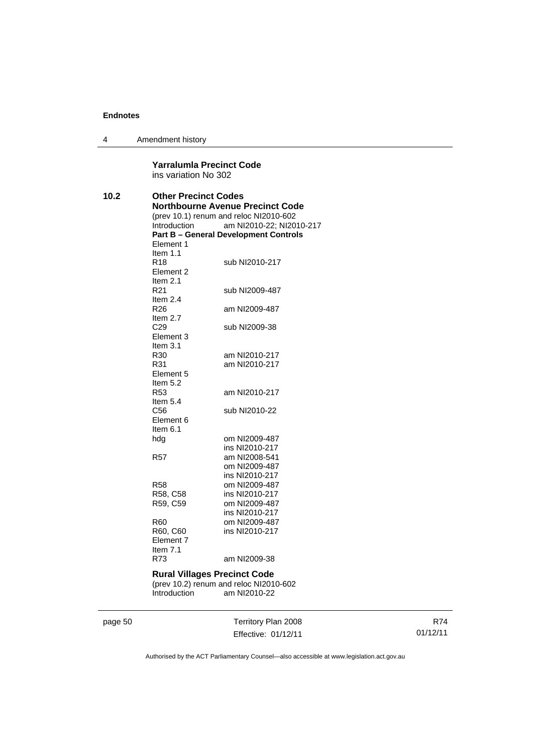**Yarralumla Precinct Code**
ins variation No 302

**10.2 Other Precinct Codes**

**Northbourne Avenue Precinct Code**
(prev 10.1) renum and reloc NI2010-602

| | |
|---|---|
| Introduction | am NI2010-22; NI2010-217 |
| **Part B – General Development Controls** | |
| Element 1 | |
| Item 1.1 | |
| R18 | sub NI2010-217 |
| Element 2 | |
| Item 2.1 | |
| R21 | sub NI2009-487 |
| Item 2.4 | |
| R26 | am NI2009-487 |
| Item 2.7 | |
| C29 | sub NI2009-38 |
| Element 3 | |
| Item 3.1 | |
| R30 | am NI2010-217 |
| R31 | am NI2010-217 |
| Element 5 | |
| Item 5.2 | |
| R53 | am NI2010-217 |
| Item 5.4 | |
| C56 | sub NI2010-22 |
| Element 6 | |
| Item 6.1 | |
| hdg | om NI2009-487<br>ins NI2010-217 |
| R57 | am NI2008-541<br>om NI2009-487<br>ins NI2010-217 |
| R58 | om NI2009-487 |
| R58, C58 | ins NI2010-217 |
| R59, C59 | om NI2009-487<br>ins NI2010-217 |
| R60 | om NI2009-487 |
| R60, C60 | ins NI2010-217 |
| Element 7 | |
| Item 7.1 | |
| R73 | am NI2009-38 |

**Rural Villages Precinct Code**
(prev 10.2) renum and reloc NI2010-602

| | |
|---|---|
| Introduction | am NI2010-22 |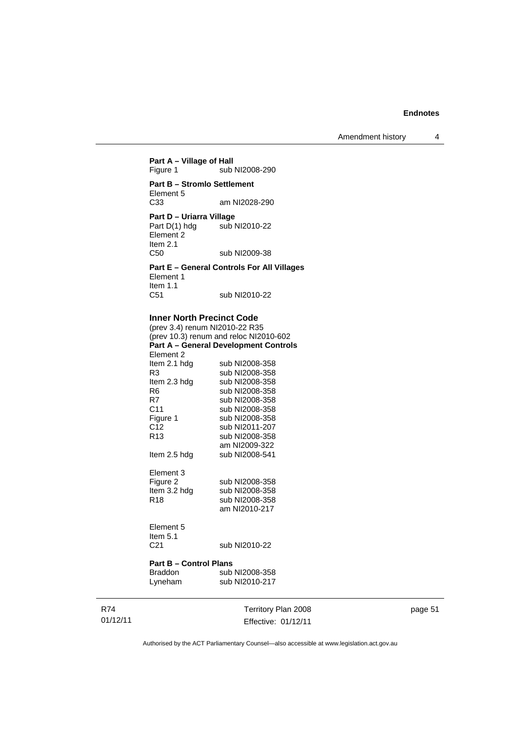**Part A – Village of Hall**
Figure 1 sub NI2008-290

**Part B – Stromlo Settlement**
Element 5
C33 am NI2028-290

**Part D – Uriarra Village**
Part D(1) hdg sub NI2010-22
Element 2
Item 2.1
C50 sub NI2009-38

**Part E – General Controls For All Villages**
Element 1
Item 1.1
C51 sub NI2010-22

### Inner North Precinct Code

(prev 3.4) renum NI2010-22 R35
(prev 10.3) renum and reloc NI2010-602

**Part A – General Development Controls**
Element 2
Item 2.1 hdg sub NI2008-358
R3 sub NI2008-358
Item 2.3 hdg sub NI2008-358
R6 sub NI2008-358
R7 sub NI2008-358
C11 sub NI2008-358
Figure 1 sub NI2008-358
C12 sub NI2011-207
R13 sub NI2008-358
am NI2009-322
Item 2.5 hdg sub NI2008-541

Element 3
Figure 2 sub NI2008-358
Item 3.2 hdg sub NI2008-358
R18 sub NI2008-358
am NI2010-217

Element 5
Item 5.1
C21 sub NI2010-22

**Part B – Control Plans**
Braddon sub NI2008-358
Lyneham sub NI2010-217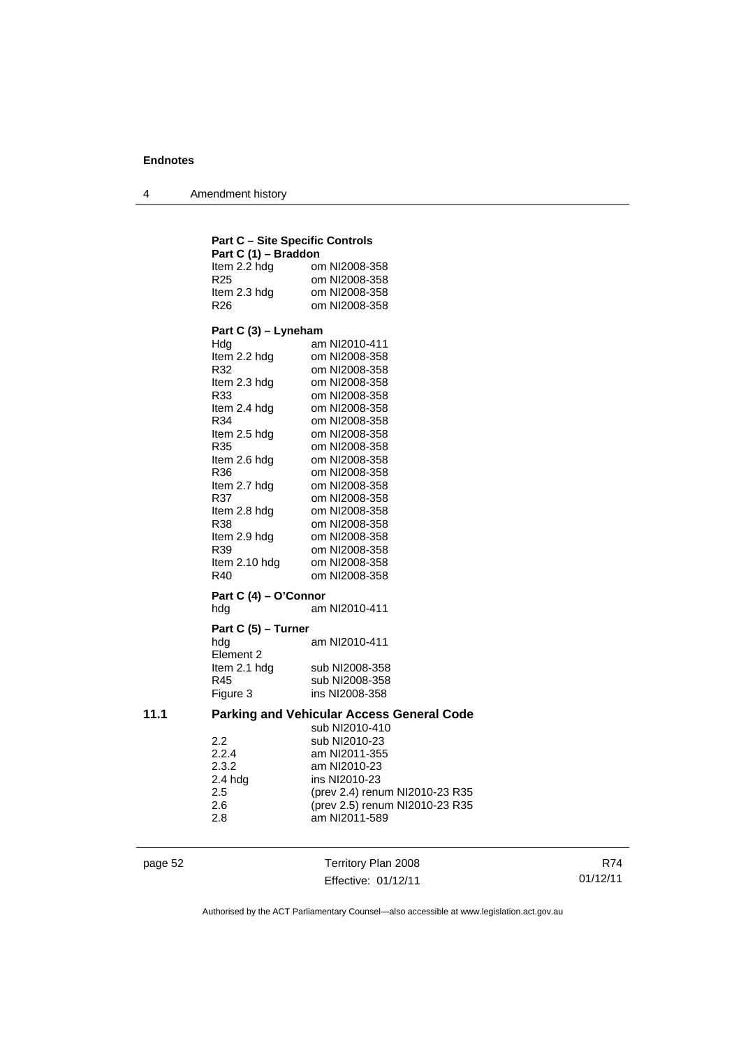**Part C – Site Specific Controls**

**Part C (1) – Braddon**

| | |
|---|---|
| Item 2.2 hdg | om NI2008-358 |
| R25 | om NI2008-358 |
| Item 2.3 hdg | om NI2008-358 |
| R26 | om NI2008-358 |

**Part C (3) – Lyneham**

| | |
|---|---|
| Hdg | am NI2010-411 |
| Item 2.2 hdg | om NI2008-358 |
| R32 | om NI2008-358 |
| Item 2.3 hdg | om NI2008-358 |
| R33 | om NI2008-358 |
| Item 2.4 hdg | om NI2008-358 |
| R34 | om NI2008-358 |
| Item 2.5 hdg | om NI2008-358 |
| R35 | om NI2008-358 |
| Item 2.6 hdg | om NI2008-358 |
| R36 | om NI2008-358 |
| Item 2.7 hdg | om NI2008-358 |
| R37 | om NI2008-358 |
| Item 2.8 hdg | om NI2008-358 |
| R38 | om NI2008-358 |
| Item 2.9 hdg | om NI2008-358 |
| R39 | om NI2008-358 |
| Item 2.10 hdg | om NI2008-358 |
| R40 | om NI2008-358 |

**Part C (4) – O'Connor**

| | |
|---|---|
| hdg | am NI2010-411 |

**Part C (5) – Turner**

| | |
|---|---|
| hdg | am NI2010-411 |
| Element 2 | |
| Item 2.1 hdg | sub NI2008-358 |
| R45 | sub NI2008-358 |
| Figure 3 | ins NI2008-358 |

**11.1 Parking and Vehicular Access General Code**

| | |
|---|---|
| | sub NI2010-410 |
| 2.2 | sub NI2010-23 |
| 2.2.4 | am NI2011-355 |
| 2.3.2 | am NI2010-23 |
| 2.4 hdg | ins NI2010-23 |
| 2.5 | (prev 2.4) renum NI2010-23 R35 |
| 2.6 | (prev 2.5) renum NI2010-23 R35 |
| 2.8 | am NI2011-589 |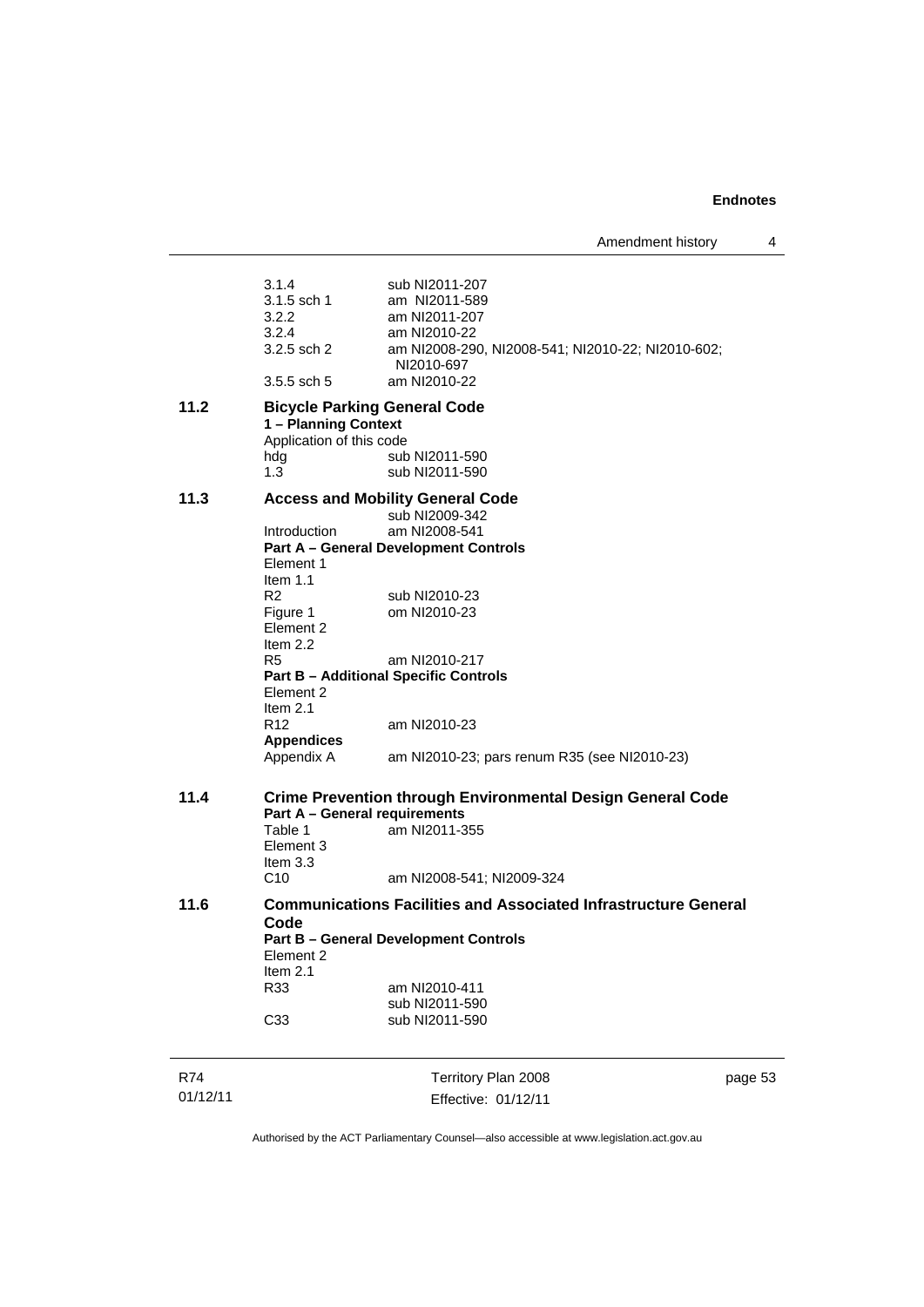| | | |
|---|---|---|
| | 3.1.4 | sub NI2011-207 |
| | 3.1.5 sch 1 | am NI2011-589 |
| | 3.2.2 | am NI2011-207 |
| | 3.2.4 | am NI2010-22 |
| | 3.2.5 sch 2 | am NI2008-290, NI2008-541; NI2010-22; NI2010-602; NI2010-697 |
| | 3.5.5 sch 5 | am NI2010-22 |

**11.2 Bicycle Parking General Code**

**1 – Planning Context**

Application of this code

| | |
|---|---|
| hdg | sub NI2011-590 |
| 1.3 | sub NI2011-590 |

**11.3 Access and Mobility General Code**

| | |
|---|---|
| | sub NI2009-342 |
| Introduction | am NI2008-541 |

**Part A – General Development Controls**

Element 1

Item 1.1

| | |
|---|---|
| R2 | sub NI2010-23 |
| Figure 1 | om NI2010-23 |

Element 2

Item 2.2

| | |
|---|---|
| R5 | am NI2010-217 |

**Part B – Additional Specific Controls**

Element 2

Item 2.1

| | |
|---|---|
| R12 | am NI2010-23 |

**Appendices**

| | |
|---|---|
| Appendix A | am NI2010-23; pars renum R35 (see NI2010-23) |

**11.4 Crime Prevention through Environmental Design General Code**

**Part A – General requirements**

| | |
|---|---|
| Table 1 | am NI2011-355 |

Element 3

Item 3.3

| | |
|---|---|
| C10 | am NI2008-541; NI2009-324 |

**11.6 Communications Facilities and Associated Infrastructure General Code**

**Part B – General Development Controls**

Element 2

Item 2.1

| | |
|---|---|
| R33 | am NI2010-411 |
| | sub NI2011-590 |
| C33 | sub NI2011-590 |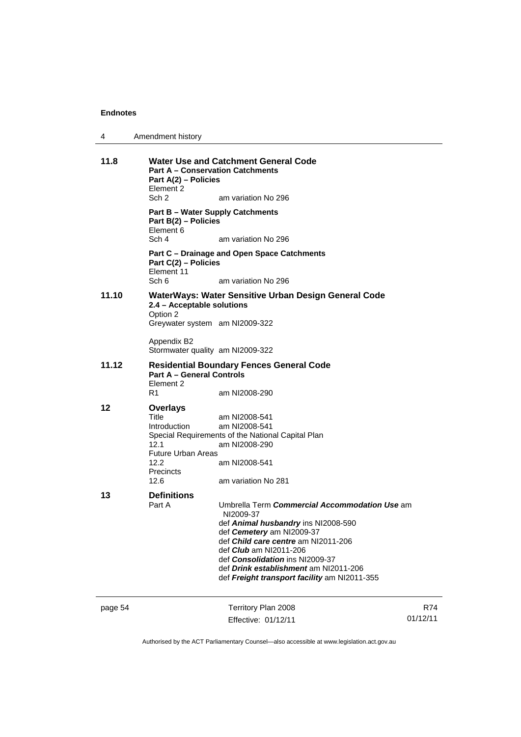**11.8** **Water Use and Catchment General Code**

**Part A – Conservation Catchments**

**Part A(2) – Policies**

Element 2

Sch 2 am variation No 296

**Part B – Water Supply Catchments**

**Part B(2) – Policies**

Element 6

Sch 4 am variation No 296

**Part C – Drainage and Open Space Catchments**

**Part C(2) – Policies**

Element 11

Sch 6 am variation No 296

**11.10** **WaterWays: Water Sensitive Urban Design General Code**

**2.4 – Acceptable solutions**

Option 2

Greywater system am NI2009-322

Appendix B2

Stormwater quality am NI2009-322

**11.12** **Residential Boundary Fences General Code**

**Part A – General Controls**

Element 2

R1 am NI2008-290

**12** **Overlays**

Title am NI2008-541

Introduction am NI2008-541

Special Requirements of the National Capital Plan

12.1 am NI2008-290

Future Urban Areas

12.2 am NI2008-541

Precincts

12.6 am variation No 281

**13** **Definitions**

Part A Umbrella Term ***Commercial Accommodation Use*** am NI2009-37

def ***Animal husbandry*** ins NI2008-590

def ***Cemetery*** am NI2009-37

def ***Child care centre*** am NI2011-206

def ***Club*** am NI2011-206

def ***Consolidation*** ins NI2009-37

def ***Drink establishment*** am NI2011-206

def ***Freight transport facility*** am NI2011-355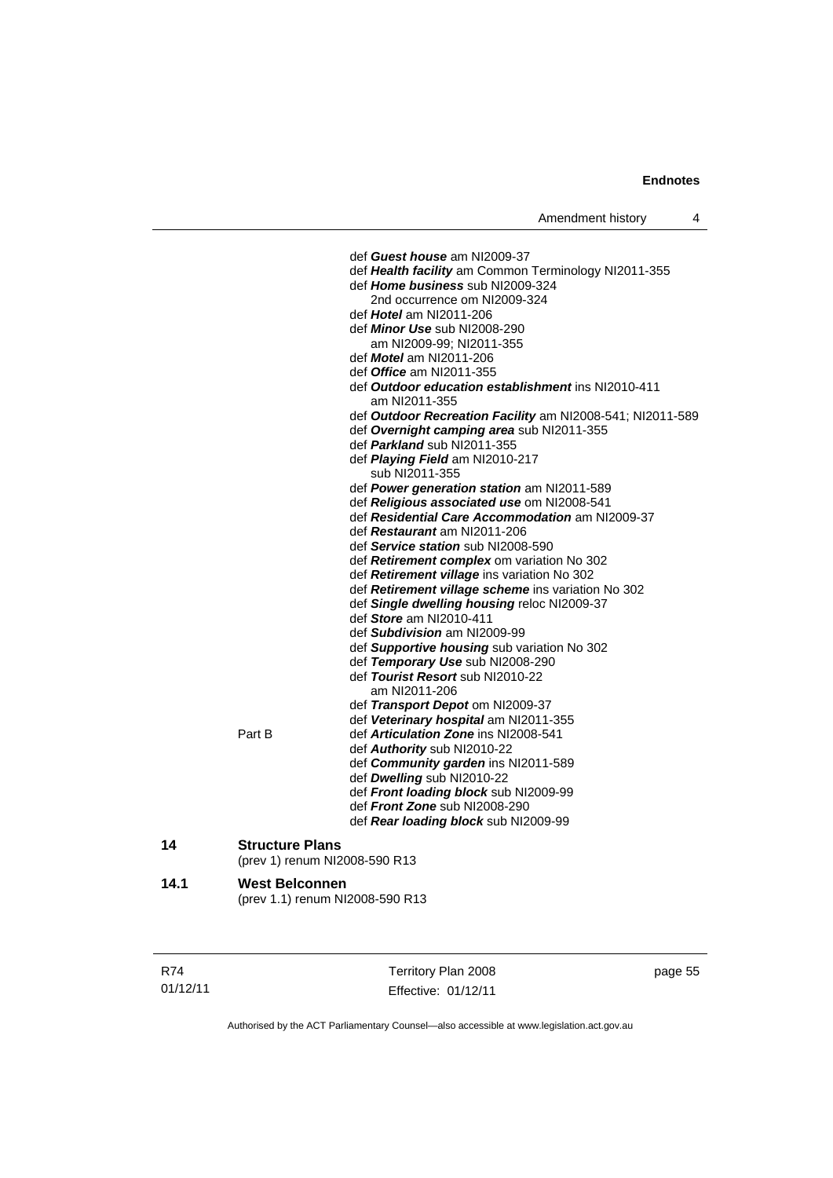def ***Guest house*** am NI2009-37
def ***Health facility*** am Common Terminology NI2011-355
def ***Home business*** sub NI2009-324
 2nd occurrence om NI2009-324
def ***Hotel*** am NI2011-206
def ***Minor Use*** sub NI2008-290
 am NI2009-99; NI2011-355
def ***Motel*** am NI2011-206
def ***Office*** am NI2011-355
def ***Outdoor education establishment*** ins NI2010-411
 am NI2011-355
def ***Outdoor Recreation Facility*** am NI2008-541; NI2011-589
def ***Overnight camping area*** sub NI2011-355
def ***Parkland*** sub NI2011-355
def ***Playing Field*** am NI2010-217
 sub NI2011-355
def ***Power generation station*** am NI2011-589
def ***Religious associated use*** om NI2008-541
def ***Residential Care Accommodation*** am NI2009-37
def ***Restaurant*** am NI2011-206
def ***Service station*** sub NI2008-590
def ***Retirement complex*** om variation No 302
def ***Retirement village*** ins variation No 302
def ***Retirement village scheme*** ins variation No 302
def ***Single dwelling housing*** reloc NI2009-37
def ***Store*** am NI2010-411
def ***Subdivision*** am NI2009-99
def ***Supportive housing*** sub variation No 302
def ***Temporary Use*** sub NI2008-290
def ***Tourist Resort*** sub NI2010-22
 am NI2011-206
def ***Transport Depot*** om NI2009-37
def ***Veterinary hospital*** am NI2011-355

Part B
def ***Articulation Zone*** ins NI2008-541
def ***Authority*** sub NI2010-22
def ***Community garden*** ins NI2011-589
def ***Dwelling*** sub NI2010-22
def ***Front loading block*** sub NI2009-99
def ***Front Zone*** sub NI2008-290
def ***Rear loading block*** sub NI2009-99

**14 Structure Plans**
(prev 1) renum NI2008-590 R13

**14.1 West Belconnen**
(prev 1.1) renum NI2008-590 R13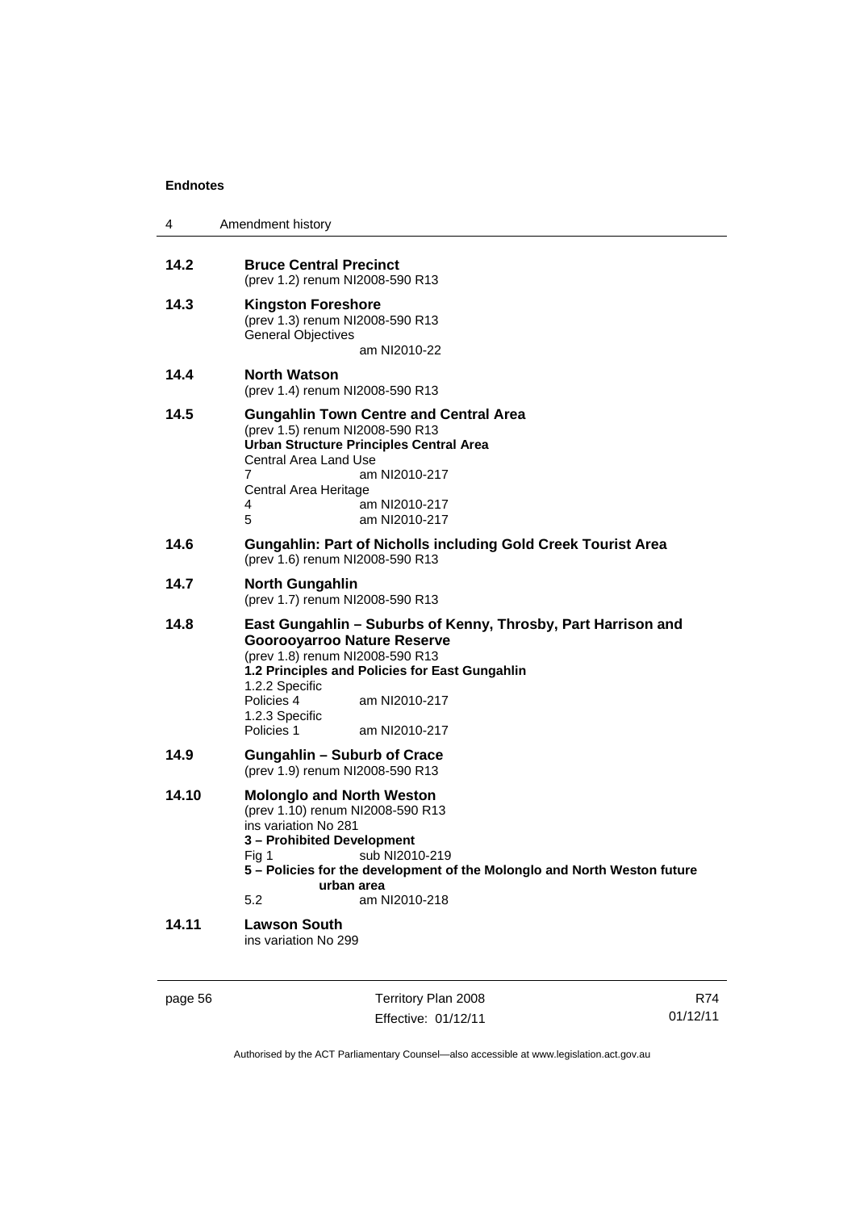**14.2 Bruce Central Precinct**
(prev 1.2) renum NI2008-590 R13

**14.3 Kingston Foreshore**
(prev 1.3) renum NI2008-590 R13
General Objectives
am NI2010-22

**14.4 North Watson**
(prev 1.4) renum NI2008-590 R13

**14.5 Gungahlin Town Centre and Central Area**
(prev 1.5) renum NI2008-590 R13
**Urban Structure Principles Central Area**
Central Area Land Use
7 am NI2010-217
Central Area Heritage
4 am NI2010-217
5 am NI2010-217

**14.6 Gungahlin: Part of Nicholls including Gold Creek Tourist Area**
(prev 1.6) renum NI2008-590 R13

**14.7 North Gungahlin**
(prev 1.7) renum NI2008-590 R13

**14.8 East Gungahlin – Suburbs of Kenny, Throsby, Part Harrison and Goorooyarroo Nature Reserve**
(prev 1.8) renum NI2008-590 R13
**1.2 Principles and Policies for East Gungahlin**
1.2.2 Specific
Policies 4 am NI2010-217
1.2.3 Specific
Policies 1 am NI2010-217

**14.9 Gungahlin – Suburb of Crace**
(prev 1.9) renum NI2008-590 R13

**14.10 Molonglo and North Weston**
(prev 1.10) renum NI2008-590 R13
ins variation No 281
**3 – Prohibited Development**
Fig 1 sub NI2010-219
**5 – Policies for the development of the Molonglo and North Weston future urban area**
5.2 am NI2010-218

**14.11 Lawson South**
ins variation No 299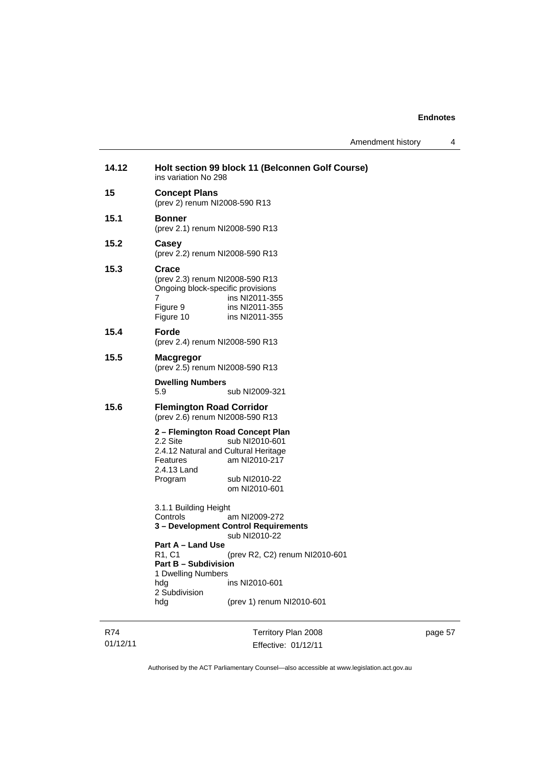**14.12** **Holt section 99 block 11 (Belconnen Golf Course)**
ins variation No 298

**15** **Concept Plans**
(prev 2) renum NI2008-590 R13

**15.1** **Bonner**
(prev 2.1) renum NI2008-590 R13

**15.2** **Casey**
(prev 2.2) renum NI2008-590 R13

**15.3** **Crace**
(prev 2.3) renum NI2008-590 R13
Ongoing block-specific provisions

| | |
|---|---|
| 7 | ins NI2011-355 |
| Figure 9 | ins NI2011-355 |
| Figure 10 | ins NI2011-355 |

**15.4** **Forde**
(prev 2.4) renum NI2008-590 R13

**15.5** **Macgregor**
(prev 2.5) renum NI2008-590 R13

**Dwelling Numbers**

| | |
|---|---|
| 5.9 | sub NI2009-321 |

**15.6** **Flemington Road Corridor**
(prev 2.6) renum NI2008-590 R13

**2 – Flemington Road Concept Plan**

| | |
|---|---|
| 2.2 Site | sub NI2010-601 |
| 2.4.12 Natural and Cultural Heritage Features | am NI2010-217 |
| 2.4.13 Land Program | sub NI2010-22<br>om NI2010-601 |
| 3.1.1 Building Height Controls | am NI2009-272 |

**3 – Development Control Requirements**
sub NI2010-22

**Part A – Land Use**

| | |
|---|---|
| R1, C1 | (prev R2, C2) renum NI2010-601 |

**Part B – Subdivision**

1 Dwelling Numbers

| | |
|---|---|
| hdg | ins NI2010-601 |

2 Subdivision

| | |
|---|---|
| hdg | (prev 1) renum NI2010-601 |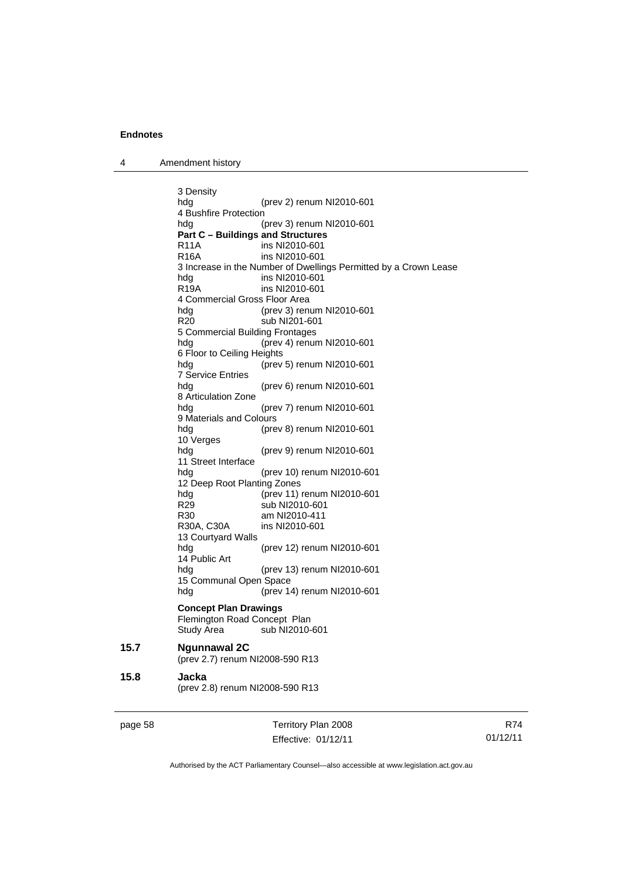3 Density
hdg (prev 2) renum NI2010-601
4 Bushfire Protection
hdg (prev 3) renum NI2010-601
**Part C – Buildings and Structures**
R11A ins NI2010-601
R16A ins NI2010-601
3 Increase in the Number of Dwellings Permitted by a Crown Lease
hdg ins NI2010-601
R19A ins NI2010-601
4 Commercial Gross Floor Area
hdg (prev 3) renum NI2010-601
R20 sub NI201-601
5 Commercial Building Frontages
hdg (prev 4) renum NI2010-601
6 Floor to Ceiling Heights
hdg (prev 5) renum NI2010-601
7 Service Entries
hdg (prev 6) renum NI2010-601
8 Articulation Zone
hdg (prev 7) renum NI2010-601
9 Materials and Colours
hdg (prev 8) renum NI2010-601
10 Verges
hdg (prev 9) renum NI2010-601
11 Street Interface
hdg (prev 10) renum NI2010-601
12 Deep Root Planting Zones
hdg (prev 11) renum NI2010-601
R29 sub NI2010-601
R30 am NI2010-411
R30A, C30A ins NI2010-601
13 Courtyard Walls
hdg (prev 12) renum NI2010-601
14 Public Art
hdg (prev 13) renum NI2010-601
15 Communal Open Space
hdg (prev 14) renum NI2010-601

**Concept Plan Drawings**
Flemington Road Concept Plan
Study Area sub NI2010-601

### 15.7 Ngunnawal 2C

(prev 2.7) renum NI2008-590 R13

### 15.8 Jacka

(prev 2.8) renum NI2008-590 R13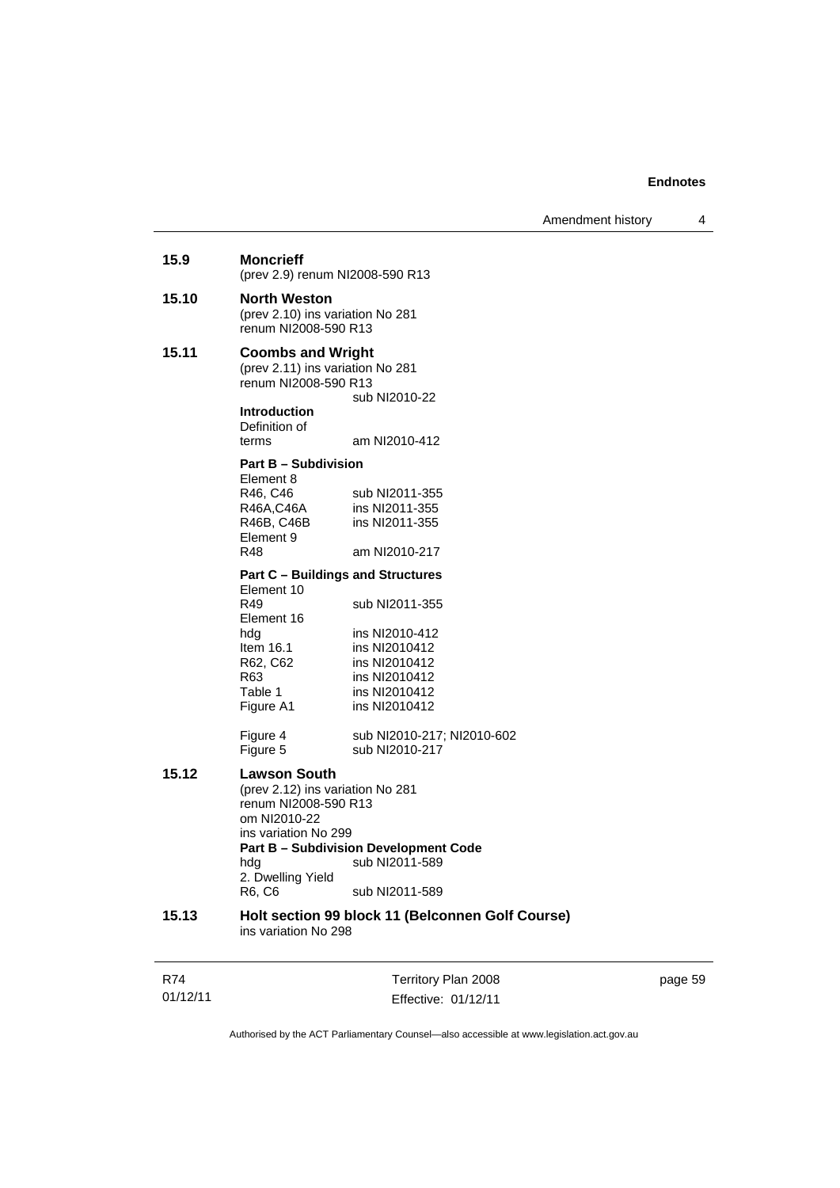**15.9 Moncrieff**

(prev 2.9) renum NI2008-590 R13

**15.10 North Weston**

(prev 2.10) ins variation No 281
renum NI2008-590 R13

**15.11 Coombs and Wright**

(prev 2.11) ins variation No 281
renum NI2008-590 R13
sub NI2010-22

**Introduction**

| | |
|---|---|
| Definition of terms | am NI2010-412 |

**Part B – Subdivision**

| | |
|---|---|
| Element 8 | |
| R46, C46 | sub NI2011-355 |
| R46A,C46A | ins NI2011-355 |
| R46B, C46B | ins NI2011-355 |
| Element 9 | |
| R48 | am NI2010-217 |

**Part C – Buildings and Structures**

| | |
|---|---|
| Element 10 | |
| R49 | sub NI2011-355 |
| Element 16 | |
| hdg | ins NI2010-412 |
| Item 16.1 | ins NI2010412 |
| R62, C62 | ins NI2010412 |
| R63 | ins NI2010412 |
| Table 1 | ins NI2010412 |
| Figure A1 | ins NI2010412 |
| Figure 4 | sub NI2010-217; NI2010-602 |
| Figure 5 | sub NI2010-217 |

**15.12 Lawson South**

(prev 2.12) ins variation No 281
renum NI2008-590 R13
om NI2010-22
ins variation No 299

**Part B – Subdivision Development Code**

| | |
|---|---|
| hdg | sub NI2011-589 |
| 2. Dwelling Yield | |
| R6, C6 | sub NI2011-589 |

**15.13 Holt section 99 block 11 (Belconnen Golf Course)**

ins variation No 298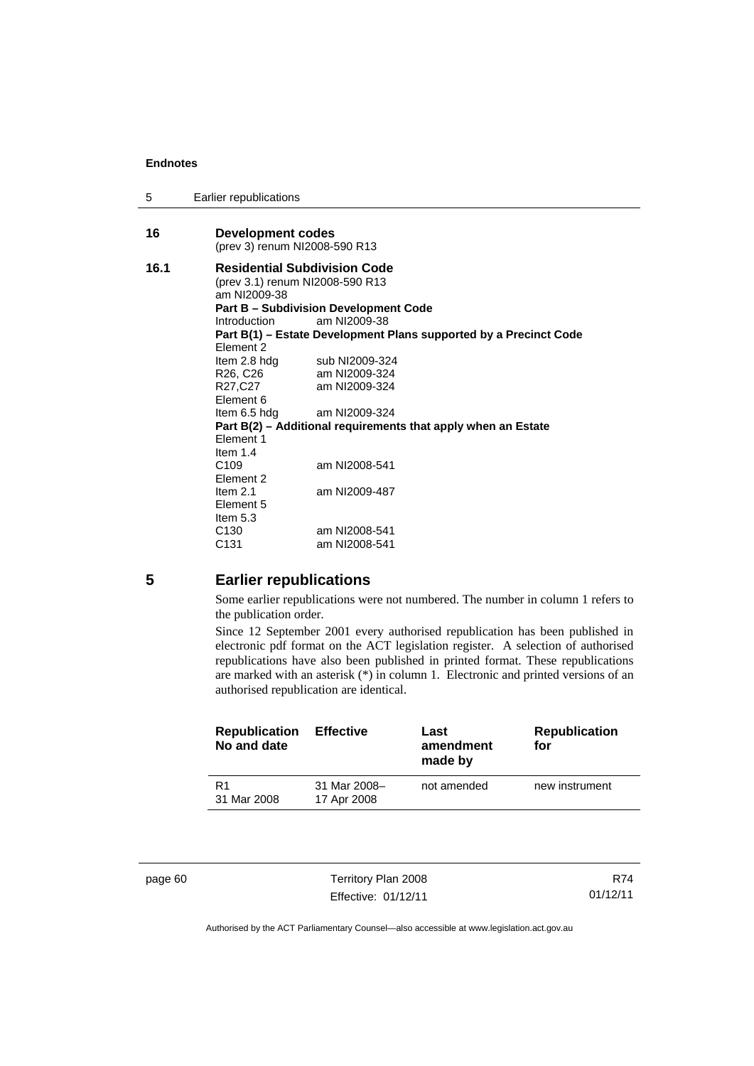**16 Development codes**
(prev 3) renum NI2008-590 R13

**16.1 Residential Subdivision Code**
(prev 3.1) renum NI2008-590 R13
am NI2009-38

**Part B – Subdivision Development Code**

Introduction am NI2009-38

**Part B(1) – Estate Development Plans supported by a Precinct Code**

Element 2
Item 2.8 hdg sub NI2009-324
R26, C26 am NI2009-324
R27,C27 am NI2009-324
Element 6
Item 6.5 hdg am NI2009-324

**Part B(2) – Additional requirements that apply when an Estate**

Element 1
Item 1.4
C109 am NI2008-541
Element 2
Item 2.1 am NI2009-487
Element 5
Item 5.3
C130 am NI2008-541
C131 am NI2008-541

## 5 Earlier republications

Some earlier republications were not numbered. The number in column 1 refers to the publication order.

Since 12 September 2001 every authorised republication has been published in electronic pdf format on the ACT legislation register. A selection of authorised republications have also been published in printed format. These republications are marked with an asterisk (*) in column 1. Electronic and printed versions of an authorised republication are identical.

| Republication No and date | Effective | Last amendment made by | Republication for |
|---|---|---|---|
| R1 31 Mar 2008 | 31 Mar 2008–17 Apr 2008 | not amended | new instrument |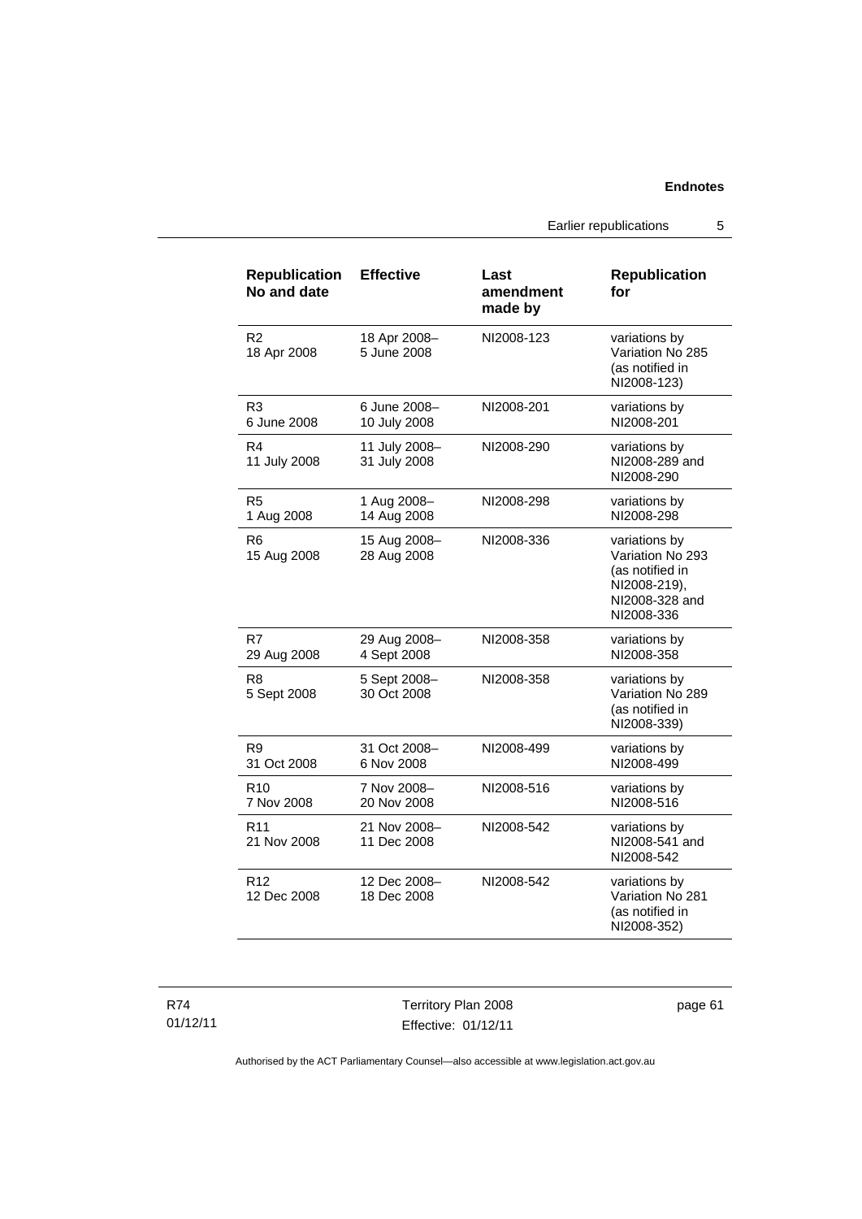| Republication No and date | Effective | Last amendment made by | Republication for |
|---|---|---|---|
| R2<br>18 Apr 2008 | 18 Apr 2008–<br>5 June 2008 | NI2008-123 | variations by Variation No 285 (as notified in NI2008-123) |
| R3<br>6 June 2008 | 6 June 2008–<br>10 July 2008 | NI2008-201 | variations by NI2008-201 |
| R4<br>11 July 2008 | 11 July 2008–<br>31 July 2008 | NI2008-290 | variations by NI2008-289 and NI2008-290 |
| R5<br>1 Aug 2008 | 1 Aug 2008–<br>14 Aug 2008 | NI2008-298 | variations by NI2008-298 |
| R6<br>15 Aug 2008 | 15 Aug 2008–<br>28 Aug 2008 | NI2008-336 | variations by Variation No 293 (as notified in NI2008-219), NI2008-328 and NI2008-336 |
| R7<br>29 Aug 2008 | 29 Aug 2008–<br>4 Sept 2008 | NI2008-358 | variations by NI2008-358 |
| R8<br>5 Sept 2008 | 5 Sept 2008–<br>30 Oct 2008 | NI2008-358 | variations by Variation No 289 (as notified in NI2008-339) |
| R9<br>31 Oct 2008 | 31 Oct 2008–<br>6 Nov 2008 | NI2008-499 | variations by NI2008-499 |
| R10<br>7 Nov 2008 | 7 Nov 2008–<br>20 Nov 2008 | NI2008-516 | variations by NI2008-516 |
| R11<br>21 Nov 2008 | 21 Nov 2008–<br>11 Dec 2008 | NI2008-542 | variations by NI2008-541 and NI2008-542 |
| R12<br>12 Dec 2008 | 12 Dec 2008–<br>18 Dec 2008 | NI2008-542 | variations by Variation No 281 (as notified in NI2008-352) |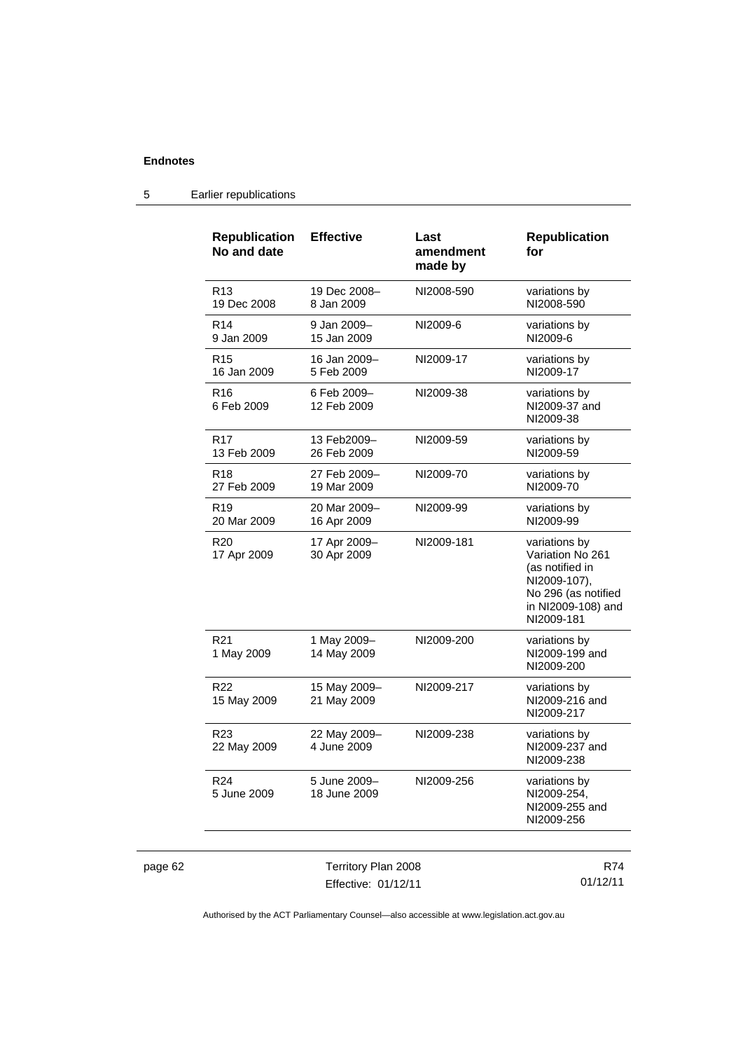## 5 Earlier republications

| Republication No and date | Effective | Last amendment made by | Republication for |
|---|---|---|---|
| R13 19 Dec 2008 | 19 Dec 2008– 8 Jan 2009 | NI2008-590 | variations by NI2008-590 |
| R14 9 Jan 2009 | 9 Jan 2009– 15 Jan 2009 | NI2009-6 | variations by NI2009-6 |
| R15 16 Jan 2009 | 16 Jan 2009– 5 Feb 2009 | NI2009-17 | variations by NI2009-17 |
| R16 6 Feb 2009 | 6 Feb 2009– 12 Feb 2009 | NI2009-38 | variations by NI2009-37 and NI2009-38 |
| R17 13 Feb 2009 | 13 Feb2009– 26 Feb 2009 | NI2009-59 | variations by NI2009-59 |
| R18 27 Feb 2009 | 27 Feb 2009– 19 Mar 2009 | NI2009-70 | variations by NI2009-70 |
| R19 20 Mar 2009 | 20 Mar 2009– 16 Apr 2009 | NI2009-99 | variations by NI2009-99 |
| R20 17 Apr 2009 | 17 Apr 2009– 30 Apr 2009 | NI2009-181 | variations by Variation No 261 (as notified in NI2009-107), No 296 (as notified in NI2009-108) and NI2009-181 |
| R21 1 May 2009 | 1 May 2009– 14 May 2009 | NI2009-200 | variations by NI2009-199 and NI2009-200 |
| R22 15 May 2009 | 15 May 2009– 21 May 2009 | NI2009-217 | variations by NI2009-216 and NI2009-217 |
| R23 22 May 2009 | 22 May 2009– 4 June 2009 | NI2009-238 | variations by NI2009-237 and NI2009-238 |
| R24 5 June 2009 | 5 June 2009– 18 June 2009 | NI2009-256 | variations by NI2009-254, NI2009-255 and NI2009-256 |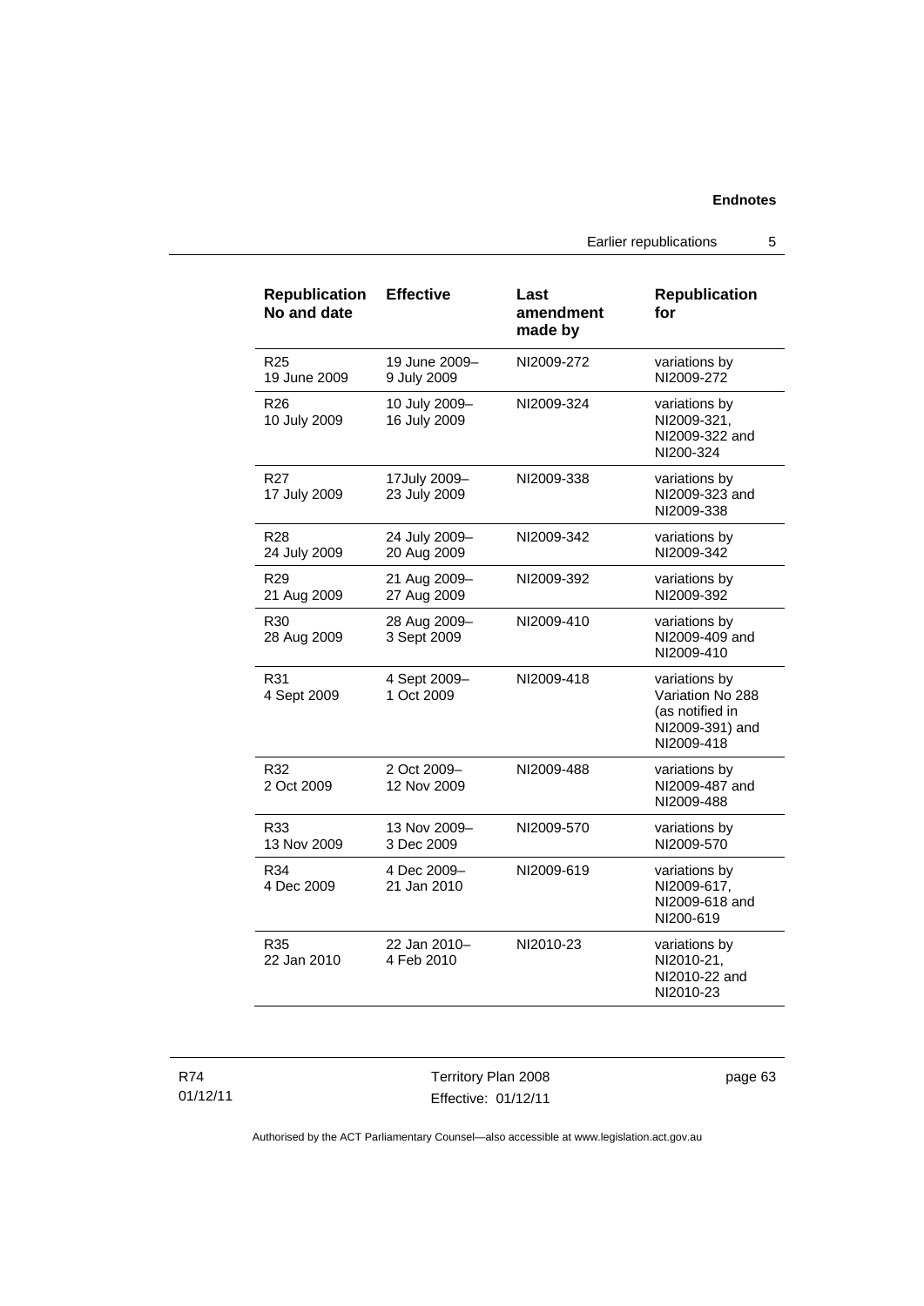| Republication No and date | Effective | Last amendment made by | Republication for |
|---|---|---|---|
| R25<br>19 June 2009 | 19 June 2009–<br>9 July 2009 | NI2009-272 | variations by NI2009-272 |
| R26<br>10 July 2009 | 10 July 2009–<br>16 July 2009 | NI2009-324 | variations by NI2009-321, NI2009-322 and NI200-324 |
| R27<br>17 July 2009 | 17July 2009–<br>23 July 2009 | NI2009-338 | variations by NI2009-323 and NI2009-338 |
| R28<br>24 July 2009 | 24 July 2009–<br>20 Aug 2009 | NI2009-342 | variations by NI2009-342 |
| R29<br>21 Aug 2009 | 21 Aug 2009–<br>27 Aug 2009 | NI2009-392 | variations by NI2009-392 |
| R30<br>28 Aug 2009 | 28 Aug 2009–<br>3 Sept 2009 | NI2009-410 | variations by NI2009-409 and NI2009-410 |
| R31<br>4 Sept 2009 | 4 Sept 2009–<br>1 Oct 2009 | NI2009-418 | variations by Variation No 288 (as notified in NI2009-391) and NI2009-418 |
| R32<br>2 Oct 2009 | 2 Oct 2009–<br>12 Nov 2009 | NI2009-488 | variations by NI2009-487 and NI2009-488 |
| R33<br>13 Nov 2009 | 13 Nov 2009–<br>3 Dec 2009 | NI2009-570 | variations by NI2009-570 |
| R34<br>4 Dec 2009 | 4 Dec 2009–<br>21 Jan 2010 | NI2009-619 | variations by NI2009-617, NI2009-618 and NI200-619 |
| R35<br>22 Jan 2010 | 22 Jan 2010–<br>4 Feb 2010 | NI2010-23 | variations by NI2010-21, NI2010-22 and NI2010-23 |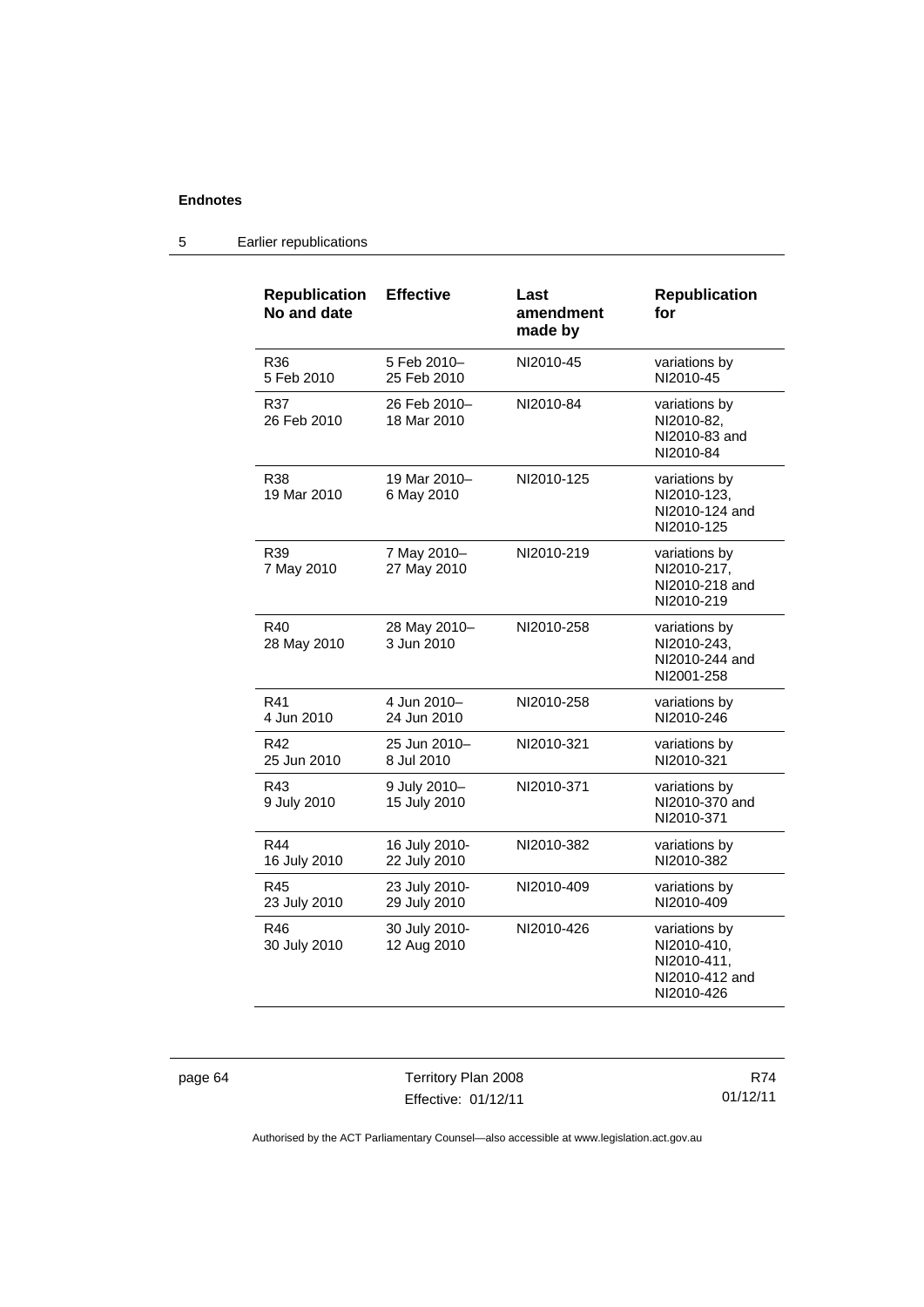## 5 Earlier republications

| Republication No and date | Effective | Last amendment made by | Republication for |
|---|---|---|---|
| R36 5 Feb 2010 | 5 Feb 2010– 25 Feb 2010 | NI2010-45 | variations by NI2010-45 |
| R37 26 Feb 2010 | 26 Feb 2010– 18 Mar 2010 | NI2010-84 | variations by NI2010-82, NI2010-83 and NI2010-84 |
| R38 19 Mar 2010 | 19 Mar 2010– 6 May 2010 | NI2010-125 | variations by NI2010-123, NI2010-124 and NI2010-125 |
| R39 7 May 2010 | 7 May 2010– 27 May 2010 | NI2010-219 | variations by NI2010-217, NI2010-218 and NI2010-219 |
| R40 28 May 2010 | 28 May 2010– 3 Jun 2010 | NI2010-258 | variations by NI2010-243, NI2010-244 and NI2001-258 |
| R41 4 Jun 2010 | 4 Jun 2010– 24 Jun 2010 | NI2010-258 | variations by NI2010-246 |
| R42 25 Jun 2010 | 25 Jun 2010– 8 Jul 2010 | NI2010-321 | variations by NI2010-321 |
| R43 9 July 2010 | 9 July 2010– 15 July 2010 | NI2010-371 | variations by NI2010-370 and NI2010-371 |
| R44 16 July 2010 | 16 July 2010- 22 July 2010 | NI2010-382 | variations by NI2010-382 |
| R45 23 July 2010 | 23 July 2010- 29 July 2010 | NI2010-409 | variations by NI2010-409 |
| R46 30 July 2010 | 30 July 2010- 12 Aug 2010 | NI2010-426 | variations by NI2010-410, NI2010-411, NI2010-412 and NI2010-426 |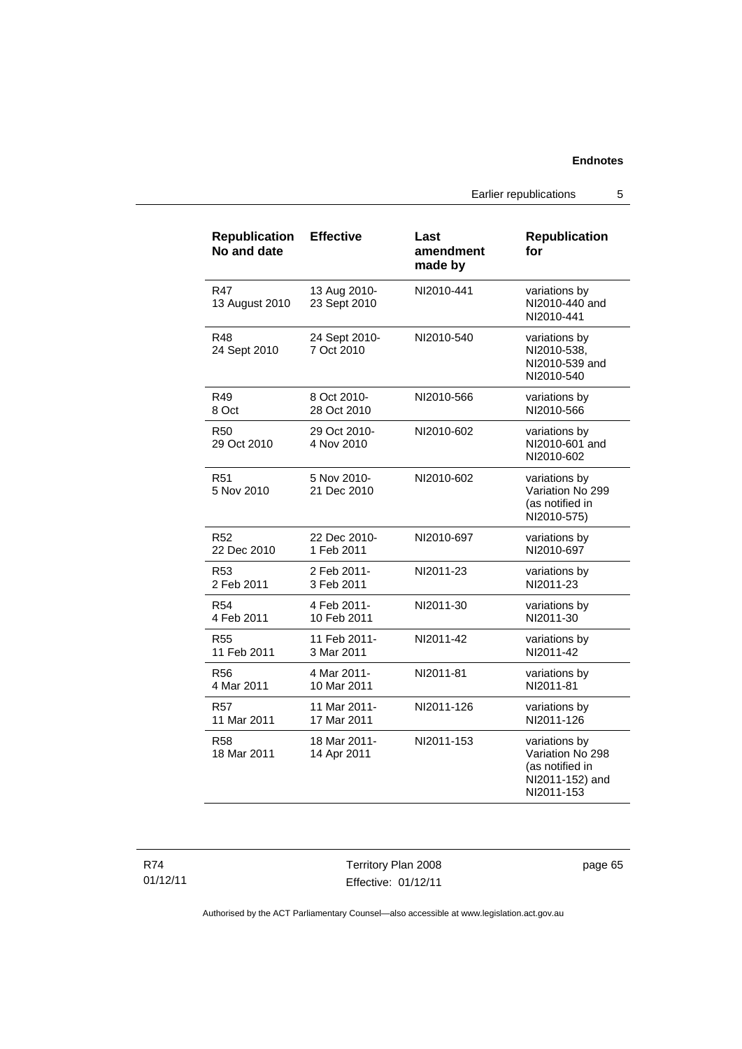| Republication No and date | Effective | Last amendment made by | Republication for |
|---|---|---|---|
| R47 13 August 2010 | 13 Aug 2010- 23 Sept 2010 | NI2010-441 | variations by NI2010-440 and NI2010-441 |
| R48 24 Sept 2010 | 24 Sept 2010- 7 Oct 2010 | NI2010-540 | variations by NI2010-538, NI2010-539 and NI2010-540 |
| R49 8 Oct | 8 Oct 2010- 28 Oct 2010 | NI2010-566 | variations by NI2010-566 |
| R50 29 Oct 2010 | 29 Oct 2010- 4 Nov 2010 | NI2010-602 | variations by NI2010-601 and NI2010-602 |
| R51 5 Nov 2010 | 5 Nov 2010- 21 Dec 2010 | NI2010-602 | variations by Variation No 299 (as notified in NI2010-575) |
| R52 22 Dec 2010 | 22 Dec 2010- 1 Feb 2011 | NI2010-697 | variations by NI2010-697 |
| R53 2 Feb 2011 | 2 Feb 2011- 3 Feb 2011 | NI2011-23 | variations by NI2011-23 |
| R54 4 Feb 2011 | 4 Feb 2011- 10 Feb 2011 | NI2011-30 | variations by NI2011-30 |
| R55 11 Feb 2011 | 11 Feb 2011- 3 Mar 2011 | NI2011-42 | variations by NI2011-42 |
| R56 4 Mar 2011 | 4 Mar 2011- 10 Mar 2011 | NI2011-81 | variations by NI2011-81 |
| R57 11 Mar 2011 | 11 Mar 2011- 17 Mar 2011 | NI2011-126 | variations by NI2011-126 |
| R58 18 Mar 2011 | 18 Mar 2011- 14 Apr 2011 | NI2011-153 | variations by Variation No 298 (as notified in NI2011-152) and NI2011-153 |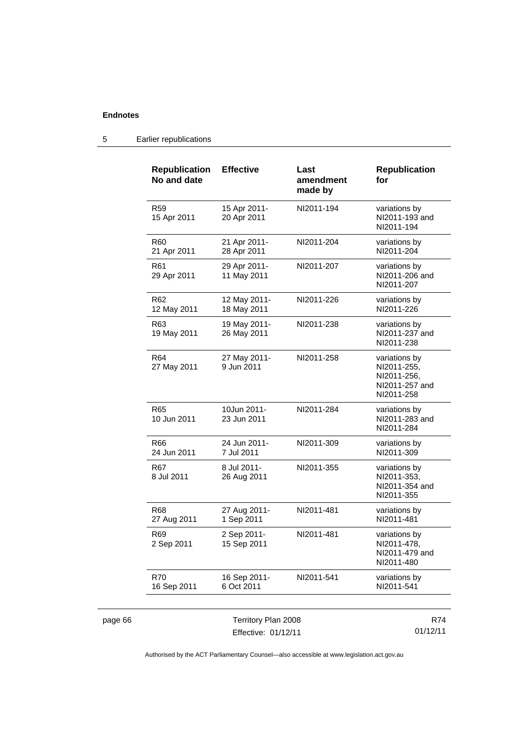## 5 Earlier republications

| Republication No and date | Effective | Last amendment made by | Republication for |
|---|---|---|---|
| R59 15 Apr 2011 | 15 Apr 2011- 20 Apr 2011 | NI2011-194 | variations by NI2011-193 and NI2011-194 |
| R60 21 Apr 2011 | 21 Apr 2011- 28 Apr 2011 | NI2011-204 | variations by NI2011-204 |
| R61 29 Apr 2011 | 29 Apr 2011- 11 May 2011 | NI2011-207 | variations by NI2011-206 and NI2011-207 |
| R62 12 May 2011 | 12 May 2011- 18 May 2011 | NI2011-226 | variations by NI2011-226 |
| R63 19 May 2011 | 19 May 2011- 26 May 2011 | NI2011-238 | variations by NI2011-237 and NI2011-238 |
| R64 27 May 2011 | 27 May 2011- 9 Jun 2011 | NI2011-258 | variations by NI2011-255, NI2011-256, NI2011-257 and NI2011-258 |
| R65 10 Jun 2011 | 10Jun 2011- 23 Jun 2011 | NI2011-284 | variations by NI2011-283 and NI2011-284 |
| R66 24 Jun 2011 | 24 Jun 2011- 7 Jul 2011 | NI2011-309 | variations by NI2011-309 |
| R67 8 Jul 2011 | 8 Jul 2011- 26 Aug 2011 | NI2011-355 | variations by NI2011-353, NI2011-354 and NI2011-355 |
| R68 27 Aug 2011 | 27 Aug 2011- 1 Sep 2011 | NI2011-481 | variations by NI2011-481 |
| R69 2 Sep 2011 | 2 Sep 2011- 15 Sep 2011 | NI2011-481 | variations by NI2011-478, NI2011-479 and NI2011-480 |
| R70 16 Sep 2011 | 16 Sep 2011- 6 Oct 2011 | NI2011-541 | variations by NI2011-541 |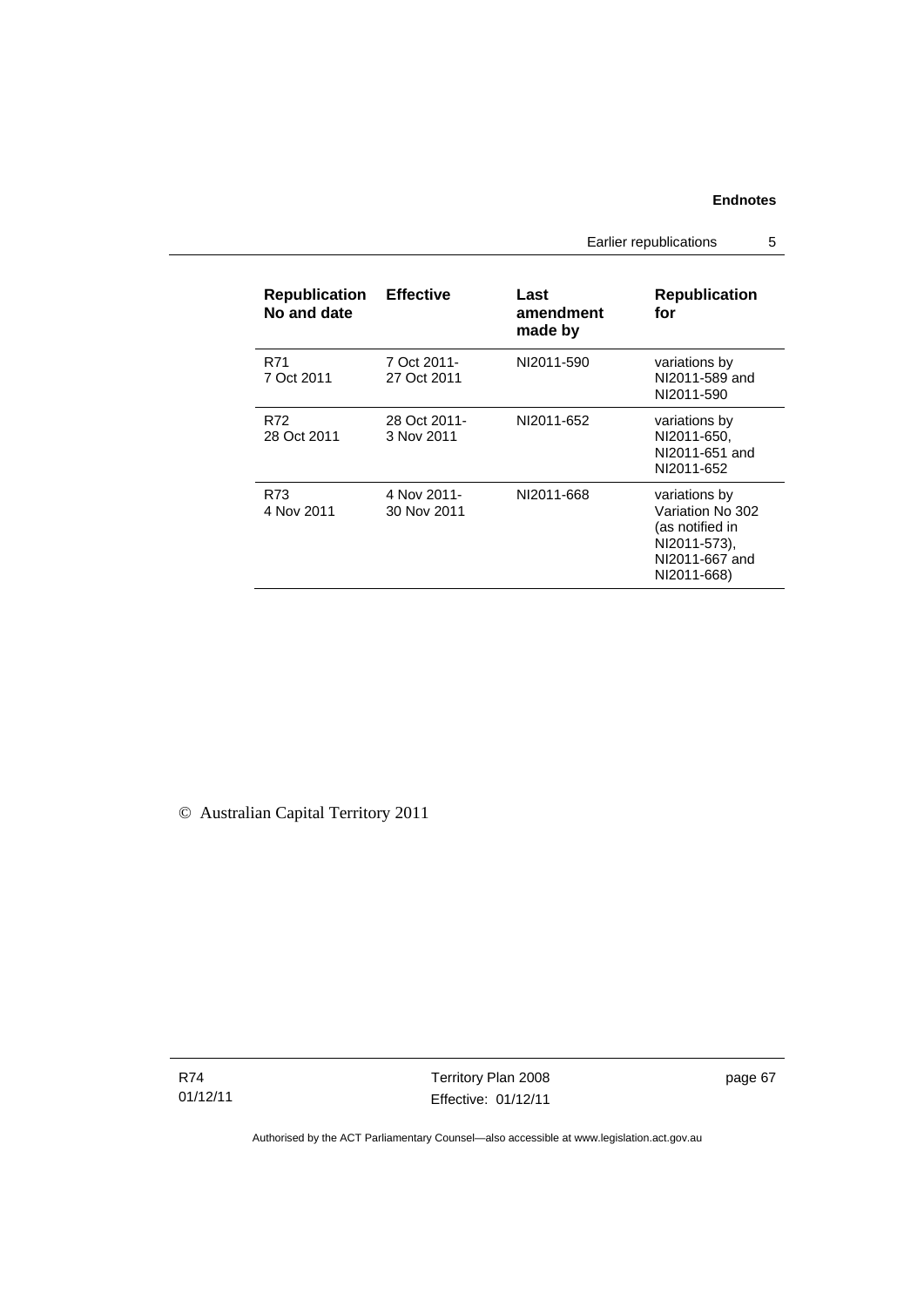| Republication No and date | Effective | Last amendment made by | Republication for |
|---|---|---|---|
| R71<br>7 Oct 2011 | 7 Oct 2011-<br>27 Oct 2011 | NI2011-590 | variations by NI2011-589 and NI2011-590 |
| R72<br>28 Oct 2011 | 28 Oct 2011-<br>3 Nov 2011 | NI2011-652 | variations by NI2011-650, NI2011-651 and NI2011-652 |
| R73<br>4 Nov 2011 | 4 Nov 2011-<br>30 Nov 2011 | NI2011-668 | variations by Variation No 302 (as notified in NI2011-573), NI2011-667 and NI2011-668) |

© Australian Capital Territory 2011